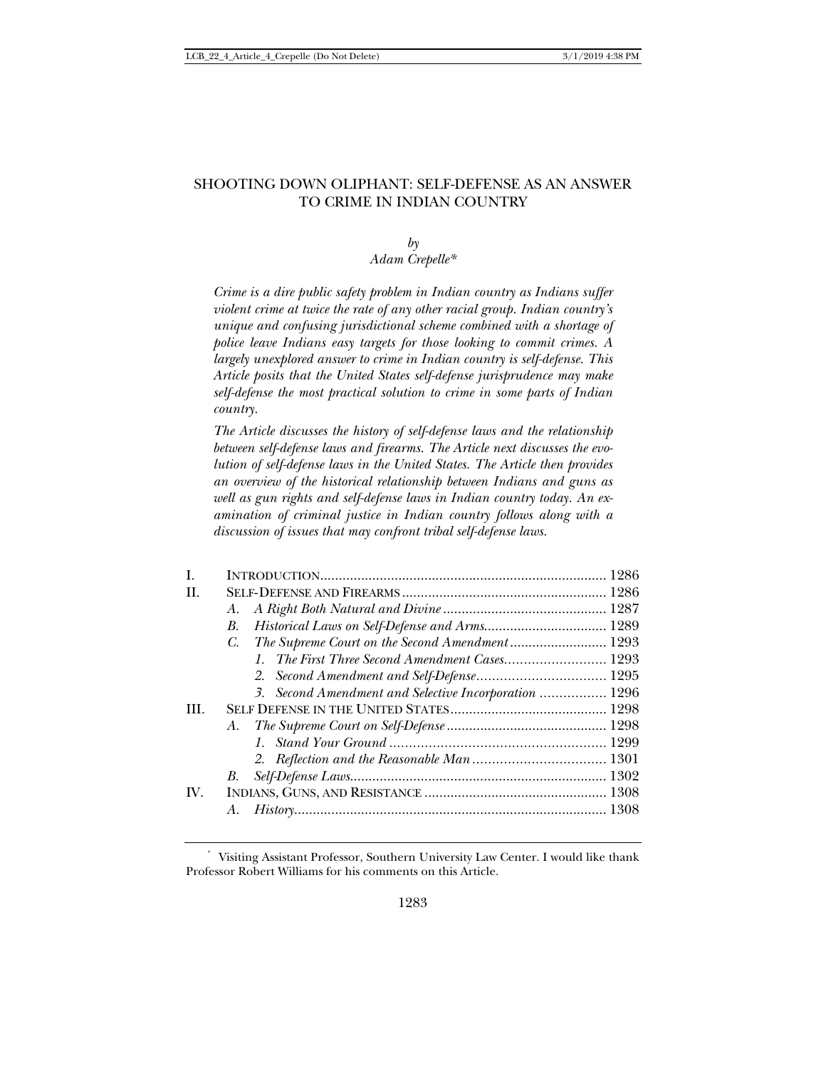# SHOOTING DOWN OLIPHANT: SELF-DEFENSE AS AN ANSWER TO CRIME IN INDIAN COUNTRY

*by*
*Adam Crepelle\**

*Crime is a dire public safety problem in Indian country as Indians suffer violent crime at twice the rate of any other racial group. Indian country's unique and confusing jurisdictional scheme combined with a shortage of police leave Indians easy targets for those looking to commit crimes. A largely unexplored answer to crime in Indian country is self-defense. This Article posits that the United States self-defense jurisprudence may make self-defense the most practical solution to crime in some parts of Indian country.*

*The Article discusses the history of self-defense laws and the relationship between self-defense laws and firearms. The Article next discusses the evolution of self-defense laws in the United States. The Article then provides an overview of the historical relationship between Indians and guns as well as gun rights and self-defense laws in Indian country today. An examination of criminal justice in Indian country follows along with a discussion of issues that may confront tribal self-defense laws.*

| | | |
|---|---|---|
| I. | INTRODUCTION | 1286 |
| II. | SELF-DEFENSE AND FIREARMS | 1286 |
| | A. *A Right Both Natural and Divine* | 1287 |
| | B. *Historical Laws on Self-Defense and Arms* | 1289 |
| | C. *The Supreme Court on the Second Amendment* | 1293 |
| | 1. *The First Three Second Amendment Cases* | 1293 |
| | 2. *Second Amendment and Self-Defense* | 1295 |
| | 3. *Second Amendment and Selective Incorporation* | 1296 |
| III. | SELF DEFENSE IN THE UNITED STATES | 1298 |
| | A. *The Supreme Court on Self-Defense* | 1298 |
| | 1. *Stand Your Ground* | 1299 |
| | 2. *Reflection and the Reasonable Man* | 1301 |
| | B. *Self-Defense Laws* | 1302 |
| IV. | INDIANS, GUNS, AND RESISTANCE | 1308 |
| | A. *History* | 1308 |

\* Visiting Assistant Professor, Southern University Law Center. I would like thank Professor Robert Williams for his comments on this Article.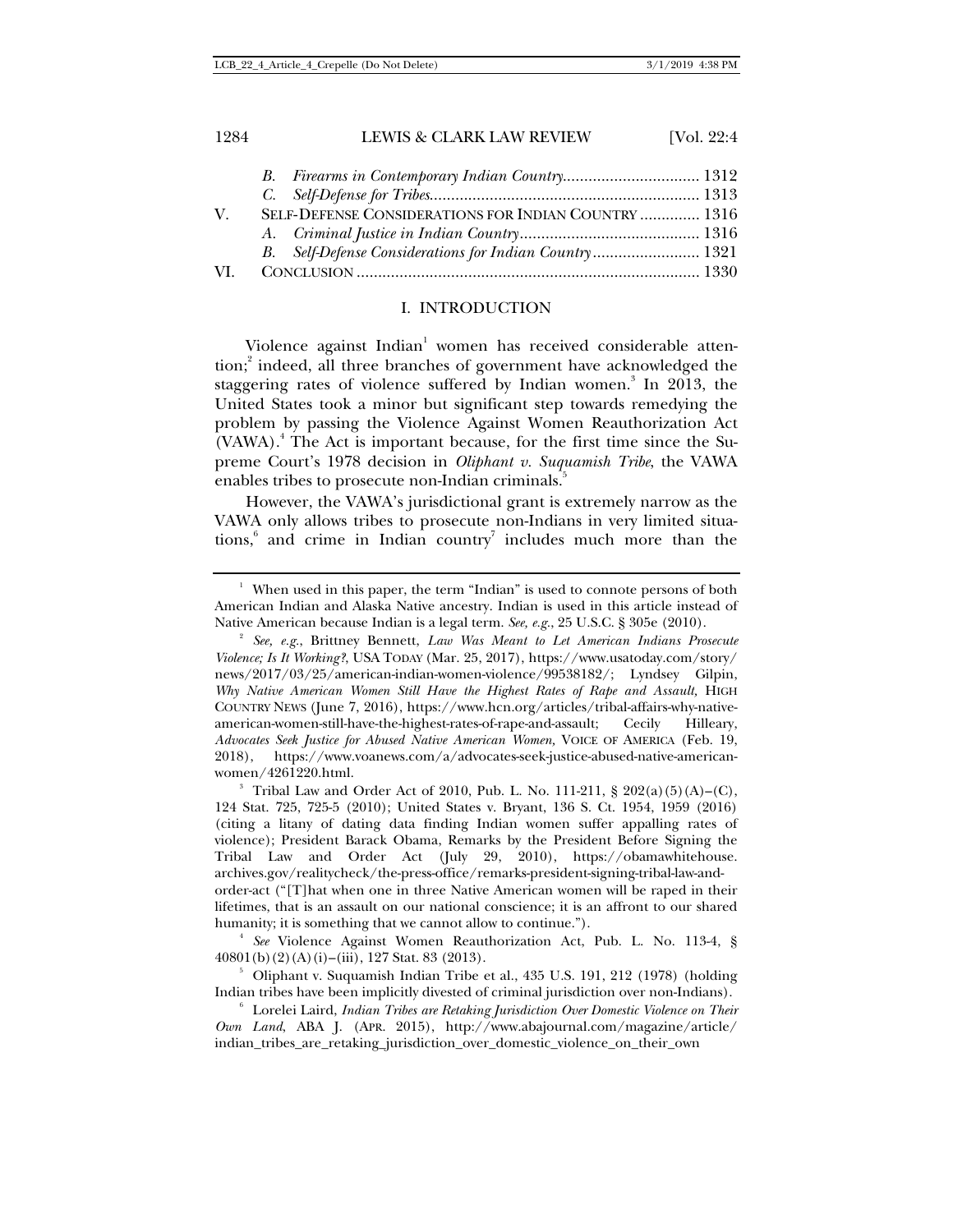B. *Firearms in Contemporary Indian Country* ............................... 1312
C. *Self-Defense for Tribes* ............................................................. 1313

V. SELF-DEFENSE CONSIDERATIONS FOR INDIAN COUNTRY ............. 1316
A. *Criminal Justice in Indian Country* ......................................... 1316
B. *Self-Defense Considerations for Indian Country* ........................ 1321

VI. CONCLUSION ............................................................................... 1330

## I. INTRODUCTION

Violence against Indian[1] women has received considerable attention;[2] indeed, all three branches of government have acknowledged the staggering rates of violence suffered by Indian women.[3] In 2013, the United States took a minor but significant step towards remedying the problem by passing the Violence Against Women Reauthorization Act (VAWA).[4] The Act is important because, for the first time since the Supreme Court's 1978 decision in *Oliphant v. Suquamish Tribe*, the VAWA enables tribes to prosecute non-Indian criminals.[5]

However, the VAWA's jurisdictional grant is extremely narrow as the VAWA only allows tribes to prosecute non-Indians in very limited situations,[6] and crime in Indian country[7] includes much more than the

---

[1] When used in this paper, the term "Indian" is used to connote persons of both American Indian and Alaska Native ancestry. Indian is used in this article instead of Native American because Indian is a legal term. *See, e.g.*, 25 U.S.C. § 305e (2010).

[2] *See, e.g.*, Brittney Bennett, *Law Was Meant to Let American Indians Prosecute Violence; Is It Working?*, USA TODAY (Mar. 25, 2017), https://www.usatoday.com/story/news/2017/03/25/american-indian-women-violence/99538182/; Lyndsey Gilpin, *Why Native American Women Still Have the Highest Rates of Rape and Assault,* HIGH COUNTRY NEWS (June 7, 2016), https://www.hcn.org/articles/tribal-affairs-why-native-american-women-still-have-the-highest-rates-of-rape-and-assault; Cecily Hilleary, *Advocates Seek Justice for Abused Native American Women,* VOICE OF AMERICA (Feb. 19, 2018), https://www.voanews.com/a/advocates-seek-justice-abused-native-american-women/4261220.html.

[3] Tribal Law and Order Act of 2010, Pub. L. No. 111-211, § 202(a)(5)(A)–(C), 124 Stat. 725, 725-5 (2010); United States v. Bryant, 136 S. Ct. 1954, 1959 (2016) (citing a litany of dating data finding Indian women suffer appalling rates of violence); President Barack Obama, Remarks by the President Before Signing the Tribal Law and Order Act (July 29, 2010), https://obamawhitehouse.archives.gov/realitycheck/the-press-office/remarks-president-signing-tribal-law-and-order-act ("[T]hat when one in three Native American women will be raped in their lifetimes, that is an assault on our national conscience; it is an affront to our shared humanity; it is something that we cannot allow to continue.").

[4] *See* Violence Against Women Reauthorization Act, Pub. L. No. 113-4, § 40801(b)(2)(A)(i)–(iii), 127 Stat. 83 (2013).

[5] Oliphant v. Suquamish Indian Tribe et al., 435 U.S. 191, 212 (1978) (holding Indian tribes have been implicitly divested of criminal jurisdiction over non-Indians).

[6] Lorelei Laird, *Indian Tribes are Retaking Jurisdiction Over Domestic Violence on Their Own Land*, ABA J. (APR. 2015), http://www.abajournal.com/magazine/article/indian_tribes_are_retaking_jurisdiction_over_domestic_violence_on_their_own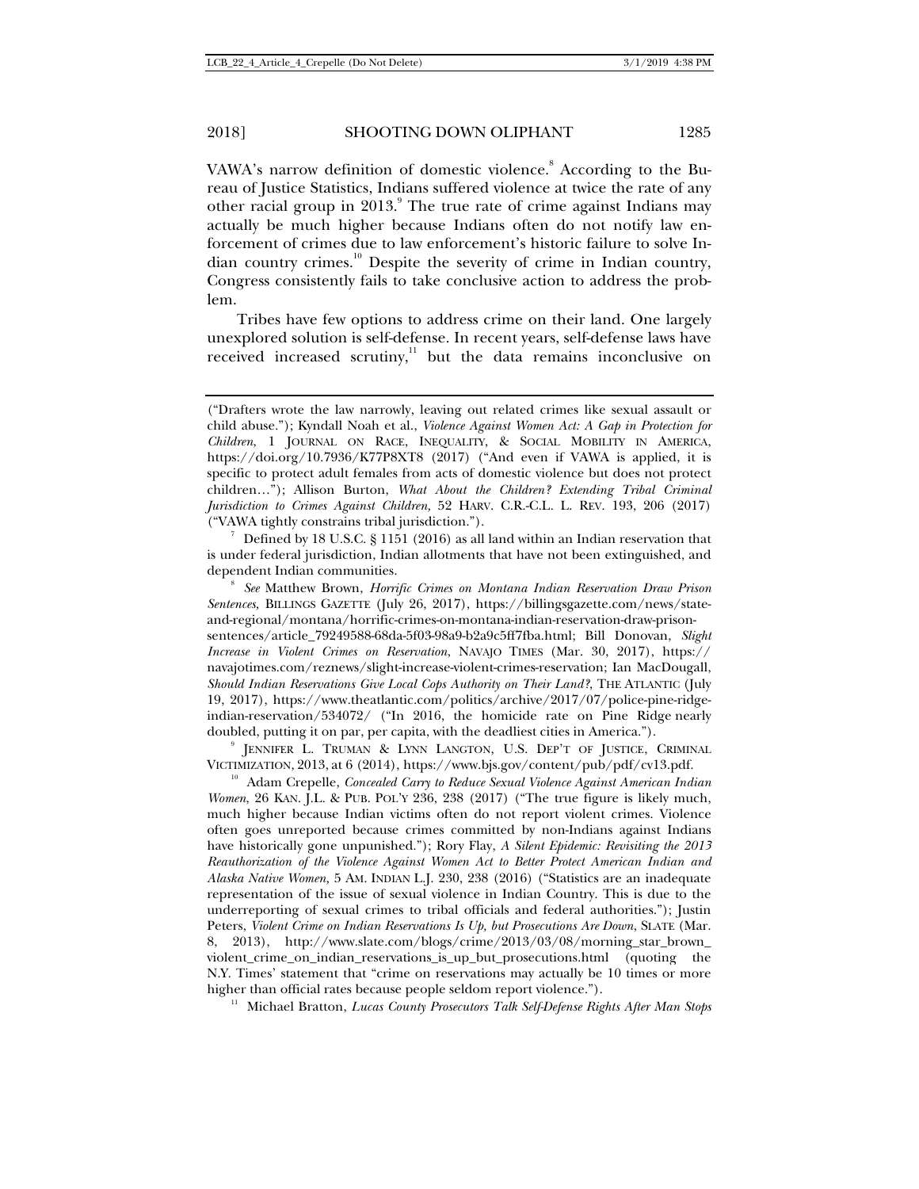VAWA's narrow definition of domestic violence.[8] According to the Bureau of Justice Statistics, Indians suffered violence at twice the rate of any other racial group in 2013.[9] The true rate of crime against Indians may actually be much higher because Indians often do not notify law enforcement of crimes due to law enforcement's historic failure to solve Indian country crimes.[10] Despite the severity of crime in Indian country, Congress consistently fails to take conclusive action to address the problem.

Tribes have few options to address crime on their land. One largely unexplored solution is self-defense. In recent years, self-defense laws have received increased scrutiny,[11] but the data remains inconclusive on

---

("Drafters wrote the law narrowly, leaving out related crimes like sexual assault or child abuse."); Kyndall Noah et al., *Violence Against Women Act: A Gap in Protection for Children*, 1 JOURNAL ON RACE, INEQUALITY, & SOCIAL MOBILITY IN AMERICA, https://doi.org/10.7936/K77P8XT8 (2017) ("And even if VAWA is applied, it is specific to protect adult females from acts of domestic violence but does not protect children…"); Allison Burton, *What About the Children? Extending Tribal Criminal Jurisdiction to Crimes Against Children,* 52 HARV. C.R.-C.L. L. REV. 193, 206 (2017) ("VAWA tightly constrains tribal jurisdiction.").

[7] Defined by 18 U.S.C. § 1151 (2016) as all land within an Indian reservation that is under federal jurisdiction, Indian allotments that have not been extinguished, and dependent Indian communities.

[8] *See* Matthew Brown, *Horrific Crimes on Montana Indian Reservation Draw Prison Sentences,* BILLINGS GAZETTE (July 26, 2017), https://billingsgazette.com/news/state-and-regional/montana/horrific-crimes-on-montana-indian-reservation-draw-prison-sentences/article_79249588-68da-5f03-98a9-b2a9c5ff7fba.html; Bill Donovan, *Slight Increase in Violent Crimes on Reservation*, NAVAJO TIMES (Mar. 30, 2017), https://navajotimes.com/reznews/slight-increase-violent-crimes-reservation; Ian MacDougall, *Should Indian Reservations Give Local Cops Authority on Their Land?*, THE ATLANTIC (July 19, 2017), https://www.theatlantic.com/politics/archive/2017/07/police-pine-ridge-indian-reservation/534072/ ("In 2016, the homicide rate on Pine Ridge nearly doubled, putting it on par, per capita, with the deadliest cities in America.").

[9] JENNIFER L. TRUMAN & LYNN LANGTON, U.S. DEP'T OF JUSTICE, CRIMINAL VICTIMIZATION, 2013, at 6 (2014), https://www.bjs.gov/content/pub/pdf/cv13.pdf.

[10] Adam Crepelle, *Concealed Carry to Reduce Sexual Violence Against American Indian Women*, 26 KAN. J.L. & PUB. POL'Y 236, 238 (2017) ("The true figure is likely much, much higher because Indian victims often do not report violent crimes. Violence often goes unreported because crimes committed by non-Indians against Indians have historically gone unpunished."); Rory Flay, *A Silent Epidemic: Revisiting the 2013 Reauthorization of the Violence Against Women Act to Better Protect American Indian and Alaska Native Women,* 5 AM. INDIAN L.J. 230, 238 (2016) ("Statistics are an inadequate representation of the issue of sexual violence in Indian Country. This is due to the underreporting of sexual crimes to tribal officials and federal authorities."); Justin Peters, *Violent Crime on Indian Reservations Is Up, but Prosecutions Are Down*, SLATE (Mar. 8, 2013), http://www.slate.com/blogs/crime/2013/03/08/morning_star_brown_violent_crime_on_indian_reservations_is_up_but_prosecutions.html (quoting the N.Y. Times' statement that "crime on reservations may actually be 10 times or more higher than official rates because people seldom report violence.").

[11] Michael Bratton, *Lucas County Prosecutors Talk Self-Defense Rights After Man Stops*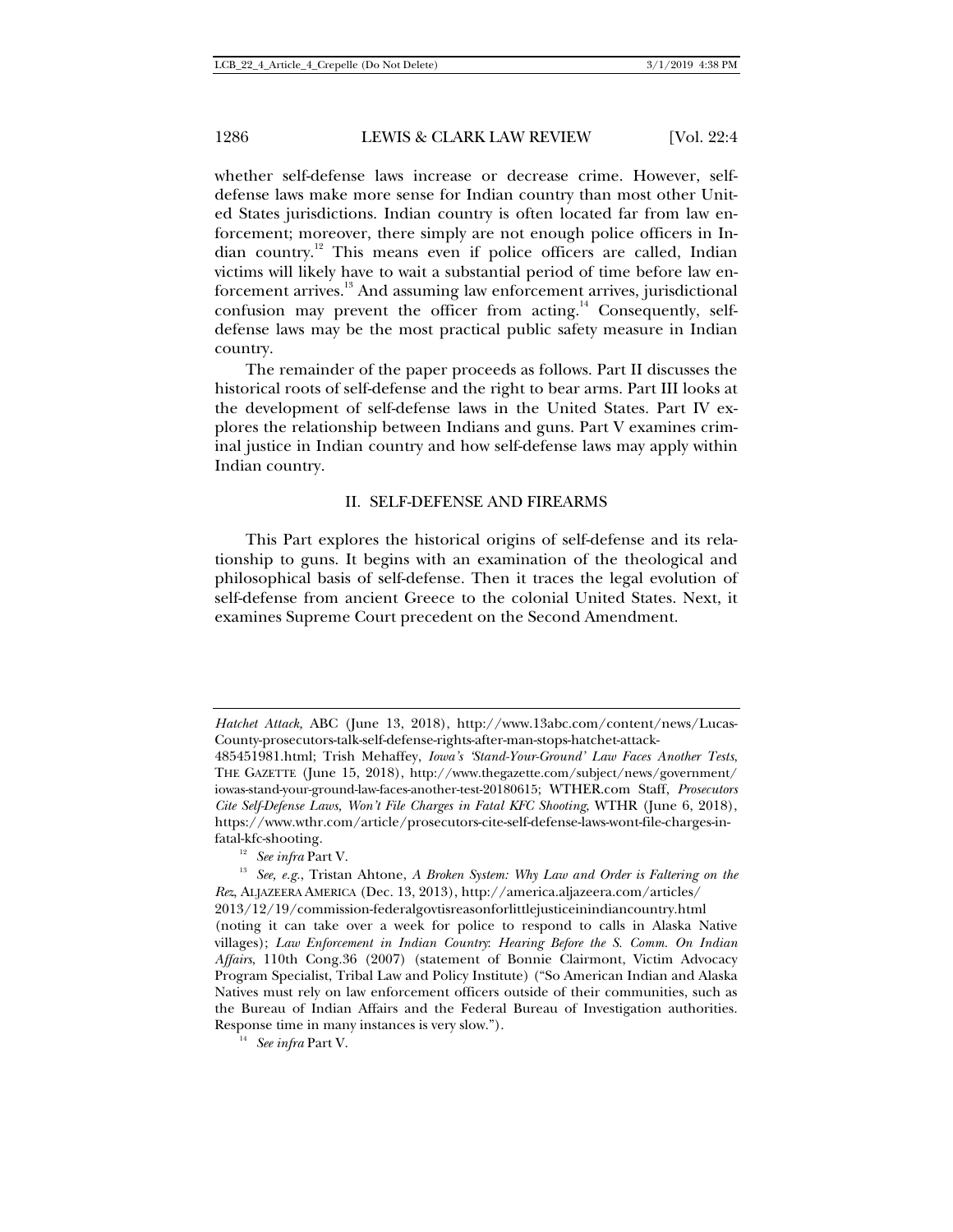whether self-defense laws increase or decrease crime. However, self-defense laws make more sense for Indian country than most other United States jurisdictions. Indian country is often located far from law enforcement; moreover, there simply are not enough police officers in Indian country.[12] This means even if police officers are called, Indian victims will likely have to wait a substantial period of time before law enforcement arrives.[13] And assuming law enforcement arrives, jurisdictional confusion may prevent the officer from acting.[14] Consequently, self-defense laws may be the most practical public safety measure in Indian country.

The remainder of the paper proceeds as follows. Part II discusses the historical roots of self-defense and the right to bear arms. Part III looks at the development of self-defense laws in the United States. Part IV explores the relationship between Indians and guns. Part V examines criminal justice in Indian country and how self-defense laws may apply within Indian country.

## II. SELF-DEFENSE AND FIREARMS

This Part explores the historical origins of self-defense and its relationship to guns. It begins with an examination of the theological and philosophical basis of self-defense. Then it traces the legal evolution of self-defense from ancient Greece to the colonial United States. Next, it examines Supreme Court precedent on the Second Amendment.

---

*Hatchet Attack*, ABC (June 13, 2018), http://www.13abc.com/content/news/Lucas-County-prosecutors-talk-self-defense-rights-after-man-stops-hatchet-attack-485451981.html; Trish Mehaffey, *Iowa's 'Stand-Your-Ground' Law Faces Another Tests*, THE GAZETTE (June 15, 2018), http://www.thegazette.com/subject/news/government/iowas-stand-your-ground-law-faces-another-test-20180615; WTHER.com Staff, *Prosecutors Cite Self-Defense Laws, Won't File Charges in Fatal KFC Shooting*, WTHR (June 6, 2018), https://www.wthr.com/article/prosecutors-cite-self-defense-laws-wont-file-charges-in-fatal-kfc-shooting.

[12] *See infra* Part V.

[13] *See, e.g.*, Tristan Ahtone, *A Broken System: Why Law and Order is Faltering on the Rez*, ALJAZEERA AMERICA (Dec. 13, 2013), http://america.aljazeera.com/articles/2013/12/19/commission-federalgovtisreasonforlittlejusticeinindiancountry.html (noting it can take over a week for police to respond to calls in Alaska Native villages); *Law Enforcement in Indian Country: Hearing Before the S. Comm. On Indian Affairs*, 110th Cong.36 (2007) (statement of Bonnie Clairmont, Victim Advocacy Program Specialist, Tribal Law and Policy Institute) ("So American Indian and Alaska Natives must rely on law enforcement officers outside of their communities, such as the Bureau of Indian Affairs and the Federal Bureau of Investigation authorities. Response time in many instances is very slow.").

[14] *See infra* Part V.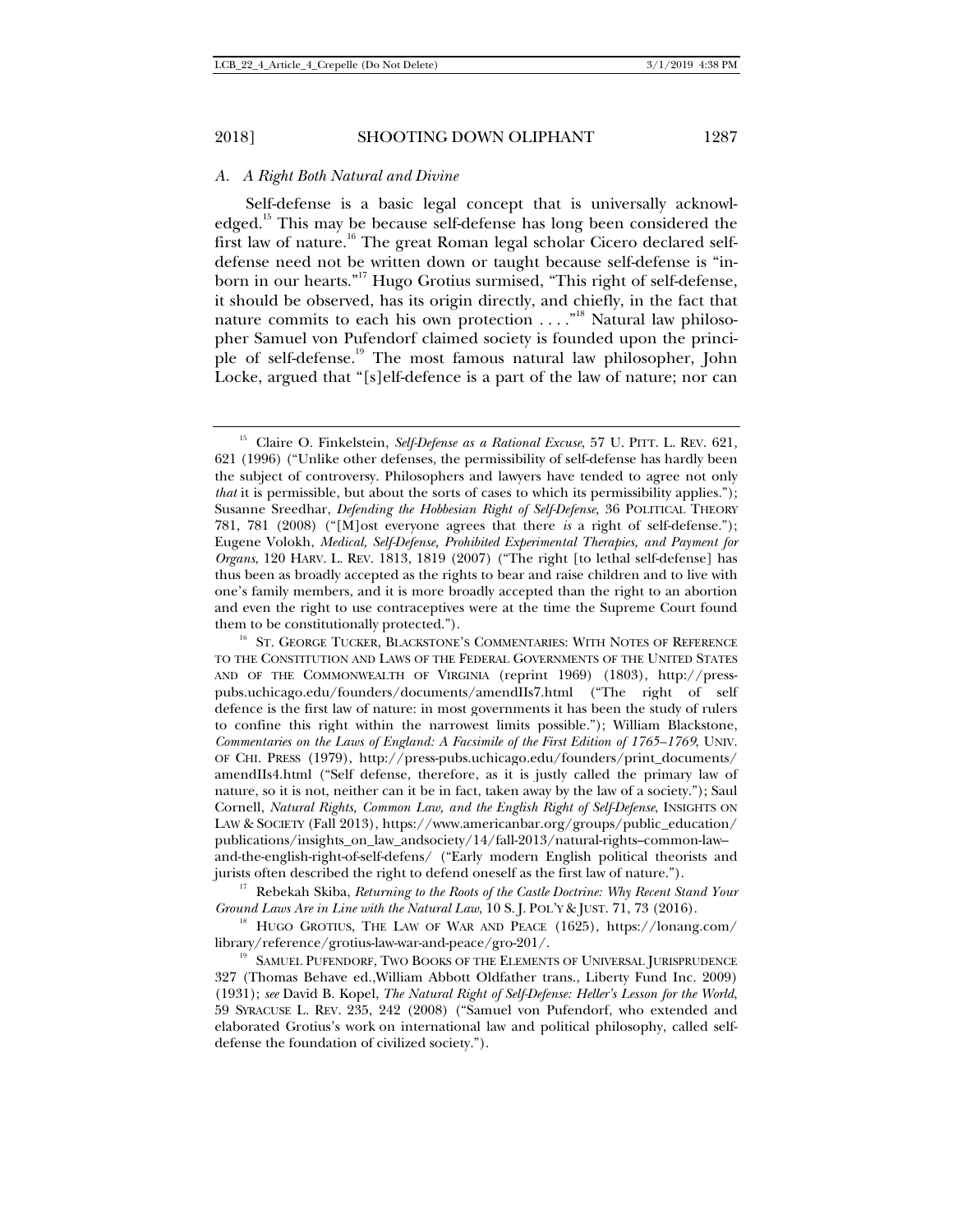### A. A Right Both Natural and Divine

Self-defense is a basic legal concept that is universally acknowledged.[15] This may be because self-defense has long been considered the first law of nature.[16] The great Roman legal scholar Cicero declared self-defense need not be written down or taught because self-defense is "inborn in our hearts."[17] Hugo Grotius surmised, "This right of self-defense, it should be observed, has its origin directly, and chiefly, in the fact that nature commits to each his own protection . . . ."[18] Natural law philosopher Samuel von Pufendorf claimed society is founded upon the principle of self-defense.[19] The most famous natural law philosopher, John Locke, argued that "[s]elf-defence is a part of the law of nature; nor can

---

[15] Claire O. Finkelstein, *Self-Defense as a Rational Excuse*, 57 U. PITT. L. REV. 621, 621 (1996) ("Unlike other defenses, the permissibility of self-defense has hardly been the subject of controversy. Philosophers and lawyers have tended to agree not only *that* it is permissible, but about the sorts of cases to which its permissibility applies."); Susanne Sreedhar, *Defending the Hobbesian Right of Self-Defense*, 36 POLITICAL THEORY 781, 781 (2008) ("[M]ost everyone agrees that there *is* a right of self-defense."); Eugene Volokh, *Medical, Self-Defense, Prohibited Experimental Therapies, and Payment for Organs*, 120 HARV. L. REV. 1813, 1819 (2007) ("The right [to lethal self-defense] has thus been as broadly accepted as the rights to bear and raise children and to live with one's family members, and it is more broadly accepted than the right to an abortion and even the right to use contraceptives were at the time the Supreme Court found them to be constitutionally protected.").

[16] ST. GEORGE TUCKER, BLACKSTONE'S COMMENTARIES: WITH NOTES OF REFERENCE TO THE CONSTITUTION AND LAWS OF THE FEDERAL GOVERNMENTS OF THE UNITED STATES AND OF THE COMMONWEALTH OF VIRGINIA (reprint 1969) (1803), http://press-pubs.uchicago.edu/founders/documents/amendIIs7.html ("The right of self defence is the first law of nature: in most governments it has been the study of rulers to confine this right within the narrowest limits possible."); William Blackstone, *Commentaries on the Laws of England: A Facsimile of the First Edition of 1765–1769*, UNIV. OF CHI. PRESS (1979), http://press-pubs.uchicago.edu/founders/print_documents/amendIIs4.html ("Self defense, therefore, as it is justly called the primary law of nature, so it is not, neither can it be in fact, taken away by the law of a society."); Saul Cornell, *Natural Rights, Common Law, and the English Right of Self-Defense*, INSIGHTS ON LAW & SOCIETY (Fall 2013), https://www.americanbar.org/groups/public_education/publications/insights_on_law_andsociety/14/fall-2013/natural-rights–common-law–and-the-english-right-of-self-defens/ ("Early modern English political theorists and jurists often described the right to defend oneself as the first law of nature.").

[17] Rebekah Skiba, *Returning to the Roots of the Castle Doctrine: Why Recent Stand Your Ground Laws Are in Line with the Natural Law*, 10 S. J. POL'Y & JUST. 71, 73 (2016).

[18] HUGO GROTIUS, THE LAW OF WAR AND PEACE (1625), https://lonang.com/library/reference/grotius-law-war-and-peace/gro-201/.

[19] SAMUEL PUFENDORF, TWO BOOKS OF THE ELEMENTS OF UNIVERSAL JURISPRUDENCE 327 (Thomas Behave ed.,William Abbott Oldfather trans., Liberty Fund Inc. 2009) (1931); *see* David B. Kopel, *The Natural Right of Self-Defense: Heller's Lesson for the World*, 59 SYRACUSE L. REV. 235, 242 (2008) ("Samuel von Pufendorf, who extended and elaborated Grotius's work on international law and political philosophy, called self-defense the foundation of civilized society.").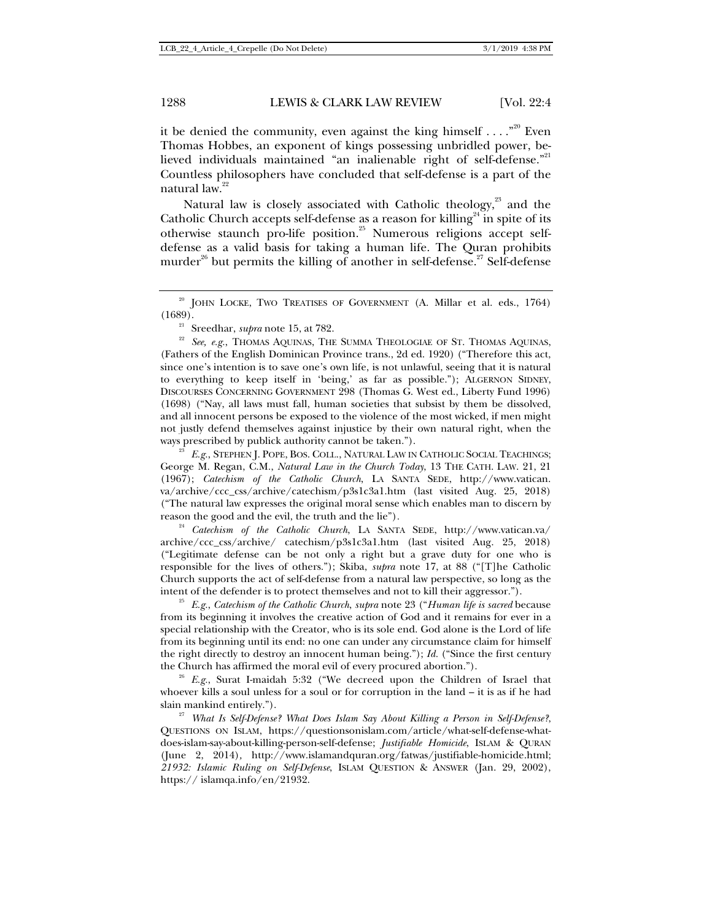it be denied the community, even against the king himself . . . ."[20] Even Thomas Hobbes, an exponent of kings possessing unbridled power, believed individuals maintained "an inalienable right of self-defense."[21] Countless philosophers have concluded that self-defense is a part of the natural law.[22]

Natural law is closely associated with Catholic theology,[23] and the Catholic Church accepts self-defense as a reason for killing[24] in spite of its otherwise staunch pro-life position.[25] Numerous religions accept self-defense as a valid basis for taking a human life. The Quran prohibits murder[26] but permits the killing of another in self-defense.[27] Self-defense

---

[20] JOHN LOCKE, TWO TREATISES OF GOVERNMENT (A. Millar et al. eds., 1764) (1689).

[21] Sreedhar, *supra* note 15, at 782.

[22] *See, e.g.*, THOMAS AQUINAS, THE SUMMA THEOLOGIAE OF ST. THOMAS AQUINAS, (Fathers of the English Dominican Province trans., 2d ed. 1920) ("Therefore this act, since one's intention is to save one's own life, is not unlawful, seeing that it is natural to everything to keep itself in 'being,' as far as possible."); ALGERNON SIDNEY, DISCOURSES CONCERNING GOVERNMENT 298 (Thomas G. West ed., Liberty Fund 1996) (1698) ("Nay, all laws must fall, human societies that subsist by them be dissolved, and all innocent persons be exposed to the violence of the most wicked, if men might not justly defend themselves against injustice by their own natural right, when the ways prescribed by publick authority cannot be taken.").

[23] *E.g.*, STEPHEN J. POPE, BOS. COLL., NATURAL LAW IN CATHOLIC SOCIAL TEACHINGS; George M. Regan, C.M., *Natural Law in the Church Today*, 13 THE CATH. LAW. 21, 21 (1967); *Catechism of the Catholic Church*, LA SANTA SEDE, http://www.vatican.va/archive/ccc_css/archive/catechism/p3s1c3a1.htm (last visited Aug. 25, 2018) ("The natural law expresses the original moral sense which enables man to discern by reason the good and the evil, the truth and the lie").

[24] *Catechism of the Catholic Church*, LA SANTA SEDE, http://www.vatican.va/archive/ccc_css/archive/ catechism/p3s1c3a1.htm (last visited Aug. 25, 2018) ("Legitimate defense can be not only a right but a grave duty for one who is responsible for the lives of others."); Skiba, *supra* note 17, at 88 ("[T]he Catholic Church supports the act of self-defense from a natural law perspective, so long as the intent of the defender is to protect themselves and not to kill their aggressor.").

[25] *E.g.*, *Catechism of the Catholic Church*, *supra* note 23 ("*Human life is sacred* because from its beginning it involves the creative action of God and it remains for ever in a special relationship with the Creator, who is its sole end. God alone is the Lord of life from its beginning until its end: no one can under any circumstance claim for himself the right directly to destroy an innocent human being."); *Id.* ("Since the first century the Church has affirmed the moral evil of every procured abortion.").

[26] *E.g.*, Surat I-maidah 5:32 ("We decreed upon the Children of Israel that whoever kills a soul unless for a soul or for corruption in the land – it is as if he had slain mankind entirely.").

[27] *What Is Self-Defense? What Does Islam Say About Killing a Person in Self-Defense?*, QUESTIONS ON ISLAM, https://questionsonislam.com/article/what-self-defense-what-does-islam-say-about-killing-person-self-defense; *Justifiable Homicide*, ISLAM & QURAN (June 2, 2014), http://www.islamandquran.org/fatwas/justifiable-homicide.html; *21932: Islamic Ruling on Self-Defense*, ISLAM QUESTION & ANSWER (Jan. 29, 2002), https:// islamqa.info/en/21932.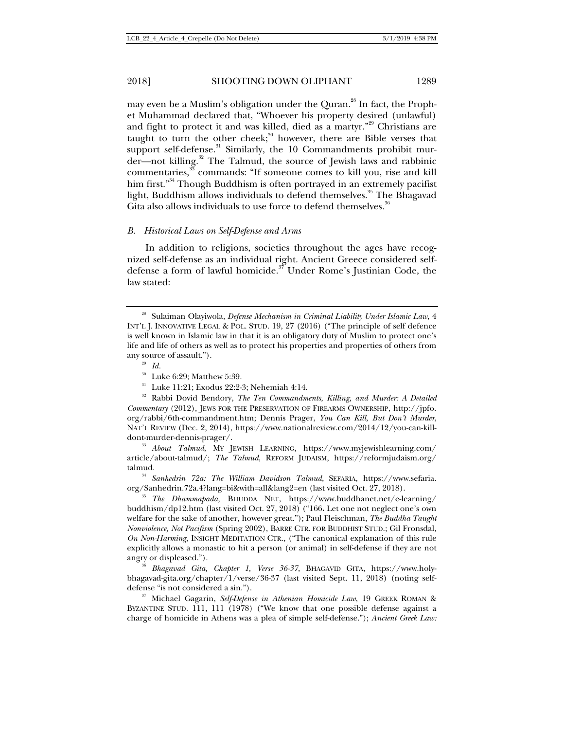may even be a Muslim's obligation under the Quran.[28] In fact, the Prophet Muhammad declared that, "Whoever his property desired (unlawful) and fight to protect it and was killed, died as a martyr."[29] Christians are taught to turn the other cheek;[30] however, there are Bible verses that support self-defense.[31] Similarly, the 10 Commandments prohibit murder—not killing.[32] The Talmud, the source of Jewish laws and rabbinic commentaries,[33] commands: "If someone comes to kill you, rise and kill him first."[34] Though Buddhism is often portrayed in an extremely pacifist light, Buddhism allows individuals to defend themselves.[35] The Bhagavad Gita also allows individuals to use force to defend themselves.[36]

### *B. Historical Laws on Self-Defense and Arms*

In addition to religions, societies throughout the ages have recognized self-defense as an individual right. Ancient Greece considered self-defense a form of lawful homicide.[37] Under Rome's Justinian Code, the law stated:

---

[28] Sulaiman Olayiwola, *Defense Mechanism in Criminal Liability Under Islamic Law*, 4 INT'L J. INNOVATIVE LEGAL & POL. STUD. 19, 27 (2016) ("The principle of self defence is well known in Islamic law in that it is an obligatory duty of Muslim to protect one's life and life of others as well as to protect his properties and properties of others from any source of assault.").

[29] *Id.*

[30] Luke 6:29; Matthew 5:39.

[31] Luke 11:21; Exodus 22:2-3; Nehemiah 4:14.

[32] Rabbi Dovid Bendory, *The Ten Commandments, Killing, and Murder: A Detailed Commentary* (2012), JEWS FOR THE PRESERVATION OF FIREARMS OWNERSHIP, http://jpfo.org/rabbi/6th-commandment.htm; Dennis Prager, *You Can Kill, But Don't Murder*, NAT'L REVIEW (Dec. 2, 2014), https://www.nationalreview.com/2014/12/you-can-kill-dont-murder-dennis-prager/.

[33] *About Talmud*, MY JEWISH LEARNING, https://www.myjewishlearning.com/article/about-talmud/; *The Talmud*, REFORM JUDAISM, https://reformjudaism.org/talmud.

[34] *Sanhedrin 72a: The William Davidson Talmud*, SEFARIA, https://www.sefaria.org/Sanhedrin.72a.4?lang=bi&with=all&lang2=en (last visited Oct. 27, 2018).

[35] *The Dhammapada*, BHUDDA NET, https://www.buddhanet.net/e-learning/buddhism/dp12.htm (last visited Oct. 27, 2018) ("166**.** Let one not neglect one's own welfare for the sake of another, however great."); Paul Fleischman, *The Buddha Taught Nonviolence, Not Pacifism* (Spring 2002), BARRE CTR. FOR BUDDHIST STUD.; Gil Fronsdal, *On Non-Harming*, INSIGHT MEDITATION CTR., ("The canonical explanation of this rule explicitly allows a monastic to hit a person (or animal) in self-defense if they are not angry or displeased.").

[36] *Bhagavad Gita, Chapter 1, Verse 36-37*, BHAGAVID GITA, https://www.holy-bhagavad-gita.org/chapter/1/verse/36-37 (last visited Sept. 11, 2018) (noting self-defense "is not considered a sin.").

[37] Michael Gagarin, *Self-Defense in Athenian Homicide Law*, 19 GREEK ROMAN & BYZANTINE STUD. 111, 111 (1978) ("We know that one possible defense against a charge of homicide in Athens was a plea of simple self-defense."); *Ancient Greek Law:*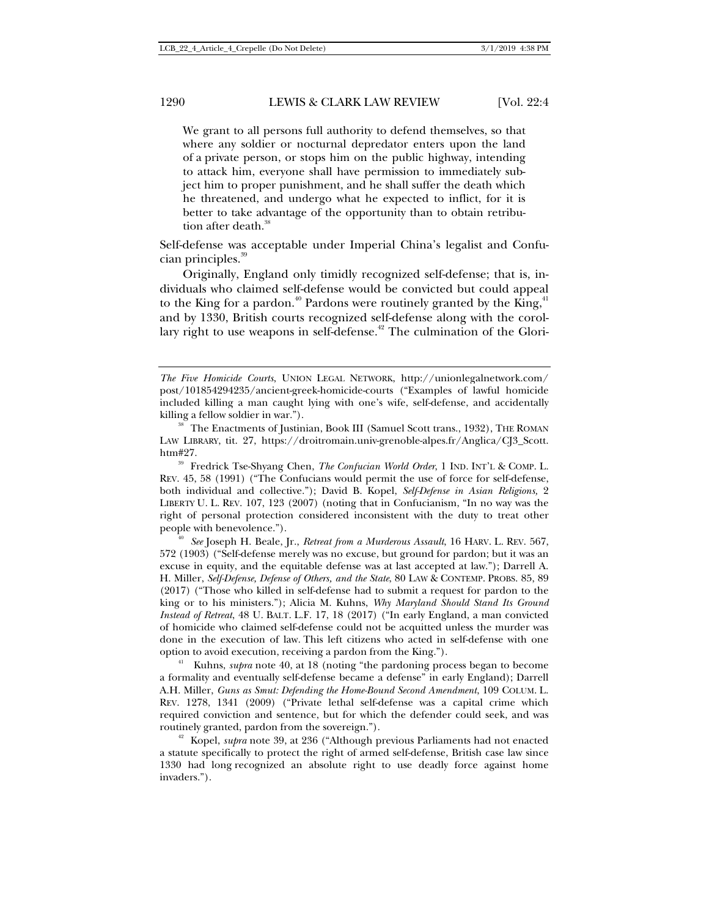> We grant to all persons full authority to defend themselves, so that where any soldier or nocturnal depredator enters upon the land of a private person, or stops him on the public highway, intending to attack him, everyone shall have permission to immediately subject him to proper punishment, and he shall suffer the death which he threatened, and undergo what he expected to inflict, for it is better to take advantage of the opportunity than to obtain retribution after death.[38]

Self-defense was acceptable under Imperial China's legalist and Confucian principles.[39]

Originally, England only timidly recognized self-defense; that is, individuals who claimed self-defense would be convicted but could appeal to the King for a pardon.[40] Pardons were routinely granted by the King,[41] and by 1330, British courts recognized self-defense along with the corollary right to use weapons in self-defense.[42] The culmination of the Glori-

---

*The Five Homicide Courts*, UNION LEGAL NETWORK, http://unionlegalnetwork.com/post/101854294235/ancient-greek-homicide-courts ("Examples of lawful homicide included killing a man caught lying with one's wife, self-defense, and accidentally killing a fellow soldier in war.").

[38] The Enactments of Justinian, Book III (Samuel Scott trans., 1932), THE ROMAN LAW LIBRARY, tit. 27, https://droitromain.univ-grenoble-alpes.fr/Anglica/CJ3_Scott.htm#27.

[39] Fredrick Tse-Shyang Chen, *The Confucian World Order*, 1 IND. INT'L & COMP. L. REV. 45, 58 (1991) ("The Confucians would permit the use of force for self-defense, both individual and collective."); David B. Kopel, *Self-Defense in Asian Religions,* 2 LIBERTY U. L. REV. 107, 123 (2007) (noting that in Confucianism, "In no way was the right of personal protection considered inconsistent with the duty to treat other people with benevolence.").

[40] *See* Joseph H. Beale, Jr., *Retreat from a Murderous Assault*, 16 HARV. L. REV. 567, 572 (1903) ("Self-defense merely was no excuse, but ground for pardon; but it was an excuse in equity, and the equitable defense was at last accepted at law."); Darrell A. H. Miller, *Self-Defense, Defense of Others, and the State*, 80 LAW & CONTEMP. PROBS. 85, 89 (2017) ("Those who killed in self-defense had to submit a request for pardon to the king or to his ministers."); Alicia M. Kuhns, *Why Maryland Should Stand Its Ground Instead of Retreat*, 48 U. BALT. L.F. 17, 18 (2017) ("In early England, a man convicted of homicide who claimed self-defense could not be acquitted unless the murder was done in the execution of law. This left citizens who acted in self-defense with one option to avoid execution, receiving a pardon from the King.").

[41] Kuhns, *supra* note 40, at 18 (noting "the pardoning process began to become a formality and eventually self-defense became a defense" in early England); Darrell A.H. Miller, *Guns as Smut: Defending the Home-Bound Second Amendment*, 109 COLUM. L. REV. 1278, 1341 (2009) ("Private lethal self-defense was a capital crime which required conviction and sentence, but for which the defender could seek, and was routinely granted, pardon from the sovereign.").

[42] Kopel, *supra* note 39, at 236 ("Although previous Parliaments had not enacted a statute specifically to protect the right of armed self-defense, British case law since 1330 had long recognized an absolute right to use deadly force against home invaders.").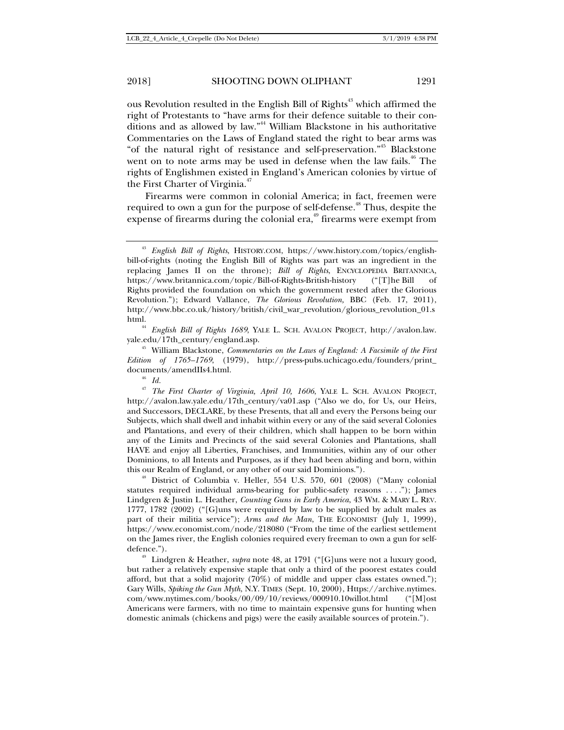ous Revolution resulted in the English Bill of Rights[43] which affirmed the right of Protestants to "have arms for their defence suitable to their conditions and as allowed by law."[44] William Blackstone in his authoritative Commentaries on the Laws of England stated the right to bear arms was "of the natural right of resistance and self-preservation."[45] Blackstone went on to note arms may be used in defense when the law fails.[46] The rights of Englishmen existed in England's American colonies by virtue of the First Charter of Virginia.[47]

Firearms were common in colonial America; in fact, freemen were required to own a gun for the purpose of self-defense.[48] Thus, despite the expense of firearms during the colonial era,[49] firearms were exempt from

---

[43] *English Bill of Rights*, HISTORY.COM, https://www.history.com/topics/english-bill-of-rights (noting the English Bill of Rights was part was an ingredient in the replacing James II on the throne); *Bill of Rights*, ENCYCLOPEDIA BRITANNICA, https://www.britannica.com/topic/Bill-of-Rights-British-history ("[T]he Bill of Rights provided the foundation on which the government rested after the Glorious Revolution."); Edward Vallance, *The Glorious Revolution,* BBC (Feb. 17, 2011), http://www.bbc.co.uk/history/british/civil_war_revolution/glorious_revolution_01.shtml.

[44] *English Bill of Rights 1689*, YALE L. SCH. AVALON PROJECT, http://avalon.law.yale.edu/17th_century/england.asp.

[45] William Blackstone, *Commentaries on the Laws of England: A Facsimile of the First Edition of 1765–1769*, (1979), http://press-pubs.uchicago.edu/founders/print_documents/amendIIs4.html.

[46] *Id.*

[47] *The First Charter of Virginia, April 10, 1606*, YALE L. SCH. AVALON PROJECT, http://avalon.law.yale.edu/17th_century/va01.asp ("Also we do, for Us, our Heirs, and Successors, DECLARE, by these Presents, that all and every the Persons being our Subjects, which shall dwell and inhabit within every or any of the said several Colonies and Plantations, and every of their children, which shall happen to be born within any of the Limits and Precincts of the said several Colonies and Plantations, shall HAVE and enjoy all Liberties, Franchises, and Immunities, within any of our other Dominions, to all Intents and Purposes, as if they had been abiding and born, within this our Realm of England, or any other of our said Dominions.").

[48] District of Columbia v. Heller, 554 U.S. 570, 601 (2008) ("Many colonial statutes required individual arms-bearing for public-safety reasons . . . ."); James Lindgren & Justin L. Heather, *Counting Guns in Early America*, 43 WM. & MARY L. REV. 1777, 1782 (2002) ("[G]uns were required by law to be supplied by adult males as part of their militia service"); *Arms and the Man*, THE ECONOMIST (July 1, 1999), https://www.economist.com/node/218080 ("From the time of the earliest settlement on the James river, the English colonies required every freeman to own a gun for self-defence.").

[49] Lindgren & Heather, *supra* note 48, at 1791 ("[G]uns were not a luxury good, but rather a relatively expensive staple that only a third of the poorest estates could afford, but that a solid majority (70%) of middle and upper class estates owned."); Gary Wills, *Spiking the Gun Myth*, N.Y. TIMES (Sept. 10, 2000), Https://archive.nytimes.com/www.nytimes.com/books/00/09/10/reviews/000910.10willot.html ("[M]ost Americans were farmers, with no time to maintain expensive guns for hunting when domestic animals (chickens and pigs) were the easily available sources of protein.").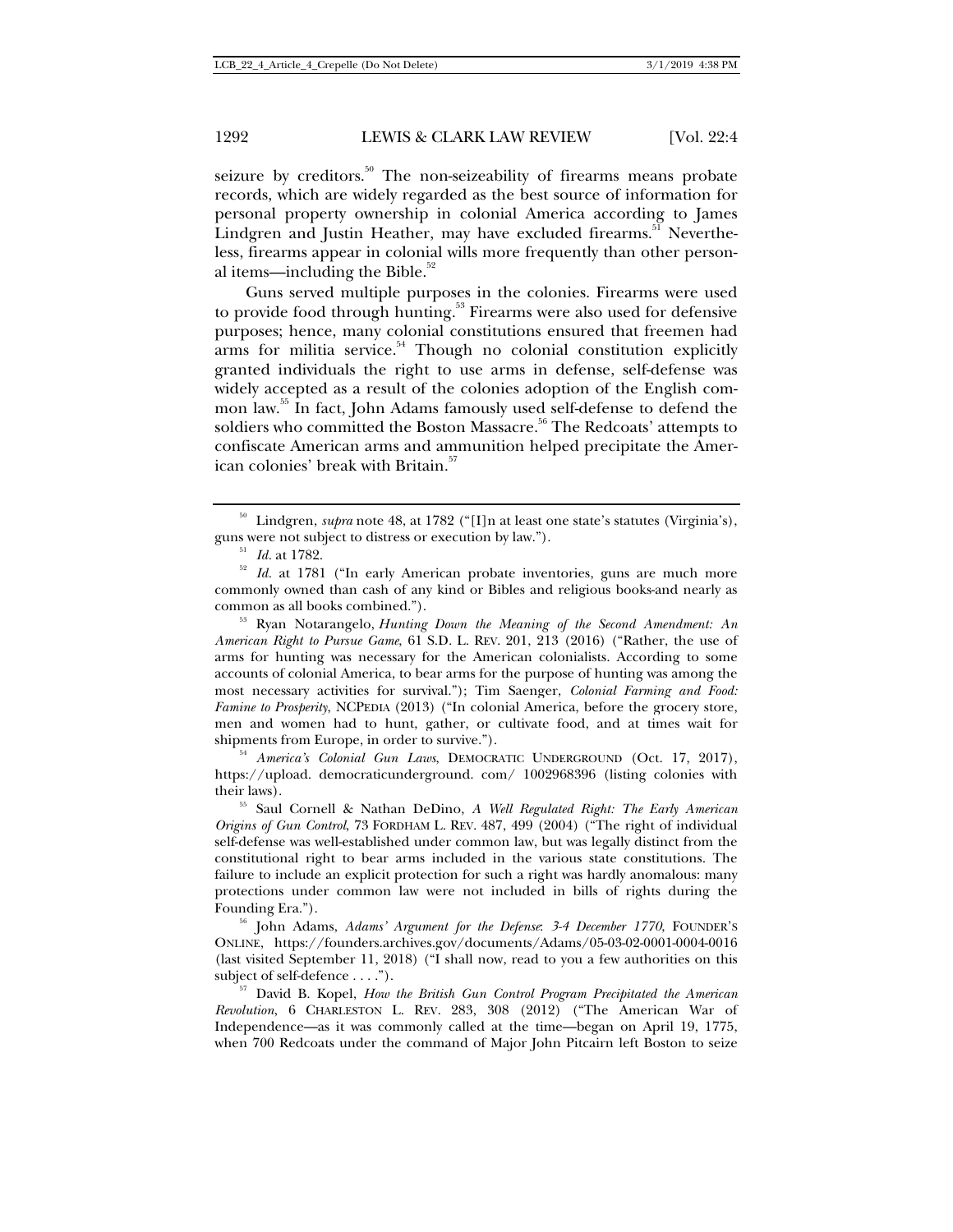seizure by creditors.[50] The non-seizeability of firearms means probate records, which are widely regarded as the best source of information for personal property ownership in colonial America according to James Lindgren and Justin Heather, may have excluded firearms.[51] Nevertheless, firearms appear in colonial wills more frequently than other personal items—including the Bible.[52]

Guns served multiple purposes in the colonies. Firearms were used to provide food through hunting.[53] Firearms were also used for defensive purposes; hence, many colonial constitutions ensured that freemen had arms for militia service.[54] Though no colonial constitution explicitly granted individuals the right to use arms in defense, self-defense was widely accepted as a result of the colonies adoption of the English common law.[55] In fact, John Adams famously used self-defense to defend the soldiers who committed the Boston Massacre.[56] The Redcoats' attempts to confiscate American arms and ammunition helped precipitate the American colonies' break with Britain.[57]

---

[50] Lindgren, *supra* note 48, at 1782 ("[I]n at least one state's statutes (Virginia's), guns were not subject to distress or execution by law.").

[51] *Id.* at 1782.

[52] *Id.* at 1781 ("In early American probate inventories, guns are much more commonly owned than cash of any kind or Bibles and religious books-and nearly as common as all books combined.").

[53] Ryan Notarangelo, *Hunting Down the Meaning of the Second Amendment: An American Right to Pursue Game*, 61 S.D. L. REV. 201, 213 (2016) ("Rather, the use of arms for hunting was necessary for the American colonialists. According to some accounts of colonial America, to bear arms for the purpose of hunting was among the most necessary activities for survival."); Tim Saenger, *Colonial Farming and Food: Famine to Prosperity*, NCPEDIA (2013) ("In colonial America, before the grocery store, men and women had to hunt, gather, or cultivate food, and at times wait for shipments from Europe, in order to survive.").

[54] *America's Colonial Gun Laws*, DEMOCRATIC UNDERGROUND (Oct. 17, 2017), https://upload. democraticunderground. com/ 1002968396 (listing colonies with their laws).

[55] Saul Cornell & Nathan DeDino, *A Well Regulated Right: The Early American Origins of Gun Control*, 73 FORDHAM L. REV. 487, 499 (2004) ("The right of individual self-defense was well-established under common law, but was legally distinct from the constitutional right to bear arms included in the various state constitutions. The failure to include an explicit protection for such a right was hardly anomalous: many protections under common law were not included in bills of rights during the Founding Era.").

[56] John Adams, *Adams' Argument for the Defense: 3-4 December 1770*, FOUNDER'S ONLINE, https://founders.archives.gov/documents/Adams/05-03-02-0001-0004-0016 (last visited September 11, 2018) ("I shall now, read to you a few authorities on this subject of self-defence . . . .").

[57] David B. Kopel, *How the British Gun Control Program Precipitated the American Revolution*, 6 CHARLESTON L. REV. 283, 308 (2012) ("The American War of Independence—as it was commonly called at the time—began on April 19, 1775, when 700 Redcoats under the command of Major John Pitcairn left Boston to seize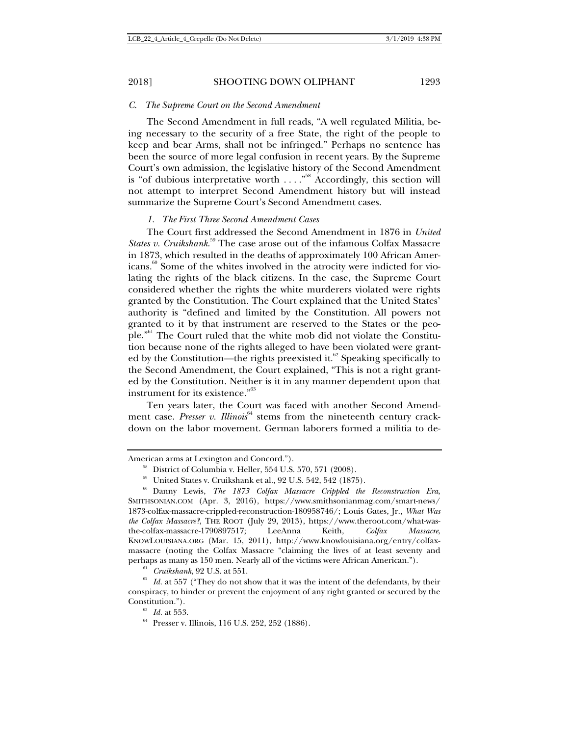### C. *The Supreme Court on the Second Amendment*

The Second Amendment in full reads, "A well regulated Militia, being necessary to the security of a free State, the right of the people to keep and bear Arms, shall not be infringed." Perhaps no sentence has been the source of more legal confusion in recent years. By the Supreme Court's own admission, the legislative history of the Second Amendment is "of dubious interpretative worth . . . ."[58] Accordingly, this section will not attempt to interpret Second Amendment history but will instead summarize the Supreme Court's Second Amendment cases.

#### 1. *The First Three Second Amendment Cases*

The Court first addressed the Second Amendment in 1876 in *United States v. Cruikshank*.[59] The case arose out of the infamous Colfax Massacre in 1873, which resulted in the deaths of approximately 100 African Americans.[60] Some of the whites involved in the atrocity were indicted for violating the rights of the black citizens. In the case, the Supreme Court considered whether the rights the white murderers violated were rights granted by the Constitution. The Court explained that the United States' authority is "defined and limited by the Constitution. All powers not granted to it by that instrument are reserved to the States or the people."[61] The Court ruled that the white mob did not violate the Constitution because none of the rights alleged to have been violated were granted by the Constitution—the rights preexisted it.[62] Speaking specifically to the Second Amendment, the Court explained, "This is not a right granted by the Constitution. Neither is it in any manner dependent upon that instrument for its existence."[63]

Ten years later, the Court was faced with another Second Amendment case. *Presser v. Illinois*[64] stems from the nineteenth century crackdown on the labor movement. German laborers formed a militia to de-

---

American arms at Lexington and Concord.").

[58] District of Columbia v. Heller, 554 U.S. 570, 571 (2008).

[59] United States v. Cruikshank et al., 92 U.S. 542, 542 (1875).

[60] Danny Lewis, *The 1873 Colfax Massacre Crippled the Reconstruction Era*, SMITHSONIAN.COM (Apr. 3, 2016), https://www.smithsonianmag.com/smart-news/1873-colfax-massacre-crippled-reconstruction-180958746/; Louis Gates, Jr., *What Was the Colfax Massacre?*, THE ROOT (July 29, 2013), https://www.theroot.com/what-was-the-colfax-massacre-1790897517; LeeAnna Keith, *Colfax Massacre*, KNOWLOUISIANA.ORG (Mar. 15, 2011), http://www.knowlouisiana.org/entry/colfax-massacre (noting the Colfax Massacre "claiming the lives of at least seventy and perhaps as many as 150 men. Nearly all of the victims were African American.").

[61] *Cruikshank*, 92 U.S. at 551.

[62] *Id.* at 557 ("They do not show that it was the intent of the defendants, by their conspiracy, to hinder or prevent the enjoyment of any right granted or secured by the Constitution.").

[63] *Id.* at 553.

[64] Presser v. Illinois, 116 U.S. 252, 252 (1886).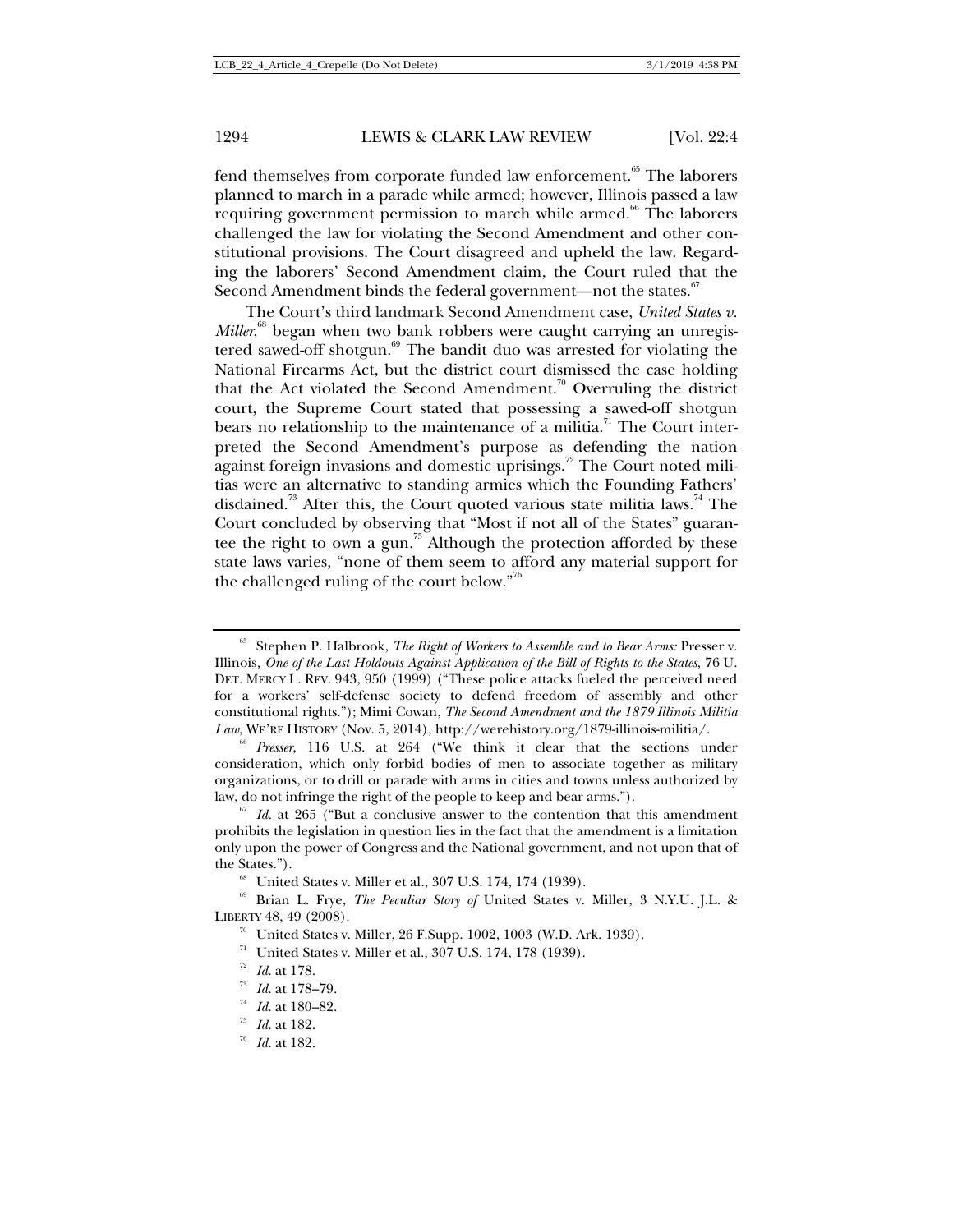fend themselves from corporate funded law enforcement.[65] The laborers planned to march in a parade while armed; however, Illinois passed a law requiring government permission to march while armed.[66] The laborers challenged the law for violating the Second Amendment and other constitutional provisions. The Court disagreed and upheld the law. Regarding the laborers' Second Amendment claim, the Court ruled that the Second Amendment binds the federal government—not the states.[67]

The Court's third landmark Second Amendment case, *United States v. Miller*,[68] began when two bank robbers were caught carrying an unregistered sawed-off shotgun.[69] The bandit duo was arrested for violating the National Firearms Act, but the district court dismissed the case holding that the Act violated the Second Amendment.[70] Overruling the district court, the Supreme Court stated that possessing a sawed-off shotgun bears no relationship to the maintenance of a militia.[71] The Court interpreted the Second Amendment's purpose as defending the nation against foreign invasions and domestic uprisings.[72] The Court noted militias were an alternative to standing armies which the Founding Fathers' disdained.[73] After this, the Court quoted various state militia laws.[74] The Court concluded by observing that "Most if not all of the States" guarantee the right to own a gun.[75] Although the protection afforded by these state laws varies, "none of them seem to afford any material support for the challenged ruling of the court below."[76]

---

[65] Stephen P. Halbrook, *The Right of Workers to Assemble and to Bear Arms:* Presser v. Illinois, *One of the Last Holdouts Against Application of the Bill of Rights to the States*, 76 U. DET. MERCY L. REV. 943, 950 (1999) ("These police attacks fueled the perceived need for a workers' self-defense society to defend freedom of assembly and other constitutional rights."); Mimi Cowan, *The Second Amendment and the 1879 Illinois Militia Law*, WE'RE HISTORY (Nov. 5, 2014), http://werehistory.org/1879-illinois-militia/.

[66] *Presser*, 116 U.S. at 264 ("We think it clear that the sections under consideration, which only forbid bodies of men to associate together as military organizations, or to drill or parade with arms in cities and towns unless authorized by law, do not infringe the right of the people to keep and bear arms.").

[67] *Id.* at 265 ("But a conclusive answer to the contention that this amendment prohibits the legislation in question lies in the fact that the amendment is a limitation only upon the power of Congress and the National government, and not upon that of the States.").

[68] United States v. Miller et al., 307 U.S. 174, 174 (1939).

[69] Brian L. Frye, *The Peculiar Story of* United States v. Miller, 3 N.Y.U. J.L. & LIBERTY 48, 49 (2008).

[70] United States v. Miller, 26 F.Supp. 1002, 1003 (W.D. Ark. 1939).

[71] United States v. Miller et al., 307 U.S. 174, 178 (1939).

[72] *Id.* at 178.

[73] *Id.* at 178–79.

[74] *Id.* at 180–82.

[75] *Id.* at 182.

[76] *Id.* at 182.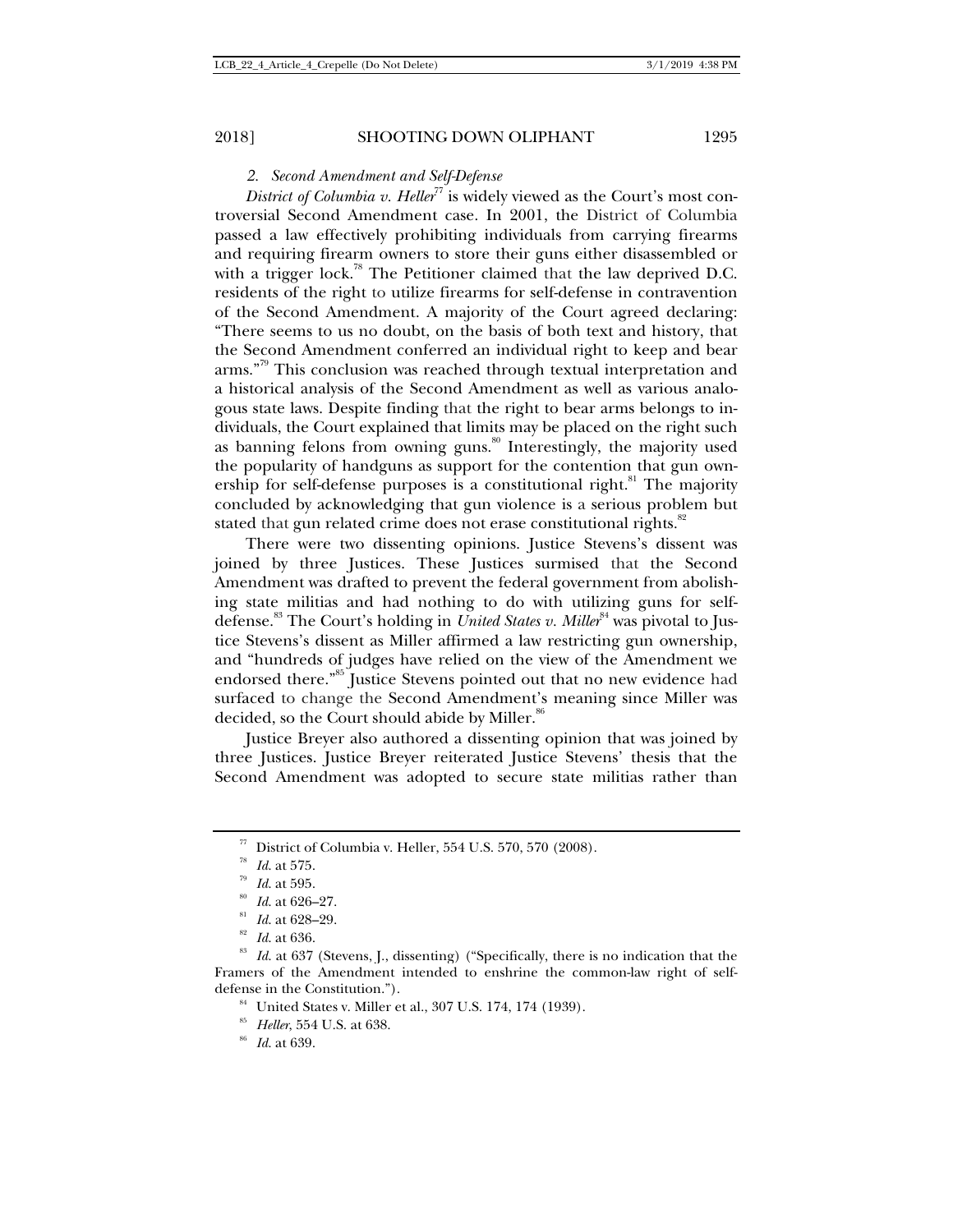### 2. *Second Amendment and Self-Defense*

*District of Columbia v. Heller*[77] is widely viewed as the Court's most controversial Second Amendment case. In 2001, the District of Columbia passed a law effectively prohibiting individuals from carrying firearms and requiring firearm owners to store their guns either disassembled or with a trigger lock.[78] The Petitioner claimed that the law deprived D.C. residents of the right to utilize firearms for self-defense in contravention of the Second Amendment. A majority of the Court agreed declaring: "There seems to us no doubt, on the basis of both text and history, that the Second Amendment conferred an individual right to keep and bear arms."[79] This conclusion was reached through textual interpretation and a historical analysis of the Second Amendment as well as various analogous state laws. Despite finding that the right to bear arms belongs to individuals, the Court explained that limits may be placed on the right such as banning felons from owning guns.[80] Interestingly, the majority used the popularity of handguns as support for the contention that gun ownership for self-defense purposes is a constitutional right.[81] The majority concluded by acknowledging that gun violence is a serious problem but stated that gun related crime does not erase constitutional rights.[82]

There were two dissenting opinions. Justice Stevens's dissent was joined by three Justices. These Justices surmised that the Second Amendment was drafted to prevent the federal government from abolishing state militias and had nothing to do with utilizing guns for self-defense.[83] The Court's holding in *United States v. Miller*[84] was pivotal to Justice Stevens's dissent as Miller affirmed a law restricting gun ownership, and "hundreds of judges have relied on the view of the Amendment we endorsed there."[85] Justice Stevens pointed out that no new evidence had surfaced to change the Second Amendment's meaning since Miller was decided, so the Court should abide by Miller.[86]

Justice Breyer also authored a dissenting opinion that was joined by three Justices. Justice Breyer reiterated Justice Stevens' thesis that the Second Amendment was adopted to secure state militias rather than

---

[77] District of Columbia v. Heller, 554 U.S. 570, 570 (2008).

[78] *Id.* at 575.

[79] *Id.* at 595.

[80] *Id.* at 626–27.

[81] *Id.* at 628–29.

[82] *Id.* at 636.

[83] *Id.* at 637 (Stevens, J., dissenting) ("Specifically, there is no indication that the Framers of the Amendment intended to enshrine the common-law right of self-defense in the Constitution.").

[84] United States v. Miller et al., 307 U.S. 174, 174 (1939).

[85] *Heller*, 554 U.S. at 638.

[86] *Id.* at 639.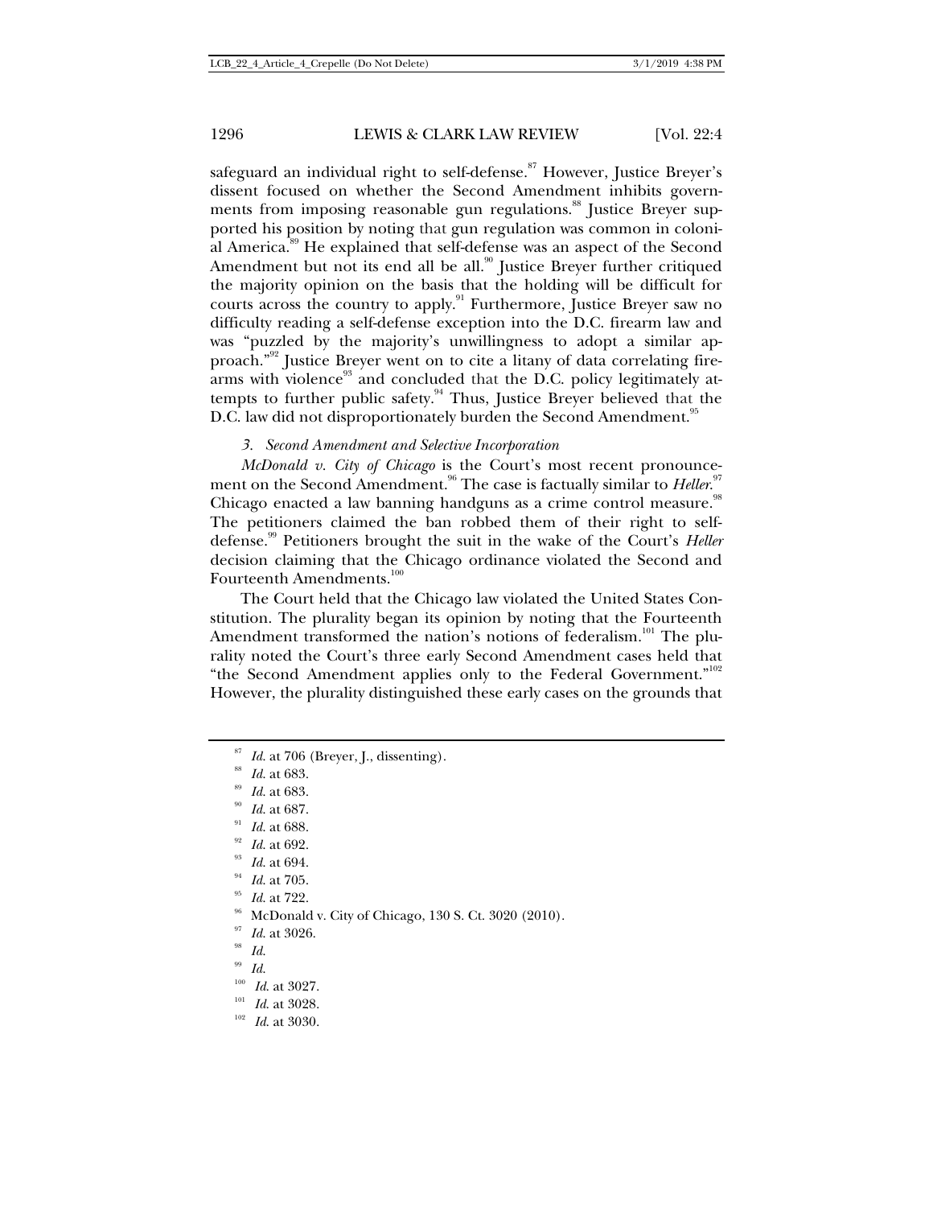safeguard an individual right to self-defense.[87] However, Justice Breyer's dissent focused on whether the Second Amendment inhibits governments from imposing reasonable gun regulations.[88] Justice Breyer supported his position by noting that gun regulation was common in colonial America.[89] He explained that self-defense was an aspect of the Second Amendment but not its end all be all.[90] Justice Breyer further critiqued the majority opinion on the basis that the holding will be difficult for courts across the country to apply.[91] Furthermore, Justice Breyer saw no difficulty reading a self-defense exception into the D.C. firearm law and was "puzzled by the majority's unwillingness to adopt a similar approach."[92] Justice Breyer went on to cite a litany of data correlating firearms with violence[93] and concluded that the D.C. policy legitimately attempts to further public safety.[94] Thus, Justice Breyer believed that the D.C. law did not disproportionately burden the Second Amendment.[95]

### *3. Second Amendment and Selective Incorporation*

*McDonald v. City of Chicago* is the Court's most recent pronouncement on the Second Amendment.[96] The case is factually similar to *Heller*.[97] Chicago enacted a law banning handguns as a crime control measure.[98] The petitioners claimed the ban robbed them of their right to self-defense.[99] Petitioners brought the suit in the wake of the Court's *Heller* decision claiming that the Chicago ordinance violated the Second and Fourteenth Amendments.[100]

The Court held that the Chicago law violated the United States Constitution. The plurality began its opinion by noting that the Fourteenth Amendment transformed the nation's notions of federalism.[101] The plurality noted the Court's three early Second Amendment cases held that "the Second Amendment applies only to the Federal Government."[102] However, the plurality distinguished these early cases on the grounds that

---

[87] *Id.* at 706 (Breyer, J., dissenting).

[88] *Id.* at 683.

[89] *Id.* at 683.

[90] *Id.* at 687.

[91] *Id.* at 688.

[92] *Id.* at 692.

[93] *Id.* at 694.

[94] *Id.* at 705.

[95] *Id.* at 722.

[96] McDonald v. City of Chicago, 130 S. Ct. 3020 (2010).

[97] *Id.* at 3026.

[98] *Id.*

[99] *Id.*

[100] *Id.* at 3027.

[101] *Id.* at 3028.

[102] *Id.* at 3030.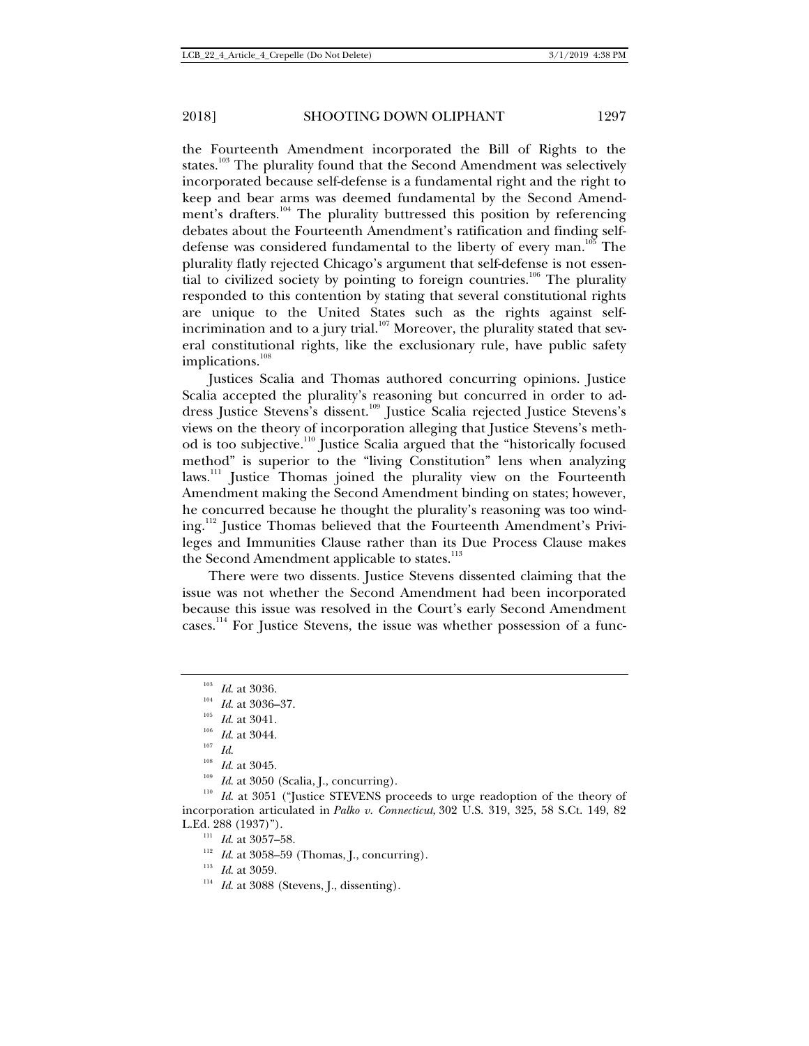the Fourteenth Amendment incorporated the Bill of Rights to the states.[103] The plurality found that the Second Amendment was selectively incorporated because self-defense is a fundamental right and the right to keep and bear arms was deemed fundamental by the Second Amendment's drafters.[104] The plurality buttressed this position by referencing debates about the Fourteenth Amendment's ratification and finding self-defense was considered fundamental to the liberty of every man.[105] The plurality flatly rejected Chicago's argument that self-defense is not essential to civilized society by pointing to foreign countries.[106] The plurality responded to this contention by stating that several constitutional rights are unique to the United States such as the rights against self-incrimination and to a jury trial.[107] Moreover, the plurality stated that several constitutional rights, like the exclusionary rule, have public safety implications.[108]

Justices Scalia and Thomas authored concurring opinions. Justice Scalia accepted the plurality's reasoning but concurred in order to address Justice Stevens's dissent.[109] Justice Scalia rejected Justice Stevens's views on the theory of incorporation alleging that Justice Stevens's method is too subjective.[110] Justice Scalia argued that the "historically focused method" is superior to the "living Constitution" lens when analyzing laws.[111] Justice Thomas joined the plurality view on the Fourteenth Amendment making the Second Amendment binding on states; however, he concurred because he thought the plurality's reasoning was too winding.[112] Justice Thomas believed that the Fourteenth Amendment's Privileges and Immunities Clause rather than its Due Process Clause makes the Second Amendment applicable to states.[113]

There were two dissents. Justice Stevens dissented claiming that the issue was not whether the Second Amendment had been incorporated because this issue was resolved in the Court's early Second Amendment cases.[114] For Justice Stevens, the issue was whether possession of a func-

---

[103] *Id.* at 3036.

[104] *Id.* at 3036–37.

[105] *Id.* at 3041.

[106] *Id.* at 3044.

[107] *Id.*

[108] *Id.* at 3045.

[109] *Id.* at 3050 (Scalia, J., concurring).

[110] *Id.* at 3051 ("Justice STEVENS proceeds to urge readoption of the theory of incorporation articulated in *Palko v. Connecticut*, 302 U.S. 319, 325, 58 S.Ct. 149, 82 L.Ed. 288 (1937)").

[111] *Id.* at 3057–58.

[112] *Id.* at 3058–59 (Thomas, J., concurring).

[113] *Id.* at 3059.

[114] *Id.* at 3088 (Stevens, J., dissenting).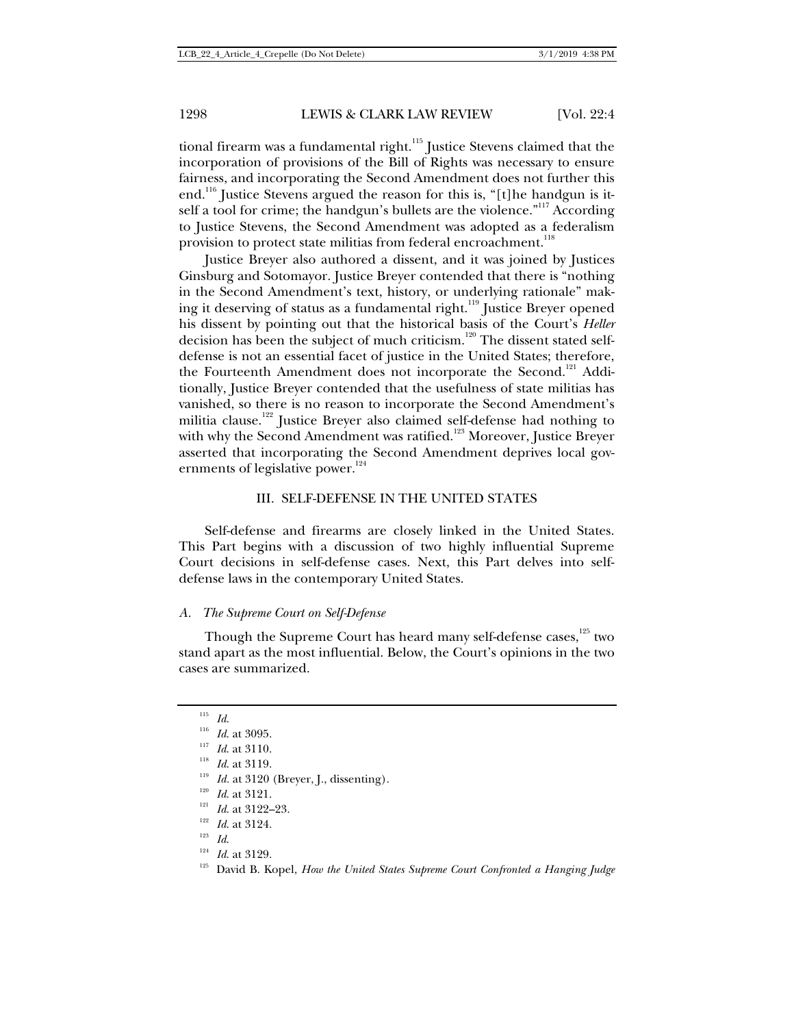tional firearm was a fundamental right.[115] Justice Stevens claimed that the incorporation of provisions of the Bill of Rights was necessary to ensure fairness, and incorporating the Second Amendment does not further this end.[116] Justice Stevens argued the reason for this is, "[t]he handgun is itself a tool for crime; the handgun's bullets are the violence."[117] According to Justice Stevens, the Second Amendment was adopted as a federalism provision to protect state militias from federal encroachment.[118]

Justice Breyer also authored a dissent, and it was joined by Justices Ginsburg and Sotomayor. Justice Breyer contended that there is "nothing in the Second Amendment's text, history, or underlying rationale" making it deserving of status as a fundamental right.[119] Justice Breyer opened his dissent by pointing out that the historical basis of the Court's *Heller* decision has been the subject of much criticism.[120] The dissent stated self-defense is not an essential facet of justice in the United States; therefore, the Fourteenth Amendment does not incorporate the Second.[121] Additionally, Justice Breyer contended that the usefulness of state militias has vanished, so there is no reason to incorporate the Second Amendment's militia clause.[122] Justice Breyer also claimed self-defense had nothing to with why the Second Amendment was ratified.[123] Moreover, Justice Breyer asserted that incorporating the Second Amendment deprives local governments of legislative power.[124]

## III. SELF-DEFENSE IN THE UNITED STATES

Self-defense and firearms are closely linked in the United States. This Part begins with a discussion of two highly influential Supreme Court decisions in self-defense cases. Next, this Part delves into self-defense laws in the contemporary United States.

### *A. The Supreme Court on Self-Defense*

Though the Supreme Court has heard many self-defense cases,[125] two stand apart as the most influential. Below, the Court's opinions in the two cases are summarized.

---

[115] *Id.*

[116] *Id.* at 3095.

[117] *Id.* at 3110.

[118] *Id.* at 3119.

[119] *Id.* at 3120 (Breyer, J., dissenting).

[120] *Id.* at 3121.

[121] *Id.* at 3122–23.

[122] *Id.* at 3124.

[123] *Id.*

[124] *Id.* at 3129.

[125] David B. Kopel, *How the United States Supreme Court Confronted a Hanging Judge*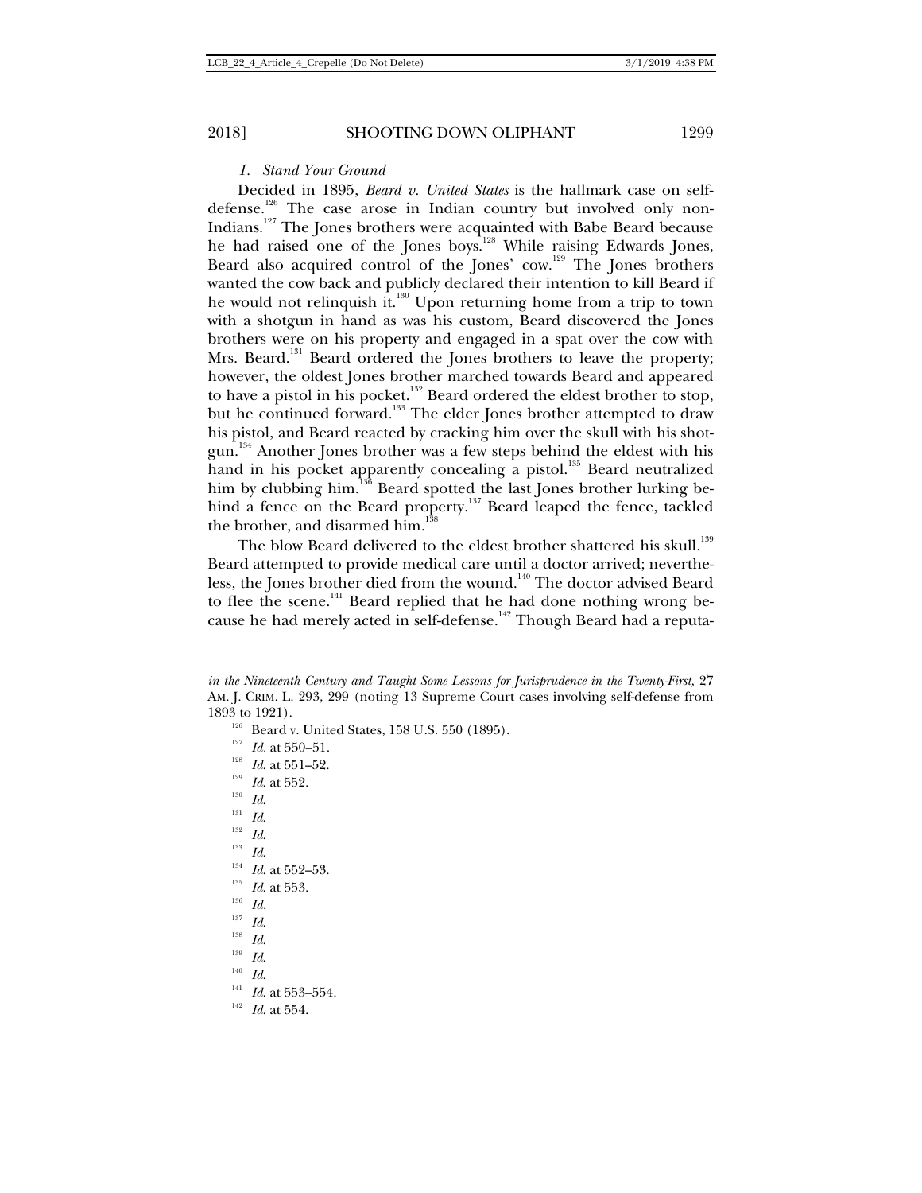### *1. Stand Your Ground*

Decided in 1895, *Beard v. United States* is the hallmark case on self-defense.[126] The case arose in Indian country but involved only non-Indians.[127] The Jones brothers were acquainted with Babe Beard because he had raised one of the Jones boys.[128] While raising Edwards Jones, Beard also acquired control of the Jones' cow.[129] The Jones brothers wanted the cow back and publicly declared their intention to kill Beard if he would not relinquish it.[130] Upon returning home from a trip to town with a shotgun in hand as was his custom, Beard discovered the Jones brothers were on his property and engaged in a spat over the cow with Mrs. Beard.[131] Beard ordered the Jones brothers to leave the property; however, the oldest Jones brother marched towards Beard and appeared to have a pistol in his pocket.[132] Beard ordered the eldest brother to stop, but he continued forward.[133] The elder Jones brother attempted to draw his pistol, and Beard reacted by cracking him over the skull with his shotgun.[134] Another Jones brother was a few steps behind the eldest with his hand in his pocket apparently concealing a pistol.[135] Beard neutralized him by clubbing him.[136] Beard spotted the last Jones brother lurking behind a fence on the Beard property.[137] Beard leaped the fence, tackled the brother, and disarmed him.[138]

The blow Beard delivered to the eldest brother shattered his skull.[139] Beard attempted to provide medical care until a doctor arrived; nevertheless, the Jones brother died from the wound.[140] The doctor advised Beard to flee the scene.[141] Beard replied that he had done nothing wrong because he had merely acted in self-defense.[142] Though Beard had a reputa-

---

*in the Nineteenth Century and Taught Some Lessons for Jurisprudence in the Twenty-First,* 27 AM. J. CRIM. L. 293, 299 (noting 13 Supreme Court cases involving self-defense from 1893 to 1921).

[126] Beard v. United States, 158 U.S. 550 (1895).

[127] *Id.* at 550–51.

[128] *Id.* at 551–52.

[129] *Id.* at 552.

[130] *Id.*

[131] *Id.*

[132] *Id.*

[133] *Id.*

[134] *Id.* at 552–53.

[135] *Id.* at 553.

[136] *Id.*

[137] *Id.*

[138] *Id.*

[139] *Id.*

[140] *Id.*

[141] *Id.* at 553–554.

[142] *Id.* at 554.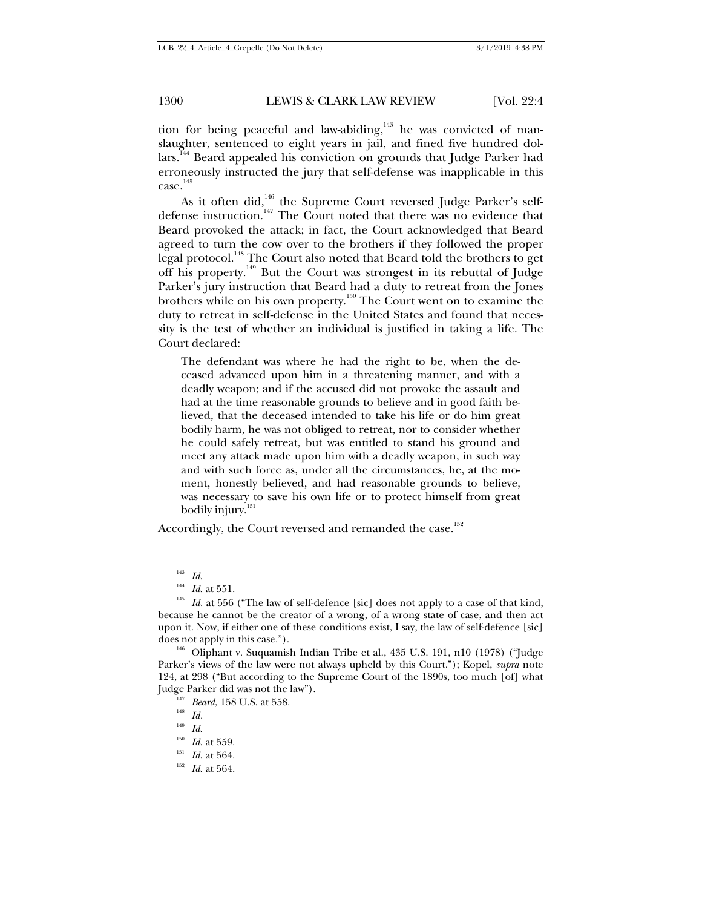tion for being peaceful and law-abiding,[143] he was convicted of manslaughter, sentenced to eight years in jail, and fined five hundred dollars.[144] Beard appealed his conviction on grounds that Judge Parker had erroneously instructed the jury that self-defense was inapplicable in this case.[145]

As it often did,[146] the Supreme Court reversed Judge Parker's self-defense instruction.[147] The Court noted that there was no evidence that Beard provoked the attack; in fact, the Court acknowledged that Beard agreed to turn the cow over to the brothers if they followed the proper legal protocol.[148] The Court also noted that Beard told the brothers to get off his property.[149] But the Court was strongest in its rebuttal of Judge Parker's jury instruction that Beard had a duty to retreat from the Jones brothers while on his own property.[150] The Court went on to examine the duty to retreat in self-defense in the United States and found that necessity is the test of whether an individual is justified in taking a life. The Court declared:

> The defendant was where he had the right to be, when the deceased advanced upon him in a threatening manner, and with a deadly weapon; and if the accused did not provoke the assault and had at the time reasonable grounds to believe and in good faith believed, that the deceased intended to take his life or do him great bodily harm, he was not obliged to retreat, nor to consider whether he could safely retreat, but was entitled to stand his ground and meet any attack made upon him with a deadly weapon, in such way and with such force as, under all the circumstances, he, at the moment, honestly believed, and had reasonable grounds to believe, was necessary to save his own life or to protect himself from great bodily injury.[151]

Accordingly, the Court reversed and remanded the case.[152]

---

[143] *Id.*

[144] *Id.* at 551.

[145] *Id.* at 556 ("The law of self-defence [sic] does not apply to a case of that kind, because he cannot be the creator of a wrong, of a wrong state of case, and then act upon it. Now, if either one of these conditions exist, I say, the law of self-defence [sic] does not apply in this case.").

[146] Oliphant v. Suquamish Indian Tribe et al., 435 U.S. 191, n10 (1978) ("Judge Parker's views of the law were not always upheld by this Court."); Kopel, *supra* note 124, at 298 ("But according to the Supreme Court of the 1890s, too much [of] what Judge Parker did was not the law").

[147] *Beard*, 158 U.S. at 558.

[148] *Id.*

[149] *Id.*

[150] *Id.* at 559.

[151] *Id.* at 564.

[152] *Id.* at 564.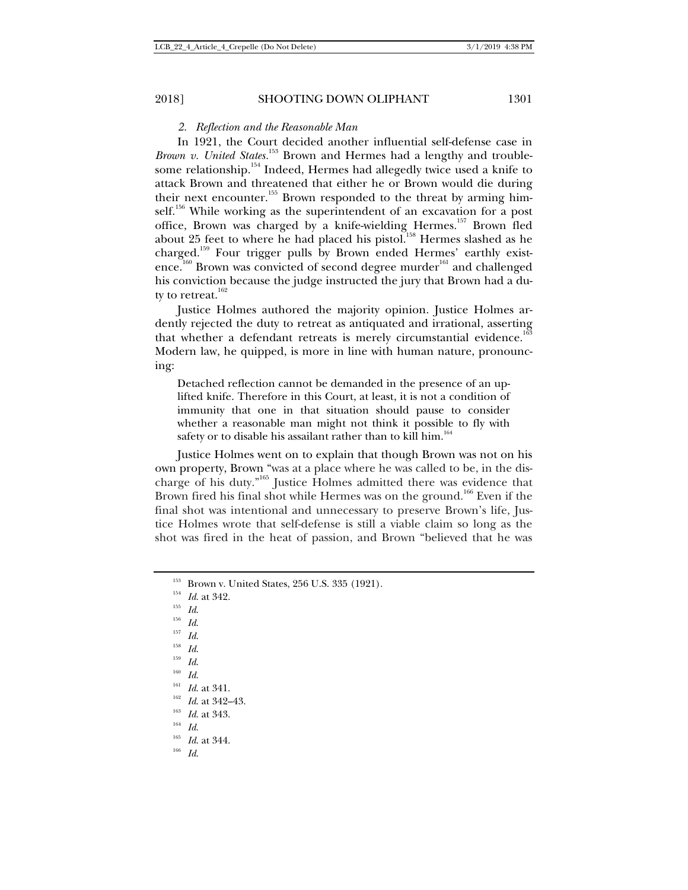### 2. *Reflection and the Reasonable Man*

In 1921, the Court decided another influential self-defense case in *Brown v. United States*.[153] Brown and Hermes had a lengthy and troublesome relationship.[154] Indeed, Hermes had allegedly twice used a knife to attack Brown and threatened that either he or Brown would die during their next encounter.[155] Brown responded to the threat by arming himself.[156] While working as the superintendent of an excavation for a post office, Brown was charged by a knife-wielding Hermes.[157] Brown fled about 25 feet to where he had placed his pistol.[158] Hermes slashed as he charged.[159] Four trigger pulls by Brown ended Hermes' earthly existence.[160] Brown was convicted of second degree murder[161] and challenged his conviction because the judge instructed the jury that Brown had a duty to retreat.[162]

Justice Holmes authored the majority opinion. Justice Holmes ardently rejected the duty to retreat as antiquated and irrational, asserting that whether a defendant retreats is merely circumstantial evidence.[163] Modern law, he quipped, is more in line with human nature, pronouncing:

> Detached reflection cannot be demanded in the presence of an uplifted knife. Therefore in this Court, at least, it is not a condition of immunity that one in that situation should pause to consider whether a reasonable man might not think it possible to fly with safety or to disable his assailant rather than to kill him.[164]

Justice Holmes went on to explain that though Brown was not on his own property, Brown "was at a place where he was called to be, in the discharge of his duty."[165] Justice Holmes admitted there was evidence that Brown fired his final shot while Hermes was on the ground.[166] Even if the final shot was intentional and unnecessary to preserve Brown's life, Justice Holmes wrote that self-defense is still a viable claim so long as the shot was fired in the heat of passion, and Brown "believed that he was

---

[153] Brown v. United States, 256 U.S. 335 (1921).

[154] *Id.* at 342.

[155] *Id.*

[156] *Id.*

[157] *Id.*

[158] *Id.*

[159] *Id.*

[160] *Id.*

[161] *Id.* at 341.

[162] *Id.* at 342–43.

[163] *Id.* at 343.

[164] *Id.*

[165] *Id.* at 344.

[166] *Id.*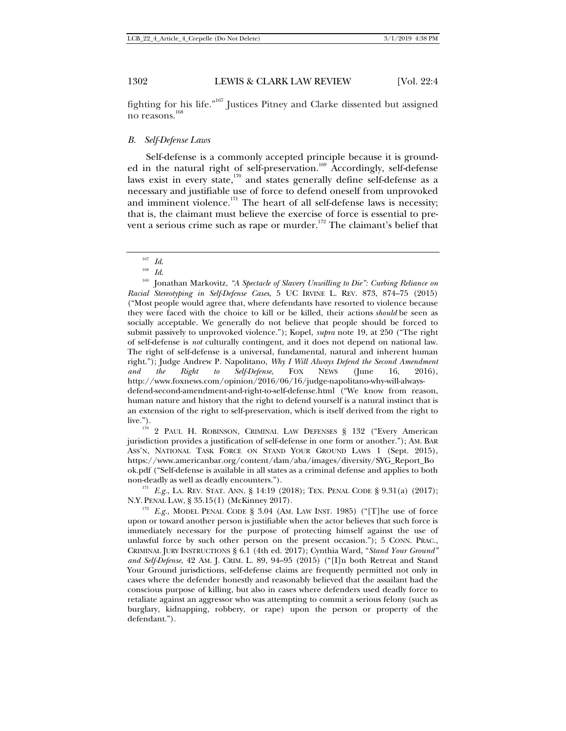fighting for his life."[167] Justices Pitney and Clarke dissented but assigned no reasons.[168]

### B. Self-Defense Laws

Self-defense is a commonly accepted principle because it is grounded in the natural right of self-preservation.[169] Accordingly, self-defense laws exist in every state,[170] and states generally define self-defense as a necessary and justifiable use of force to defend oneself from unprovoked and imminent violence.[171] The heart of all self-defense laws is necessity; that is, the claimant must believe the exercise of force is essential to prevent a serious crime such as rape or murder.[172] The claimant's belief that

---

[167] *Id.*

[168] *Id.*

[169] Jonathan Markovitz, *"A Spectacle of Slavery Unwilling to Die": Curbing Reliance on Racial Stereotyping in Self-Defense Cases*, 5 UC IRVINE L. REV. 873, 874–75 (2015) ("Most people would agree that, where defendants have resorted to violence because they were faced with the choice to kill or be killed, their actions *should* be seen as socially acceptable. We generally do not believe that people should be forced to submit passively to unprovoked violence."); Kopel, *supra* note 19, at 250 ("The right of self-defense is *not* culturally contingent, and it does not depend on national law. The right of self-defense is a universal, fundamental, natural and inherent human right."); Judge Andrew P. Napolitano, *Why I Will Always Defend the Second Amendment and the Right to Self-Defense*, FOX NEWS (June 16, 2016), http://www.foxnews.com/opinion/2016/06/16/judge-napolitano-why-will-always-defend-second-amendment-and-right-to-self-defense.html ("We know from reason, human nature and history that the right to defend yourself is a natural instinct that is an extension of the right to self-preservation, which is itself derived from the right to live.").

[170] 2 PAUL H. ROBINSON, CRIMINAL LAW DEFENSES § 132 ("Every American jurisdiction provides a justification of self-defense in one form or another."); AM. BAR ASS'N, NATIONAL TASK FORCE ON STAND YOUR GROUND LAWS 1 (Sept. 2015), https://www.americanbar.org/content/dam/aba/images/diversity/SYG_Report_Book.pdf ("Self-defense is available in all states as a criminal defense and applies to both non-deadly as well as deadly encounters.").

[171] *E.g.*, LA. REV. STAT. ANN. § 14:19 (2018); TEX. PENAL CODE § 9.31(a) (2017); N.Y. PENAL LAW, § 35.15(1) (McKinney 2017).

[172] *E.g.*, MODEL PENAL CODE § 3.04 (AM. LAW INST. 1985) ("[T]he use of force upon or toward another person is justifiable when the actor believes that such force is immediately necessary for the purpose of protecting himself against the use of unlawful force by such other person on the present occasion."); 5 CONN. PRAC., CRIMINAL JURY INSTRUCTIONS § 6.1 (4th ed. 2017); Cynthia Ward, "*Stand Your Ground" and Self-Defense*, 42 AM. J. CRIM. L. 89, 94–95 (2015) ("[I]n both Retreat and Stand Your Ground jurisdictions, self-defense claims are frequently permitted not only in cases where the defender honestly and reasonably believed that the assailant had the conscious purpose of killing, but also in cases where defenders used deadly force to retaliate against an aggressor who was attempting to commit a serious felony (such as burglary, kidnapping, robbery, or rape) upon the person or property of the defendant.").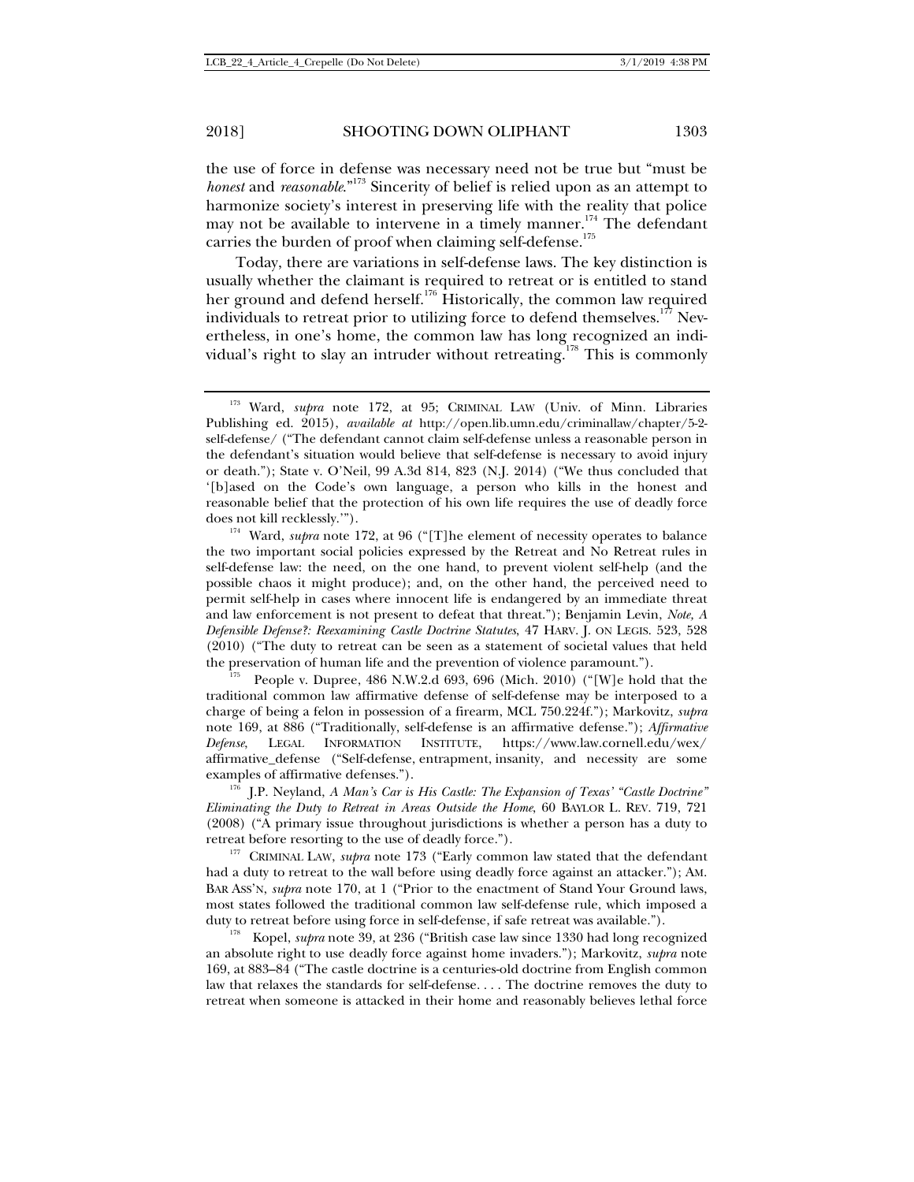the use of force in defense was necessary need not be true but "must be *honest* and *reasonable*."[173] Sincerity of belief is relied upon as an attempt to harmonize society's interest in preserving life with the reality that police may not be available to intervene in a timely manner.[174] The defendant carries the burden of proof when claiming self-defense.[175]

Today, there are variations in self-defense laws. The key distinction is usually whether the claimant is required to retreat or is entitled to stand her ground and defend herself.[176] Historically, the common law required individuals to retreat prior to utilizing force to defend themselves.[177] Nevertheless, in one's home, the common law has long recognized an individual's right to slay an intruder without retreating.[178] This is commonly

---

[173] Ward, *supra* note 172, at 95; CRIMINAL LAW (Univ. of Minn. Libraries Publishing ed. 2015), *available at* http://open.lib.umn.edu/criminallaw/chapter/5-2-self-defense/ ("The defendant cannot claim self-defense unless a reasonable person in the defendant's situation would believe that self-defense is necessary to avoid injury or death."); State v. O'Neil, 99 A.3d 814, 823 (N.J. 2014) ("We thus concluded that '[b]ased on the Code's own language, a person who kills in the honest and reasonable belief that the protection of his own life requires the use of deadly force does not kill recklessly.'").

[174] Ward, *supra* note 172, at 96 ("[T]he element of necessity operates to balance the two important social policies expressed by the Retreat and No Retreat rules in self-defense law: the need, on the one hand, to prevent violent self-help (and the possible chaos it might produce); and, on the other hand, the perceived need to permit self-help in cases where innocent life is endangered by an immediate threat and law enforcement is not present to defeat that threat."); Benjamin Levin, *Note, A Defensible Defense?: Reexamining Castle Doctrine Statutes*, 47 HARV. J. ON LEGIS. 523, 528 (2010) ("The duty to retreat can be seen as a statement of societal values that held the preservation of human life and the prevention of violence paramount.").

[175] People v. Dupree, 486 N.W.2.d 693, 696 (Mich. 2010) ("[W]e hold that the traditional common law affirmative defense of self-defense may be interposed to a charge of being a felon in possession of a firearm, MCL 750.224f."); Markovitz, *supra* note 169, at 886 ("Traditionally, self-defense is an affirmative defense."); *Affirmative Defense*, LEGAL INFORMATION INSTITUTE, https://www.law.cornell.edu/wex/affirmative_defense ("Self-defense, entrapment, insanity, and necessity are some examples of affirmative defenses.").

[176] J.P. Neyland, *A Man's Car is His Castle: The Expansion of Texas' "Castle Doctrine" Eliminating the Duty to Retreat in Areas Outside the Home*, 60 BAYLOR L. REV. 719, 721 (2008) ("A primary issue throughout jurisdictions is whether a person has a duty to retreat before resorting to the use of deadly force.").

[177] CRIMINAL LAW, *supra* note 173 ("Early common law stated that the defendant had a duty to retreat to the wall before using deadly force against an attacker."); AM. BAR ASS'N, *supra* note 170, at 1 ("Prior to the enactment of Stand Your Ground laws, most states followed the traditional common law self-defense rule, which imposed a duty to retreat before using force in self-defense, if safe retreat was available.").

[178] Kopel, *supra* note 39, at 236 ("British case law since 1330 had long recognized an absolute right to use deadly force against home invaders."); Markovitz, *supra* note 169, at 883–84 ("The castle doctrine is a centuries-old doctrine from English common law that relaxes the standards for self-defense. . . . The doctrine removes the duty to retreat when someone is attacked in their home and reasonably believes lethal force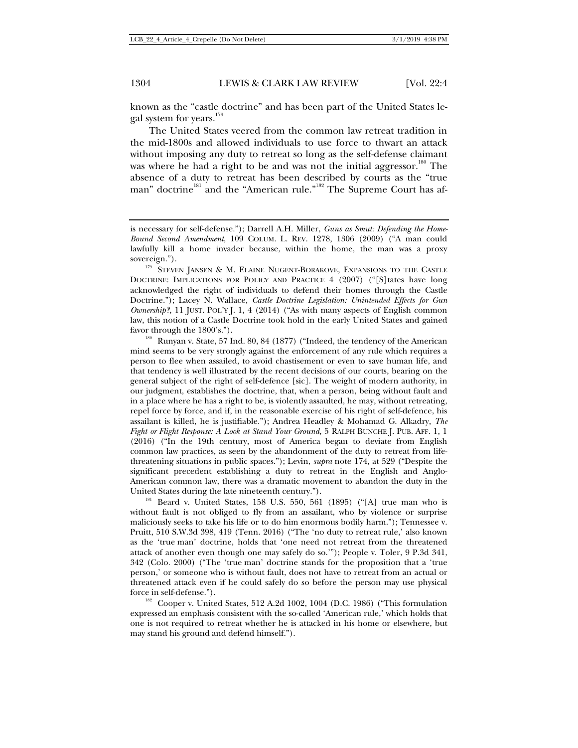known as the "castle doctrine" and has been part of the United States legal system for years.[179]

The United States veered from the common law retreat tradition in the mid-1800s and allowed individuals to use force to thwart an attack without imposing any duty to retreat so long as the self-defense claimant was where he had a right to be and was not the initial aggressor.[180] The absence of a duty to retreat has been described by courts as the "true man" doctrine[181] and the "American rule."[182] The Supreme Court has af-

---

is necessary for self-defense."); Darrell A.H. Miller, *Guns as Smut: Defending the Home-Bound Second Amendment*, 109 COLUM. L. REV. 1278, 1306 (2009) ("A man could lawfully kill a home invader because, within the home, the man was a proxy sovereign.").

[179] STEVEN JANSEN & M. ELAINE NUGENT-BORAKOVE, EXPANSIONS TO THE CASTLE DOCTRINE: IMPLICATIONS FOR POLICY AND PRACTICE 4 (2007) ("[S]tates have long acknowledged the right of individuals to defend their homes through the Castle Doctrine."); Lacey N. Wallace, *Castle Doctrine Legislation: Unintended Effects for Gun Ownership?*, 11 JUST. POL'Y J. 1, 4 (2014) ("As with many aspects of English common law, this notion of a Castle Doctrine took hold in the early United States and gained favor through the 1800's.").

[180] Runyan v. State, 57 Ind. 80, 84 (1877) ("Indeed, the tendency of the American mind seems to be very strongly against the enforcement of any rule which requires a person to flee when assailed, to avoid chastisement or even to save human life, and that tendency is well illustrated by the recent decisions of our courts, bearing on the general subject of the right of self-defence [sic]. The weight of modern authority, in our judgment, establishes the doctrine, that, when a person, being without fault and in a place where he has a right to be, is violently assaulted, he may, without retreating, repel force by force, and if, in the reasonable exercise of his right of self-defence, his assailant is killed, he is justifiable."); Andrea Headley & Mohamad G. Alkadry, *The Fight or Flight Response: A Look at Stand Your Ground*, 5 RALPH BUNCHE J. PUB. AFF. 1, 1 (2016) ("In the 19th century, most of America began to deviate from English common law practices, as seen by the abandonment of the duty to retreat from life-threatening situations in public spaces."); Levin, *supra* note 174, at 529 ("Despite the significant precedent establishing a duty to retreat in the English and Anglo-American common law, there was a dramatic movement to abandon the duty in the United States during the late nineteenth century.").

[181] Beard v. United States, 158 U.S. 550, 561 (1895) ("[A] true man who is without fault is not obliged to fly from an assailant, who by violence or surprise maliciously seeks to take his life or to do him enormous bodily harm."); Tennessee v. Pruitt, 510 S.W.3d 398, 419 (Tenn. 2016) ("The 'no duty to retreat rule,' also known as the 'true man' doctrine, holds that 'one need not retreat from the threatened attack of another even though one may safely do so.'"); People v. Toler, 9 P.3d 341, 342 (Colo. 2000) ("The 'true man' doctrine stands for the proposition that a 'true person,' or someone who is without fault, does not have to retreat from an actual or threatened attack even if he could safely do so before the person may use physical force in self-defense.").

[182] Cooper v. United States, 512 A.2d 1002, 1004 (D.C. 1986) ("This formulation expressed an emphasis consistent with the so-called 'American rule,' which holds that one is not required to retreat whether he is attacked in his home or elsewhere, but may stand his ground and defend himself.").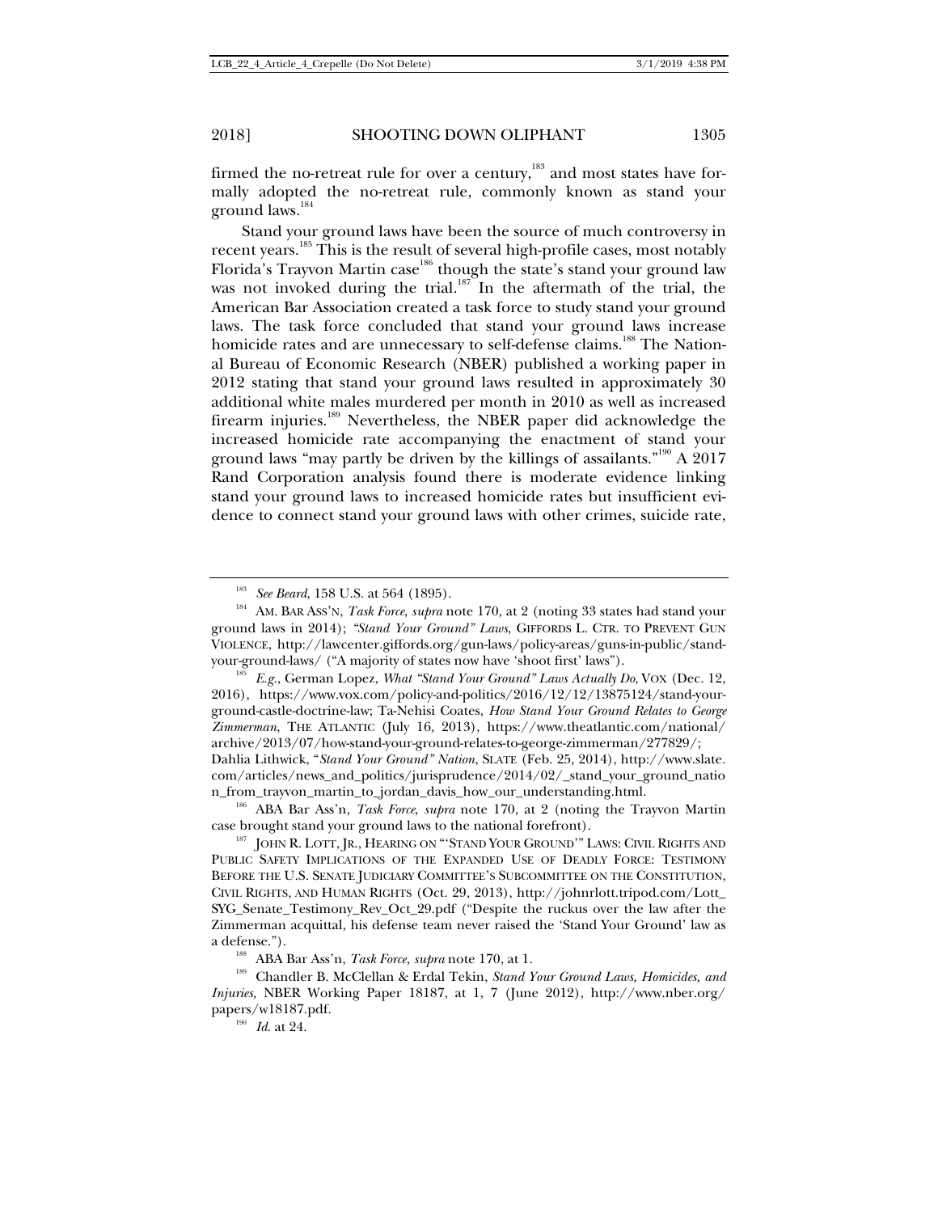firmed the no-retreat rule for over a century,[183] and most states have formally adopted the no-retreat rule, commonly known as stand your ground laws.[184]

Stand your ground laws have been the source of much controversy in recent years.[185] This is the result of several high-profile cases, most notably Florida's Trayvon Martin case[186] though the state's stand your ground law was not invoked during the trial.[187] In the aftermath of the trial, the American Bar Association created a task force to study stand your ground laws. The task force concluded that stand your ground laws increase homicide rates and are unnecessary to self-defense claims.[188] The National Bureau of Economic Research (NBER) published a working paper in 2012 stating that stand your ground laws resulted in approximately 30 additional white males murdered per month in 2010 as well as increased firearm injuries.[189] Nevertheless, the NBER paper did acknowledge the increased homicide rate accompanying the enactment of stand your ground laws "may partly be driven by the killings of assailants."[190] A 2017 Rand Corporation analysis found there is moderate evidence linking stand your ground laws to increased homicide rates but insufficient evidence to connect stand your ground laws with other crimes, suicide rate,

---

[183] *See Beard*, 158 U.S. at 564 (1895).

[184] AM. BAR ASS'N, *Task Force*, *supra* note 170, at 2 (noting 33 states had stand your ground laws in 2014); *"Stand Your Ground" Laws*, GIFFORDS L. CTR. TO PREVENT GUN VIOLENCE, http://lawcenter.giffords.org/gun-laws/policy-areas/guns-in-public/stand-your-ground-laws/ ("A majority of states now have 'shoot first' laws").

[185] *E.g.*, German Lopez, *What "Stand Your Ground" Laws Actually Do*, VOX (Dec. 12, 2016), https://www.vox.com/policy-and-politics/2016/12/12/13875124/stand-your-ground-castle-doctrine-law; Ta-Nehisi Coates, *How Stand Your Ground Relates to George Zimmerman*, THE ATLANTIC (July 16, 2013), https://www.theatlantic.com/national/archive/2013/07/how-stand-your-ground-relates-to-george-zimmerman/277829/; Dahlia Lithwick, "*Stand Your Ground" Nation*, SLATE (Feb. 25, 2014), http://www.slate.com/articles/news_and_politics/jurisprudence/2014/02/_stand_your_ground_nation_from_trayvon_martin_to_jordan_davis_how_our_understanding.html.

[186] ABA Bar Ass'n, *Task Force*, *supra* note 170, at 2 (noting the Trayvon Martin case brought stand your ground laws to the national forefront).

[187] JOHN R. LOTT, JR., HEARING ON "'STAND YOUR GROUND'" LAWS: CIVIL RIGHTS AND PUBLIC SAFETY IMPLICATIONS OF THE EXPANDED USE OF DEADLY FORCE: TESTIMONY BEFORE THE U.S. SENATE JUDICIARY COMMITTEE'S SUBCOMMITTEE ON THE CONSTITUTION, CIVIL RIGHTS, AND HUMAN RIGHTS (Oct. 29, 2013), http://johnrlott.tripod.com/Lott_SYG_Senate_Testimony_Rev_Oct_29.pdf ("Despite the ruckus over the law after the Zimmerman acquittal, his defense team never raised the 'Stand Your Ground' law as a defense.").

[188] ABA Bar Ass'n, *Task Force*, *supra* note 170, at 1.

[189] Chandler B. McClellan & Erdal Tekin, *Stand Your Ground Laws, Homicides, and Injuries*, NBER Working Paper 18187, at 1, 7 (June 2012), http://www.nber.org/papers/w18187.pdf.

[190] *Id.* at 24.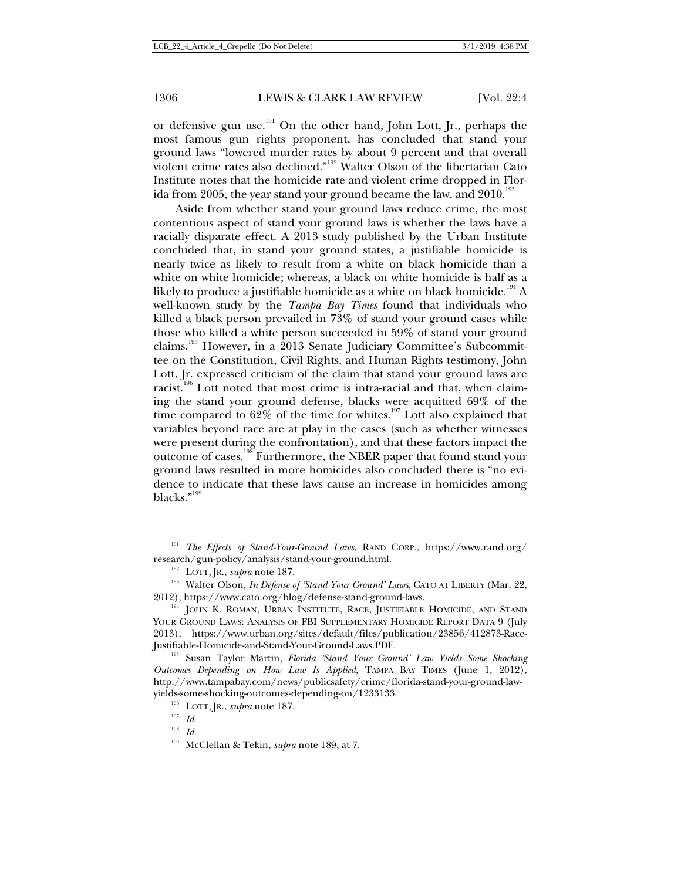or defensive gun use.[191] On the other hand, John Lott, Jr., perhaps the most famous gun rights proponent, has concluded that stand your ground laws "lowered murder rates by about 9 percent and that overall violent crime rates also declined."[192] Walter Olson of the libertarian Cato Institute notes that the homicide rate and violent crime dropped in Florida from 2005, the year stand your ground became the law, and 2010.[193]

Aside from whether stand your ground laws reduce crime, the most contentious aspect of stand your ground laws is whether the laws have a racially disparate effect. A 2013 study published by the Urban Institute concluded that, in stand your ground states, a justifiable homicide is nearly twice as likely to result from a white on black homicide than a white on white homicide; whereas, a black on white homicide is half as a likely to produce a justifiable homicide as a white on black homicide.[194] A well-known study by the *Tampa Bay Times* found that individuals who killed a black person prevailed in 73% of stand your ground cases while those who killed a white person succeeded in 59% of stand your ground claims.[195] However, in a 2013 Senate Judiciary Committee's Subcommittee on the Constitution, Civil Rights, and Human Rights testimony, John Lott, Jr. expressed criticism of the claim that stand your ground laws are racist.[196] Lott noted that most crime is intra-racial and that, when claiming the stand your ground defense, blacks were acquitted 69% of the time compared to 62% of the time for whites.[197] Lott also explained that variables beyond race are at play in the cases (such as whether witnesses were present during the confrontation), and that these factors impact the outcome of cases.[198] Furthermore, the NBER paper that found stand your ground laws resulted in more homicides also concluded there is "no evidence to indicate that these laws cause an increase in homicides among blacks."[199]

---

[191] *The Effects of Stand-Your-Ground Laws*, RAND CORP., https://www.rand.org/research/gun-policy/analysis/stand-your-ground.html.

[192] LOTT, JR., *supra* note 187.

[193] Walter Olson, *In Defense of 'Stand Your Ground' Laws*, CATO AT LIBERTY (Mar. 22, 2012), https://www.cato.org/blog/defense-stand-ground-laws.

[194] JOHN K. ROMAN, URBAN INSTITUTE, RACE, JUSTIFIABLE HOMICIDE, AND STAND YOUR GROUND LAWS: ANALYSIS OF FBI SUPPLEMENTARY HOMICIDE REPORT DATA 9 (July 2013), https://www.urban.org/sites/default/files/publication/23856/412873-Race-Justifiable-Homicide-and-Stand-Your-Ground-Laws.PDF.

[195] Susan Taylor Martin, *Florida 'Stand Your Ground' Law Yields Some Shocking Outcomes Depending on How Law Is Applied*, TAMPA BAY TIMES (June 1, 2012), http://www.tampabay.com/news/publicsafety/crime/florida-stand-your-ground-law-yields-some-shocking-outcomes-depending-on/1233133.

[196] LOTT, JR., *supra* note 187.

[197] *Id.*

[198] *Id.*

[199] McClellan & Tekin, *supra* note 189, at 7.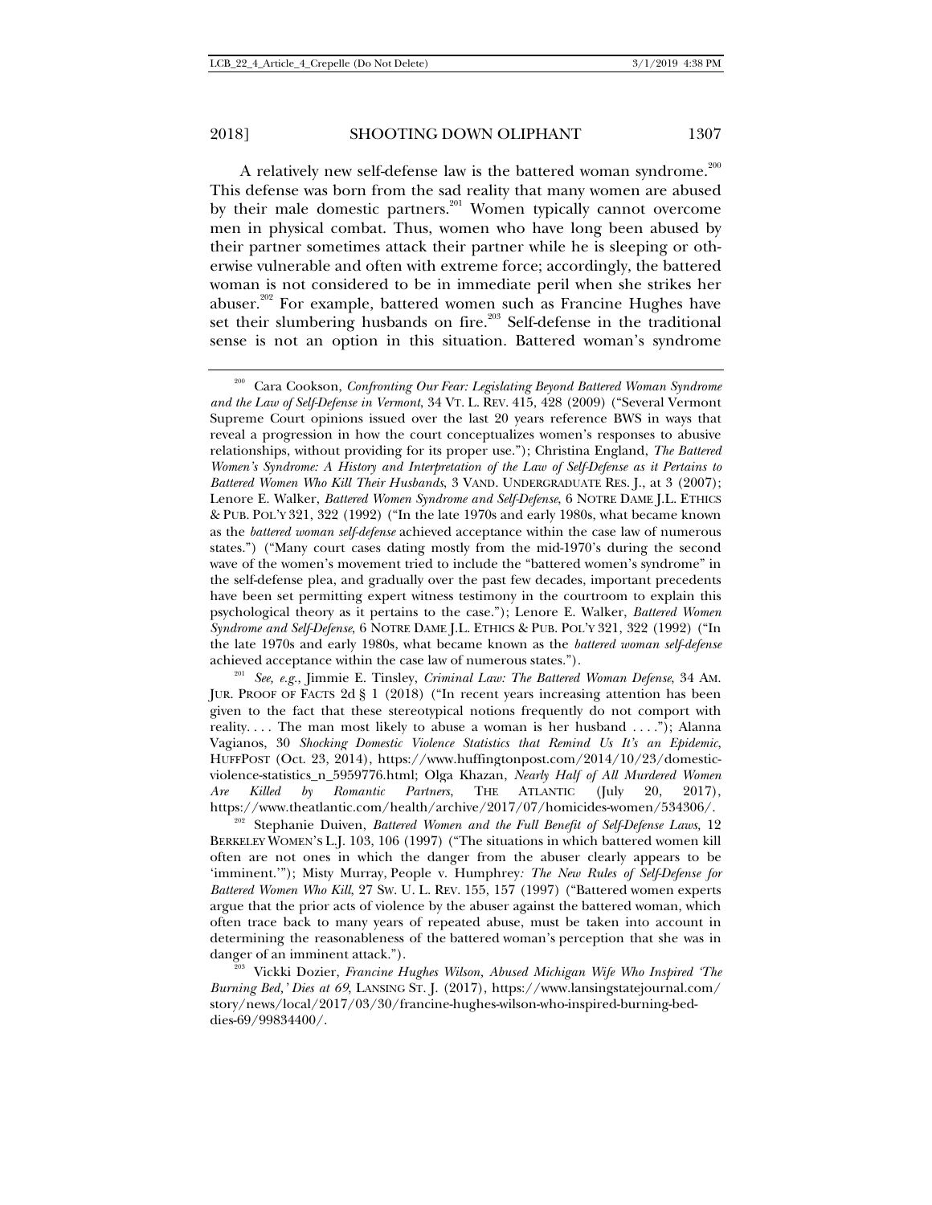A relatively new self-defense law is the battered woman syndrome.[200] This defense was born from the sad reality that many women are abused by their male domestic partners.[201] Women typically cannot overcome men in physical combat. Thus, women who have long been abused by their partner sometimes attack their partner while he is sleeping or otherwise vulnerable and often with extreme force; accordingly, the battered woman is not considered to be in immediate peril when she strikes her abuser.[202] For example, battered women such as Francine Hughes have set their slumbering husbands on fire.[203] Self-defense in the traditional sense is not an option in this situation. Battered woman's syndrome

---

[200] Cara Cookson, *Confronting Our Fear: Legislating Beyond Battered Woman Syndrome and the Law of Self-Defense in Vermont*, 34 VT. L. REV. 415, 428 (2009) ("Several Vermont Supreme Court opinions issued over the last 20 years reference BWS in ways that reveal a progression in how the court conceptualizes women's responses to abusive relationships, without providing for its proper use."); Christina England, *The Battered Women's Syndrome: A History and Interpretation of the Law of Self-Defense as it Pertains to Battered Women Who Kill Their Husbands*, 3 VAND. UNDERGRADUATE RES. J., at 3 (2007); Lenore E. Walker, *Battered Women Syndrome and Self-Defense*, 6 NOTRE DAME J.L. ETHICS & PUB. POL'Y 321, 322 (1992) ("In the late 1970s and early 1980s, what became known as the *battered woman self-defense* achieved acceptance within the case law of numerous states.") ("Many court cases dating mostly from the mid-1970's during the second wave of the women's movement tried to include the "battered women's syndrome" in the self-defense plea, and gradually over the past few decades, important precedents have been set permitting expert witness testimony in the courtroom to explain this psychological theory as it pertains to the case."); Lenore E. Walker, *Battered Women Syndrome and Self-Defense*, 6 NOTRE DAME J.L. ETHICS & PUB. POL'Y 321, 322 (1992) ("In the late 1970s and early 1980s, what became known as the *battered woman self-defense* achieved acceptance within the case law of numerous states.").

[201] *See, e.g.*, Jimmie E. Tinsley, *Criminal Law: The Battered Woman Defense*, 34 AM. JUR. PROOF OF FACTS 2d § 1 (2018) ("In recent years increasing attention has been given to the fact that these stereotypical notions frequently do not comport with reality. . . . The man most likely to abuse a woman is her husband . . . ."); Alanna Vagianos, 30 *Shocking Domestic Violence Statistics that Remind Us It's an Epidemic*, HUFFPOST (Oct. 23, 2014), https://www.huffingtonpost.com/2014/10/23/domestic-violence-statistics_n_5959776.html; Olga Khazan, *Nearly Half of All Murdered Women Are Killed by Romantic Partners*, THE ATLANTIC (July 20, 2017), https://www.theatlantic.com/health/archive/2017/07/homicides-women/534306/.

[202] Stephanie Duiven, *Battered Women and the Full Benefit of Self-Defense Laws*, 12 BERKELEY WOMEN'S L.J. 103, 106 (1997) ("The situations in which battered women kill often are not ones in which the danger from the abuser clearly appears to be 'imminent.'"); Misty Murray, People v. Humphrey*: The New Rules of Self-Defense for Battered Women Who Kill*, 27 SW. U. L. REV. 155, 157 (1997) ("Battered women experts argue that the prior acts of violence by the abuser against the battered woman, which often trace back to many years of repeated abuse, must be taken into account in determining the reasonableness of the battered woman's perception that she was in danger of an imminent attack.").

[203] Vickki Dozier, *Francine Hughes Wilson, Abused Michigan Wife Who Inspired 'The Burning Bed,' Dies at 69*, LANSING ST. J. (2017), https://www.lansingstatejournal.com/story/news/local/2017/03/30/francine-hughes-wilson-who-inspired-burning-bed-dies-69/99834400/.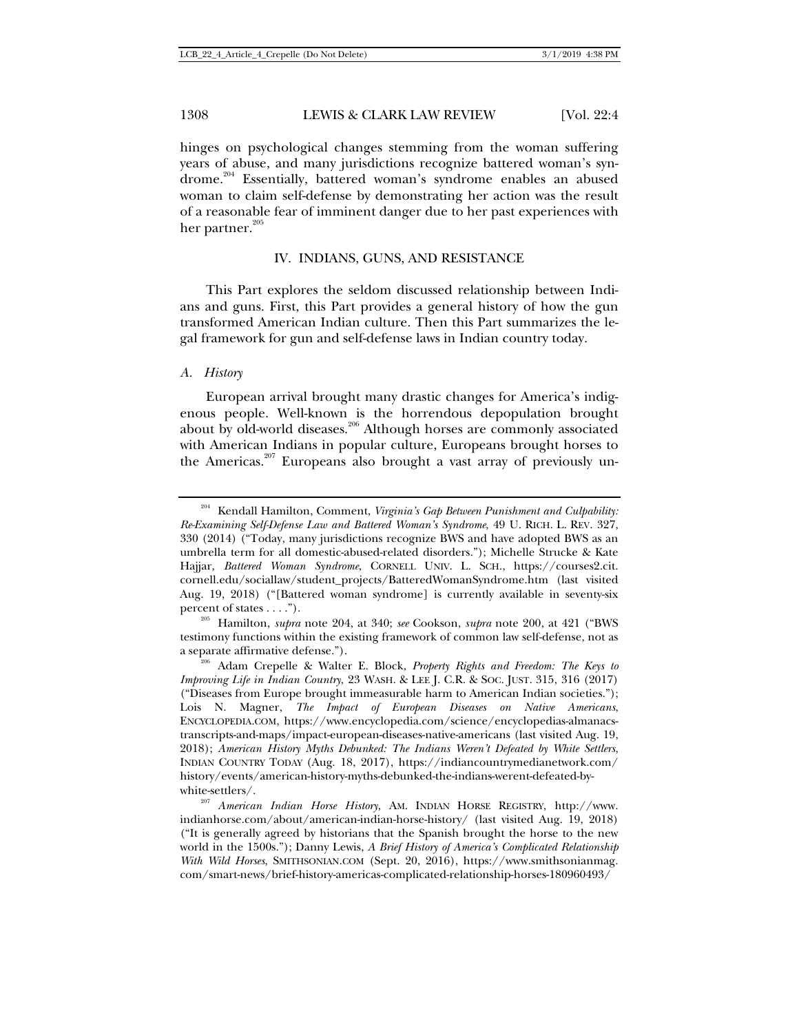hinges on psychological changes stemming from the woman suffering years of abuse, and many jurisdictions recognize battered woman's syndrome.[204] Essentially, battered woman's syndrome enables an abused woman to claim self-defense by demonstrating her action was the result of a reasonable fear of imminent danger due to her past experiences with her partner.[205]

## IV. INDIANS, GUNS, AND RESISTANCE

This Part explores the seldom discussed relationship between Indians and guns. First, this Part provides a general history of how the gun transformed American Indian culture. Then this Part summarizes the legal framework for gun and self-defense laws in Indian country today.

### *A. History*

European arrival brought many drastic changes for America's indigenous people. Well-known is the horrendous depopulation brought about by old-world diseases.[206] Although horses are commonly associated with American Indians in popular culture, Europeans brought horses to the Americas.[207] Europeans also brought a vast array of previously un-

---

[204] Kendall Hamilton, Comment, *Virginia's Gap Between Punishment and Culpability: Re-Examining Self-Defense Law and Battered Woman's Syndrome*, 49 U. RICH. L. REV. 327, 330 (2014) ("Today, many jurisdictions recognize BWS and have adopted BWS as an umbrella term for all domestic-abused-related disorders."); Michelle Strucke & Kate Hajjar, *Battered Woman Syndrome*, CORNELL UNIV. L. SCH., https://courses2.cit.cornell.edu/sociallaw/student_projects/BatteredWomanSyndrome.htm (last visited Aug. 19, 2018) ("[Battered woman syndrome] is currently available in seventy-six percent of states . . . .").

[205] Hamilton, *supra* note 204, at 340; *see* Cookson, *supra* note 200, at 421 ("BWS testimony functions within the existing framework of common law self-defense, not as a separate affirmative defense.").

[206] Adam Crepelle & Walter E. Block, *Property Rights and Freedom: The Keys to Improving Life in Indian Country*, 23 WASH. & LEE J. C.R. & SOC. JUST. 315, 316 (2017) ("Diseases from Europe brought immeasurable harm to American Indian societies."); Lois N. Magner, *The Impact of European Diseases on Native Americans*, ENCYCLOPEDIA.COM, https://www.encyclopedia.com/science/encyclopedias-almanacs-transcripts-and-maps/impact-european-diseases-native-americans (last visited Aug. 19, 2018); *American History Myths Debunked: The Indians Weren't Defeated by White Settlers*, INDIAN COUNTRY TODAY (Aug. 18, 2017), https://indiancountrymedianetwork.com/history/events/american-history-myths-debunked-the-indians-werent-defeated-by-white-settlers/.

[207] *American Indian Horse History*, AM. INDIAN HORSE REGISTRY, http://www.indianhorse.com/about/american-indian-horse-history/ (last visited Aug. 19, 2018) ("It is generally agreed by historians that the Spanish brought the horse to the new world in the 1500s."); Danny Lewis, *A Brief History of America's Complicated Relationship With Wild Horses*, SMITHSONIAN.COM (Sept. 20, 2016), https://www.smithsonianmag.com/smart-news/brief-history-americas-complicated-relationship-horses-180960493/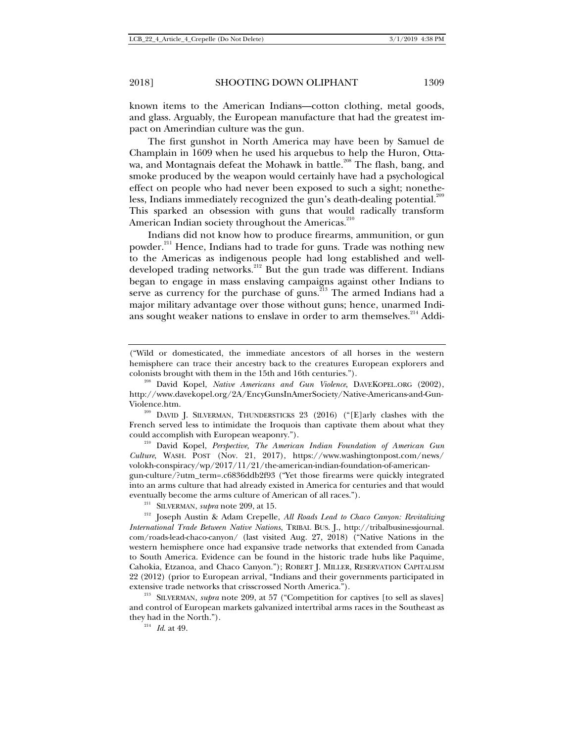known items to the American Indians—cotton clothing, metal goods, and glass. Arguably, the European manufacture that had the greatest impact on Amerindian culture was the gun.

The first gunshot in North America may have been by Samuel de Champlain in 1609 when he used his arquebus to help the Huron, Ottawa, and Montagnais defeat the Mohawk in battle.[208] The flash, bang, and smoke produced by the weapon would certainly have had a psychological effect on people who had never been exposed to such a sight; nonetheless, Indians immediately recognized the gun's death-dealing potential.[209] This sparked an obsession with guns that would radically transform American Indian society throughout the Americas.[210]

Indians did not know how to produce firearms, ammunition, or gun powder.[211] Hence, Indians had to trade for guns. Trade was nothing new to the Americas as indigenous people had long established and well-developed trading networks.[212] But the gun trade was different. Indians began to engage in mass enslaving campaigns against other Indians to serve as currency for the purchase of guns.[213] The armed Indians had a major military advantage over those without guns; hence, unarmed Indians sought weaker nations to enslave in order to arm themselves.[214] Addi-

---

("Wild or domesticated, the immediate ancestors of all horses in the western hemisphere can trace their ancestry back to the creatures European explorers and colonists brought with them in the 15th and 16th centuries.").

[208] David Kopel, *Native Americans and Gun Violence*, DAVEKOPEL.ORG (2002), http://www.davekopel.org/2A/EncyGunsInAmerSociety/Native-Americans-and-Gun-Violence.htm.

[209] DAVID J. SILVERMAN, THUNDERSTICKS 23 (2016) ("[E]arly clashes with the French served less to intimidate the Iroquois than captivate them about what they could accomplish with European weaponry.").

[210] David Kopel, *Perspective, The American Indian Foundation of American Gun Culture*, WASH. POST (Nov. 21, 2017), https://www.washingtonpost.com/news/volokh-conspiracy/wp/2017/11/21/the-american-indian-foundation-of-american-gun-culture/?utm_term=.c6836ddb2f93 ("Yet those firearms were quickly integrated into an arms culture that had already existed in America for centuries and that would eventually become the arms culture of American of all races.").

[211] SILVERMAN, *supra* note 209, at 15.

[212] Joseph Austin & Adam Crepelle, *All Roads Lead to Chaco Canyon: Revitalizing International Trade Between Native Nations*, TRIBAL BUS. J., http://tribalbusinessjournal.com/roads-lead-chaco-canyon/ (last visited Aug. 27, 2018) ("Native Nations in the western hemisphere once had expansive trade networks that extended from Canada to South America. Evidence can be found in the historic trade hubs like Paquime, Cahokia, Etzanoa, and Chaco Canyon."); ROBERT J. MILLER, RESERVATION CAPITALISM 22 (2012) (prior to European arrival, "Indians and their governments participated in extensive trade networks that crisscrossed North America.").

[213] SILVERMAN, *supra* note 209, at 57 ("Competition for captives [to sell as slaves] and control of European markets galvanized intertribal arms races in the Southeast as they had in the North.").

[214] *Id.* at 49.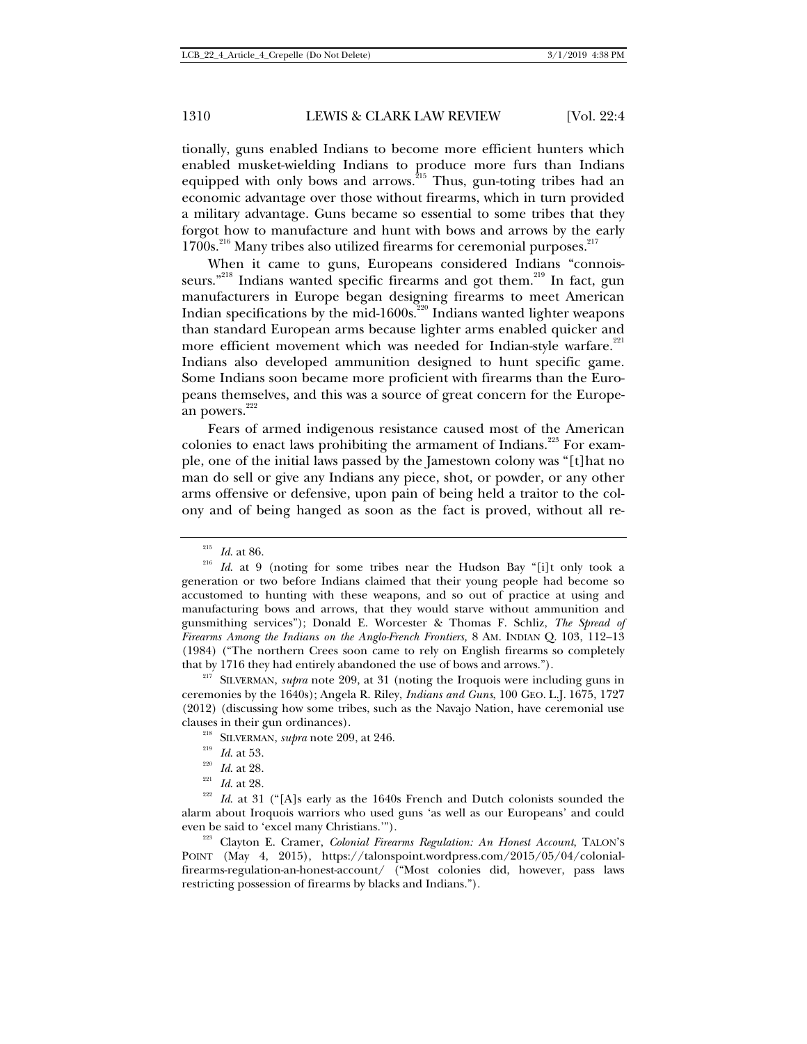tionally, guns enabled Indians to become more efficient hunters which enabled musket-wielding Indians to produce more furs than Indians equipped with only bows and arrows.[215] Thus, gun-toting tribes had an economic advantage over those without firearms, which in turn provided a military advantage. Guns became so essential to some tribes that they forgot how to manufacture and hunt with bows and arrows by the early 1700s.[216] Many tribes also utilized firearms for ceremonial purposes.[217]

When it came to guns, Europeans considered Indians "connoisseurs."[218] Indians wanted specific firearms and got them.[219] In fact, gun manufacturers in Europe began designing firearms to meet American Indian specifications by the mid-1600s.[220] Indians wanted lighter weapons than standard European arms because lighter arms enabled quicker and more efficient movement which was needed for Indian-style warfare.[221] Indians also developed ammunition designed to hunt specific game. Some Indians soon became more proficient with firearms than the Europeans themselves, and this was a source of great concern for the European powers.[222]

Fears of armed indigenous resistance caused most of the American colonies to enact laws prohibiting the armament of Indians.[223] For example, one of the initial laws passed by the Jamestown colony was "[t]hat no man do sell or give any Indians any piece, shot, or powder, or any other arms offensive or defensive, upon pain of being held a traitor to the colony and of being hanged as soon as the fact is proved, without all re-

---

[215] *Id.* at 86.

[216] *Id.* at 9 (noting for some tribes near the Hudson Bay "[i]t only took a generation or two before Indians claimed that their young people had become so accustomed to hunting with these weapons, and so out of practice at using and manufacturing bows and arrows, that they would starve without ammunition and gunsmithing services"); Donald E. Worcester & Thomas F. Schliz, *The Spread of Firearms Among the Indians on the Anglo-French Frontiers,* 8 AM. INDIAN Q. 103, 112–13 (1984) ("The northern Crees soon came to rely on English firearms so completely that by 1716 they had entirely abandoned the use of bows and arrows.").

[217] SILVERMAN, *supra* note 209, at 31 (noting the Iroquois were including guns in ceremonies by the 1640s); Angela R. Riley, *Indians and Guns*, 100 GEO. L.J. 1675, 1727 (2012) (discussing how some tribes, such as the Navajo Nation, have ceremonial use clauses in their gun ordinances).

[218] SILVERMAN, *supra* note 209, at 246.

[219] *Id.* at 53.

[220] *Id.* at 28.

[221] *Id.* at 28.

[222] *Id.* at 31 ("[A]s early as the 1640s French and Dutch colonists sounded the alarm about Iroquois warriors who used guns 'as well as our Europeans' and could even be said to 'excel many Christians.'").

[223] Clayton E. Cramer, *Colonial Firearms Regulation: An Honest Account*, TALON'S POINT (May 4, 2015), https://talonspoint.wordpress.com/2015/05/04/colonial-firearms-regulation-an-honest-account/ ("Most colonies did, however, pass laws restricting possession of firearms by blacks and Indians.").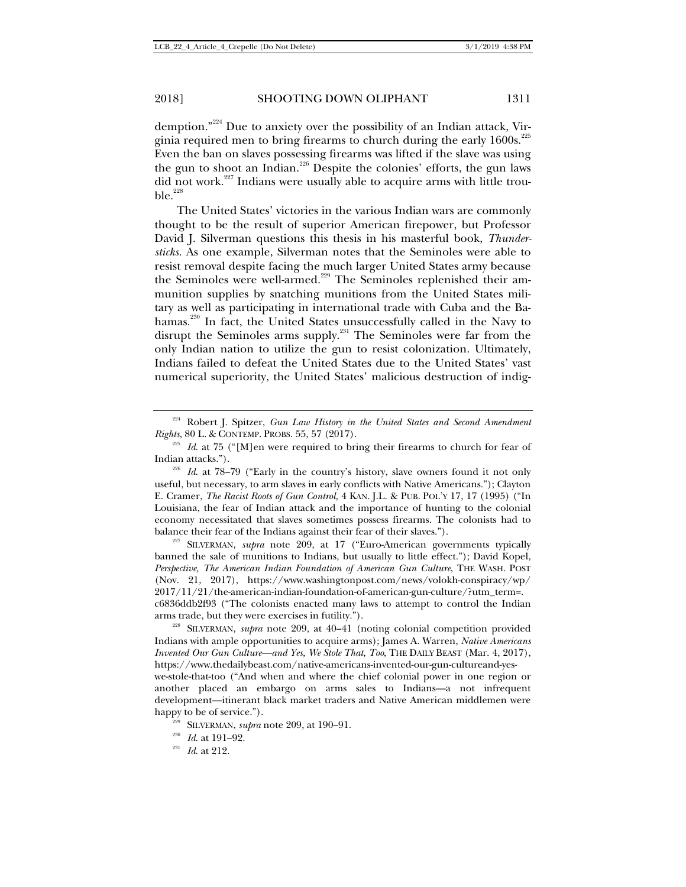demption."[224] Due to anxiety over the possibility of an Indian attack, Virginia required men to bring firearms to church during the early 1600s.[225] Even the ban on slaves possessing firearms was lifted if the slave was using the gun to shoot an Indian.[226] Despite the colonies' efforts, the gun laws did not work.[227] Indians were usually able to acquire arms with little trouble.[228]

The United States' victories in the various Indian wars are commonly thought to be the result of superior American firepower, but Professor David J. Silverman questions this thesis in his masterful book, *Thundersticks*. As one example, Silverman notes that the Seminoles were able to resist removal despite facing the much larger United States army because the Seminoles were well-armed.[229] The Seminoles replenished their ammunition supplies by snatching munitions from the United States military as well as participating in international trade with Cuba and the Bahamas.[230] In fact, the United States unsuccessfully called in the Navy to disrupt the Seminoles arms supply.[231] The Seminoles were far from the only Indian nation to utilize the gun to resist colonization. Ultimately, Indians failed to defeat the United States due to the United States' vast numerical superiority, the United States' malicious destruction of indig-

---

[224] Robert J. Spitzer, *Gun Law History in the United States and Second Amendment Rights*, 80 L. & CONTEMP. PROBS. 55, 57 (2017).

[225] *Id.* at 75 ("[M]en were required to bring their firearms to church for fear of Indian attacks.").

[226] *Id.* at 78–79 ("Early in the country's history, slave owners found it not only useful, but necessary, to arm slaves in early conflicts with Native Americans."); Clayton E. Cramer, *The Racist Roots of Gun Control,* 4 KAN. J.L. & PUB. POL'Y 17, 17 (1995) ("In Louisiana, the fear of Indian attack and the importance of hunting to the colonial economy necessitated that slaves sometimes possess firearms. The colonists had to balance their fear of the Indians against their fear of their slaves.").

[227] SILVERMAN, *supra* note 209, at 17 ("Euro-American governments typically banned the sale of munitions to Indians, but usually to little effect."); David Kopel, *Perspective, The American Indian Foundation of American Gun Culture*, THE WASH. POST (Nov. 21, 2017), https://www.washingtonpost.com/news/volokh-conspiracy/wp/2017/11/21/the-american-indian-foundation-of-american-gun-culture/?utm_term=.c6836ddb2f93 ("The colonists enacted many laws to attempt to control the Indian arms trade, but they were exercises in futility.").

[228] SILVERMAN, *supra* note 209, at 40–41 (noting colonial competition provided Indians with ample opportunities to acquire arms); James A. Warren, *Native Americans Invented Our Gun Culture—and Yes, We Stole That, Too*, THE DAILY BEAST (Mar. 4, 2017), https://www.thedailybeast.com/native-americans-invented-our-gun-cultureand-yes-we-stole-that-too ("And when and where the chief colonial power in one region or another placed an embargo on arms sales to Indians—a not infrequent development—itinerant black market traders and Native American middlemen were happy to be of service.").

[229] SILVERMAN, *supra* note 209, at 190–91.

[230] *Id.* at 191–92.

[231] *Id.* at 212.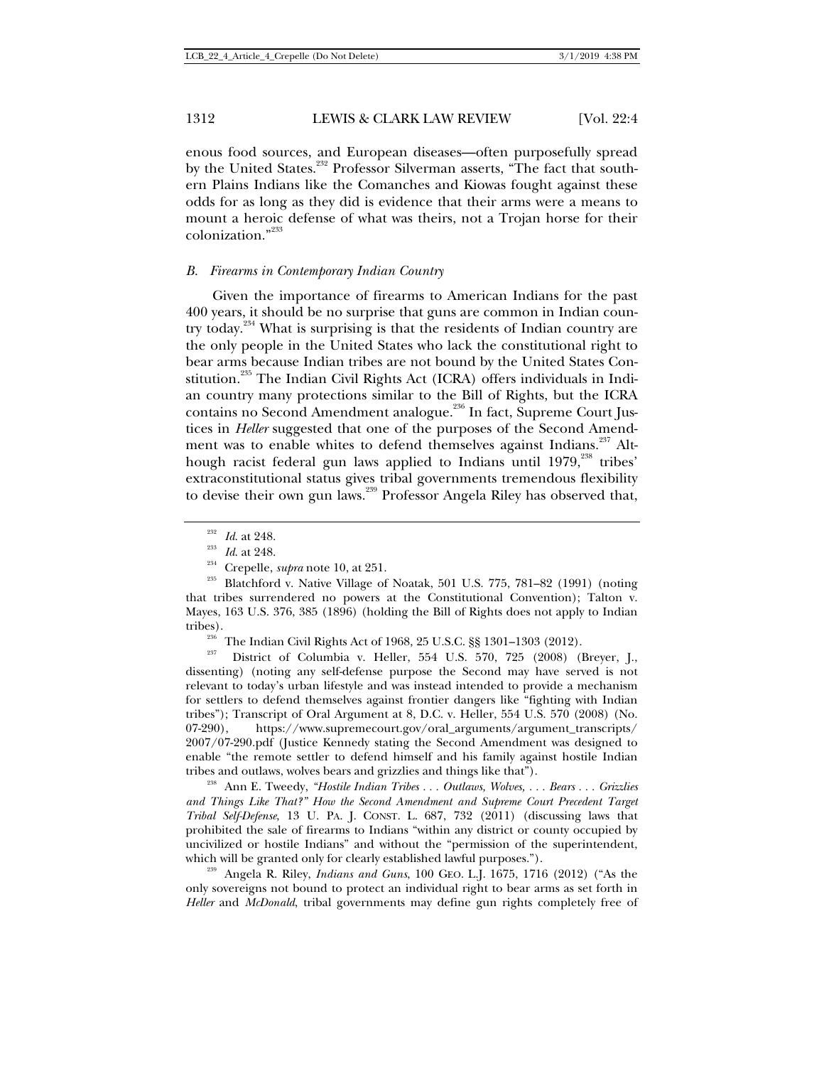enous food sources, and European diseases—often purposefully spread by the United States.[232] Professor Silverman asserts, "The fact that southern Plains Indians like the Comanches and Kiowas fought against these odds for as long as they did is evidence that their arms were a means to mount a heroic defense of what was theirs, not a Trojan horse for their colonization."[233]

### *B. Firearms in Contemporary Indian Country*

Given the importance of firearms to American Indians for the past 400 years, it should be no surprise that guns are common in Indian country today.[234] What is surprising is that the residents of Indian country are the only people in the United States who lack the constitutional right to bear arms because Indian tribes are not bound by the United States Constitution.[235] The Indian Civil Rights Act (ICRA) offers individuals in Indian country many protections similar to the Bill of Rights, but the ICRA contains no Second Amendment analogue.[236] In fact, Supreme Court Justices in *Heller* suggested that one of the purposes of the Second Amendment was to enable whites to defend themselves against Indians.[237] Although racist federal gun laws applied to Indians until 1979,[238] tribes' extraconstitutional status gives tribal governments tremendous flexibility to devise their own gun laws.[239] Professor Angela Riley has observed that,

---

[232] *Id.* at 248.

[233] *Id.* at 248.

[234] Crepelle, *supra* note 10, at 251.

[235] Blatchford v. Native Village of Noatak, 501 U.S. 775, 781–82 (1991) (noting that tribes surrendered no powers at the Constitutional Convention); Talton v. Mayes, 163 U.S. 376, 385 (1896) (holding the Bill of Rights does not apply to Indian tribes).

[236] The Indian Civil Rights Act of 1968, 25 U.S.C. §§ 1301–1303 (2012).

[237] District of Columbia v. Heller, 554 U.S. 570, 725 (2008) (Breyer, J., dissenting) (noting any self-defense purpose the Second may have served is not relevant to today's urban lifestyle and was instead intended to provide a mechanism for settlers to defend themselves against frontier dangers like "fighting with Indian tribes"); Transcript of Oral Argument at 8, D.C. v. Heller, 554 U.S. 570 (2008) (No. 07-290), https://www.supremecourt.gov/oral_arguments/argument_transcripts/2007/07-290.pdf (Justice Kennedy stating the Second Amendment was designed to enable "the remote settler to defend himself and his family against hostile Indian tribes and outlaws, wolves bears and grizzlies and things like that").

[238] Ann E. Tweedy, *"Hostile Indian Tribes . . . Outlaws, Wolves, . . . Bears . . . Grizzlies and Things Like That?" How the Second Amendment and Supreme Court Precedent Target Tribal Self-Defense*, 13 U. PA. J. CONST. L. 687, 732 (2011) (discussing laws that prohibited the sale of firearms to Indians "within any district or county occupied by uncivilized or hostile Indians" and without the "permission of the superintendent, which will be granted only for clearly established lawful purposes.").

[239] Angela R. Riley, *Indians and Guns*, 100 GEO. L.J. 1675, 1716 (2012) ("As the only sovereigns not bound to protect an individual right to bear arms as set forth in *Heller* and *McDonald*, tribal governments may define gun rights completely free of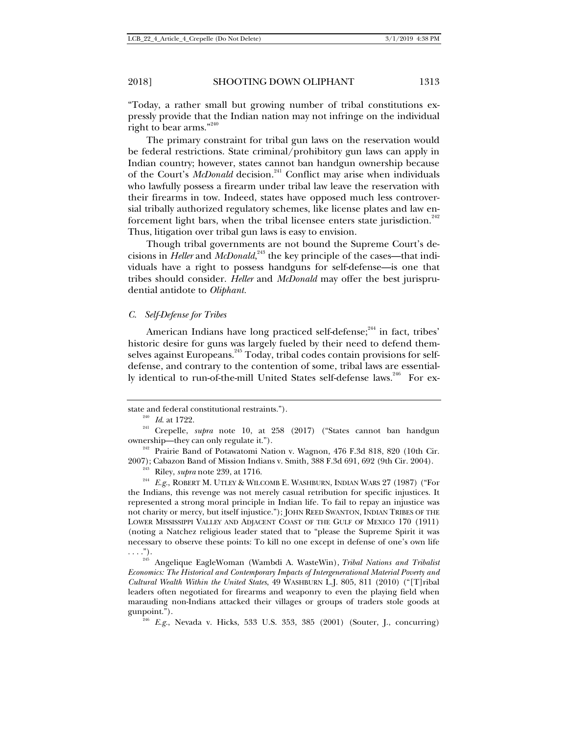"Today, a rather small but growing number of tribal constitutions expressly provide that the Indian nation may not infringe on the individual right to bear arms."[240]

The primary constraint for tribal gun laws on the reservation would be federal restrictions. State criminal/prohibitory gun laws can apply in Indian country; however, states cannot ban handgun ownership because of the Court's *McDonald* decision.[241] Conflict may arise when individuals who lawfully possess a firearm under tribal law leave the reservation with their firearms in tow. Indeed, states have opposed much less controversial tribally authorized regulatory schemes, like license plates and law enforcement light bars, when the tribal licensee enters state jurisdiction.[242] Thus, litigation over tribal gun laws is easy to envision.

Though tribal governments are not bound the Supreme Court's decisions in *Heller* and *McDonald*,[243] the key principle of the cases—that individuals have a right to possess handguns for self-defense—is one that tribes should consider. *Heller* and *McDonald* may offer the best jurisprudential antidote to *Oliphant*.

### *C. Self-Defense for Tribes*

American Indians have long practiced self-defense;[244] in fact, tribes' historic desire for guns was largely fueled by their need to defend themselves against Europeans.[245] Today, tribal codes contain provisions for self-defense, and contrary to the contention of some, tribal laws are essentially identical to run-of-the-mill United States self-defense laws.[246] For ex-

---

state and federal constitutional restraints.").

[240] *Id.* at 1722.

[241] Crepelle, *supra* note 10, at 258 (2017) ("States cannot ban handgun ownership—they can only regulate it.").

[242] Prairie Band of Potawatomi Nation v. Wagnon, 476 F.3d 818, 820 (10th Cir. 2007); Cabazon Band of Mission Indians v. Smith, 388 F.3d 691, 692 (9th Cir. 2004).

[243] Riley, *supra* note 239, at 1716.

[244] *E.g.*, ROBERT M. UTLEY & WILCOMB E. WASHBURN, INDIAN WARS 27 (1987) ("For the Indians, this revenge was not merely casual retribution for specific injustices. It represented a strong moral principle in Indian life. To fail to repay an injustice was not charity or mercy, but itself injustice."); JOHN REED SWANTON, INDIAN TRIBES OF THE LOWER MISSISSIPPI VALLEY AND ADJACENT COAST OF THE GULF OF MEXICO 170 (1911) (noting a Natchez religious leader stated that to "please the Supreme Spirit it was necessary to observe these points: To kill no one except in defense of one's own life . . . .").

[245] Angelique EagleWoman (Wambdi A. WasteWin), *Tribal Nations and Tribalist Economics: The Historical and Contemporary Impacts of Intergenerational Material Poverty and Cultural Wealth Within the United States*, 49 WASHBURN L.J. 805, 811 (2010) ("[T]ribal leaders often negotiated for firearms and weaponry to even the playing field when marauding non-Indians attacked their villages or groups of traders stole goods at gunpoint.").

[246] *E.g.*, Nevada v. Hicks, 533 U.S. 353, 385 (2001) (Souter, J., concurring)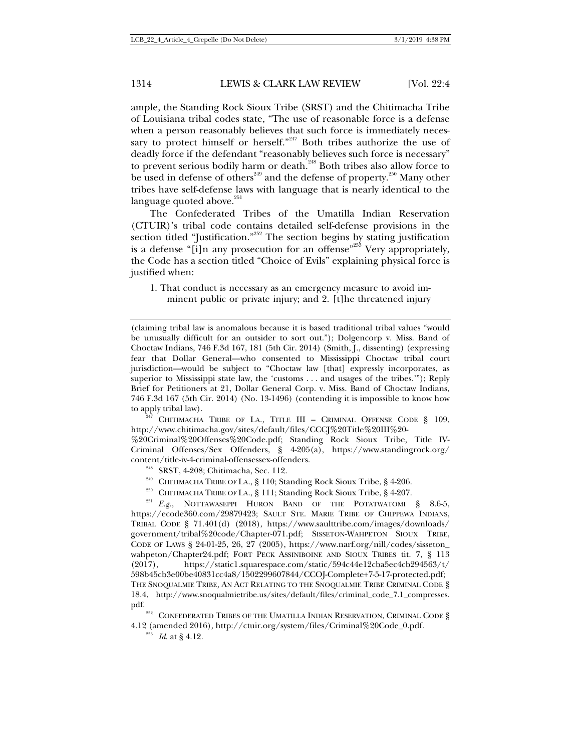ample, the Standing Rock Sioux Tribe (SRST) and the Chitimacha Tribe of Louisiana tribal codes state, "The use of reasonable force is a defense when a person reasonably believes that such force is immediately necessary to protect himself or herself."[247] Both tribes authorize the use of deadly force if the defendant "reasonably believes such force is necessary" to prevent serious bodily harm or death.[248] Both tribes also allow force to be used in defense of others[249] and the defense of property.[250] Many other tribes have self-defense laws with language that is nearly identical to the language quoted above.[251]

The Confederated Tribes of the Umatilla Indian Reservation (CTUIR)'s tribal code contains detailed self-defense provisions in the section titled "Justification."[252] The section begins by stating justification is a defense "[i]n any prosecution for an offense"[253] Very appropriately, the Code has a section titled "Choice of Evils" explaining physical force is justified when:

> 1. That conduct is necessary as an emergency measure to avoid imminent public or private injury; and 2. [t]he threatened injury

---

(claiming tribal law is anomalous because it is based traditional tribal values "would be unusually difficult for an outsider to sort out."); Dolgencorp v. Miss. Band of Choctaw Indians, 746 F.3d 167, 181 (5th Cir. 2014) (Smith, J., dissenting) (expressing fear that Dollar General—who consented to Mississippi Choctaw tribal court jurisdiction—would be subject to "Choctaw law [that] expressly incorporates, as superior to Mississippi state law, the 'customs . . . and usages of the tribes.'"); Reply Brief for Petitioners at 21, Dollar General Corp. v. Miss. Band of Choctaw Indians, 746 F.3d 167 (5th Cir. 2014) (No. 13-1496) (contending it is impossible to know how to apply tribal law).

[247] CHITIMACHA TRIBE OF LA., TITLE III – CRIMINAL OFFENSE CODE § 109, http://www.chitimacha.gov/sites/default/files/CCCJ%20Title%20III%20-%20Criminal%20Offenses%20Code.pdf; Standing Rock Sioux Tribe, Title IV-Criminal Offenses/Sex Offenders, § 4-205(a), https://www.standingrock.org/content/title-iv-4-criminal-offensessex-offenders.

[248] SRST, 4-208; Chitimacha, Sec. 112.

[249] CHITIMACHA TRIBE OF LA., § 110; Standing Rock Sioux Tribe, § 4-206.

[250] CHITIMACHA TRIBE OF LA., § 111; Standing Rock Sioux Tribe, § 4-207.

[251] *E.g.*, NOTTAWASEPPI HURON BAND OF THE POTATWATOMI § 8.6-5, https://ecode360.com/29879423; SAULT STE. MARIE TRIBE OF CHIPPEWA INDIANS, TRIBAL CODE § 71.401(d) (2018), https://www.saulttribe.com/images/downloads/government/tribal%20code/Chapter-071.pdf; SISSETON-WAHPETON SIOUX TRIBE, CODE OF LAWS § 24-01-25, 26, 27 (2005), https://www.narf.org/nill/codes/sisseton_wahpeton/Chapter24.pdf; FORT PECK ASSINIBOINE AND SIOUX TRIBES tit. 7, § 113 (2017), https://static1.squarespace.com/static/594c44e12cba5ec4cb294563/t/598b45cb3e00be40831cc4a8/1502299607844/CCOJ-Complete+7-5-17-protected.pdf; THE SNOQUALMIE TRIBE, AN ACT RELATING TO THE SNOQUALMIE TRIBE CRIMINAL CODE § 18.4, http://www.snoqualmietribe.us/sites/default/files/criminal_code_7.1_compresses.pdf.

[252] CONFEDERATED TRIBES OF THE UMATILLA INDIAN RESERVATION, CRIMINAL CODE § 4.12 (amended 2016), http://ctuir.org/system/files/Criminal%20Code_0.pdf.

[253] *Id.* at § 4.12.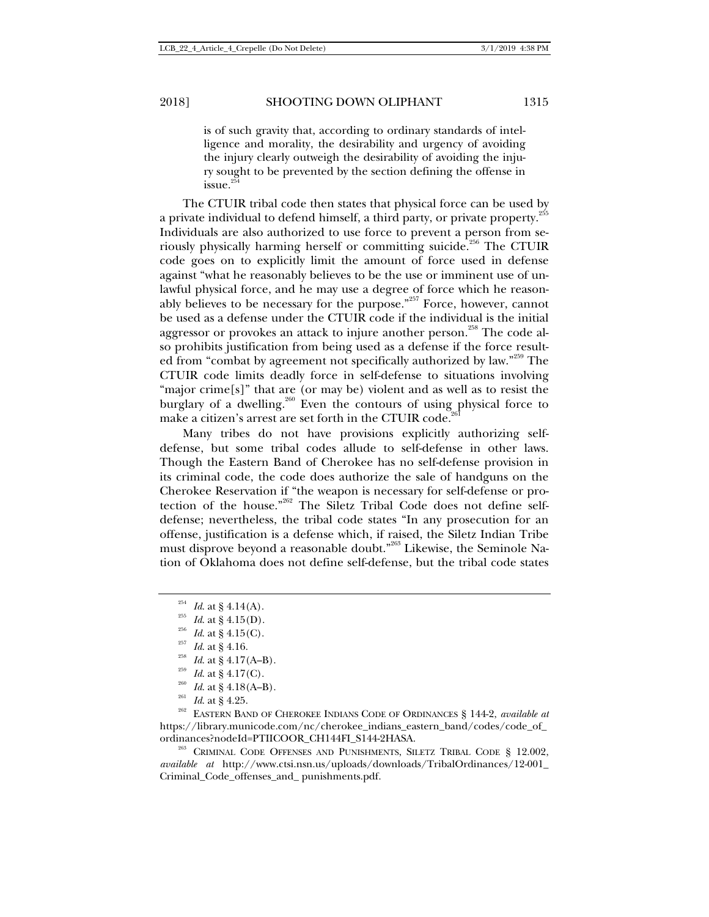> is of such gravity that, according to ordinary standards of intelligence and morality, the desirability and urgency of avoiding the injury clearly outweigh the desirability of avoiding the injury sought to be prevented by the section defining the offense in issue.[254]

The CTUIR tribal code then states that physical force can be used by a private individual to defend himself, a third party, or private property.[255] Individuals are also authorized to use force to prevent a person from seriously physically harming herself or committing suicide.[256] The CTUIR code goes on to explicitly limit the amount of force used in defense against "what he reasonably believes to be the use or imminent use of unlawful physical force, and he may use a degree of force which he reasonably believes to be necessary for the purpose."[257] Force, however, cannot be used as a defense under the CTUIR code if the individual is the initial aggressor or provokes an attack to injure another person.[258] The code also prohibits justification from being used as a defense if the force resulted from "combat by agreement not specifically authorized by law."[259] The CTUIR code limits deadly force in self-defense to situations involving "major crime[s]" that are (or may be) violent and as well as to resist the burglary of a dwelling.[260] Even the contours of using physical force to make a citizen's arrest are set forth in the CTUIR code.[261]

Many tribes do not have provisions explicitly authorizing self-defense, but some tribal codes allude to self-defense in other laws. Though the Eastern Band of Cherokee has no self-defense provision in its criminal code, the code does authorize the sale of handguns on the Cherokee Reservation if "the weapon is necessary for self-defense or protection of the house."[262] The Siletz Tribal Code does not define self-defense; nevertheless, the tribal code states "In any prosecution for an offense, justification is a defense which, if raised, the Siletz Indian Tribe must disprove beyond a reasonable doubt."[263] Likewise, the Seminole Nation of Oklahoma does not define self-defense, but the tribal code states

---

[254] *Id.* at § 4.14(A).

[255] *Id.* at § 4.15(D).

[256] *Id.* at § 4.15(C).

[257] *Id.* at § 4.16.

[258] *Id.* at § 4.17(A–B).

[259] *Id.* at § 4.17(C).

[260] *Id.* at § 4.18(A–B).

[261] *Id.* at § 4.25.

[262] EASTERN BAND OF CHEROKEE INDIANS CODE OF ORDINANCES § 144-2, *available at* https://library.municode.com/nc/cherokee_indians_eastern_band/codes/code_of_ordinances?nodeId=PTIICOOR_CH144FI_S144-2HASA.

[263] CRIMINAL CODE OFFENSES AND PUNISHMENTS, SILETZ TRIBAL CODE § 12.002, *available at* http://www.ctsi.nsn.us/uploads/downloads/TribalOrdinances/12-001_Criminal_Code_offenses_and_ punishments.pdf.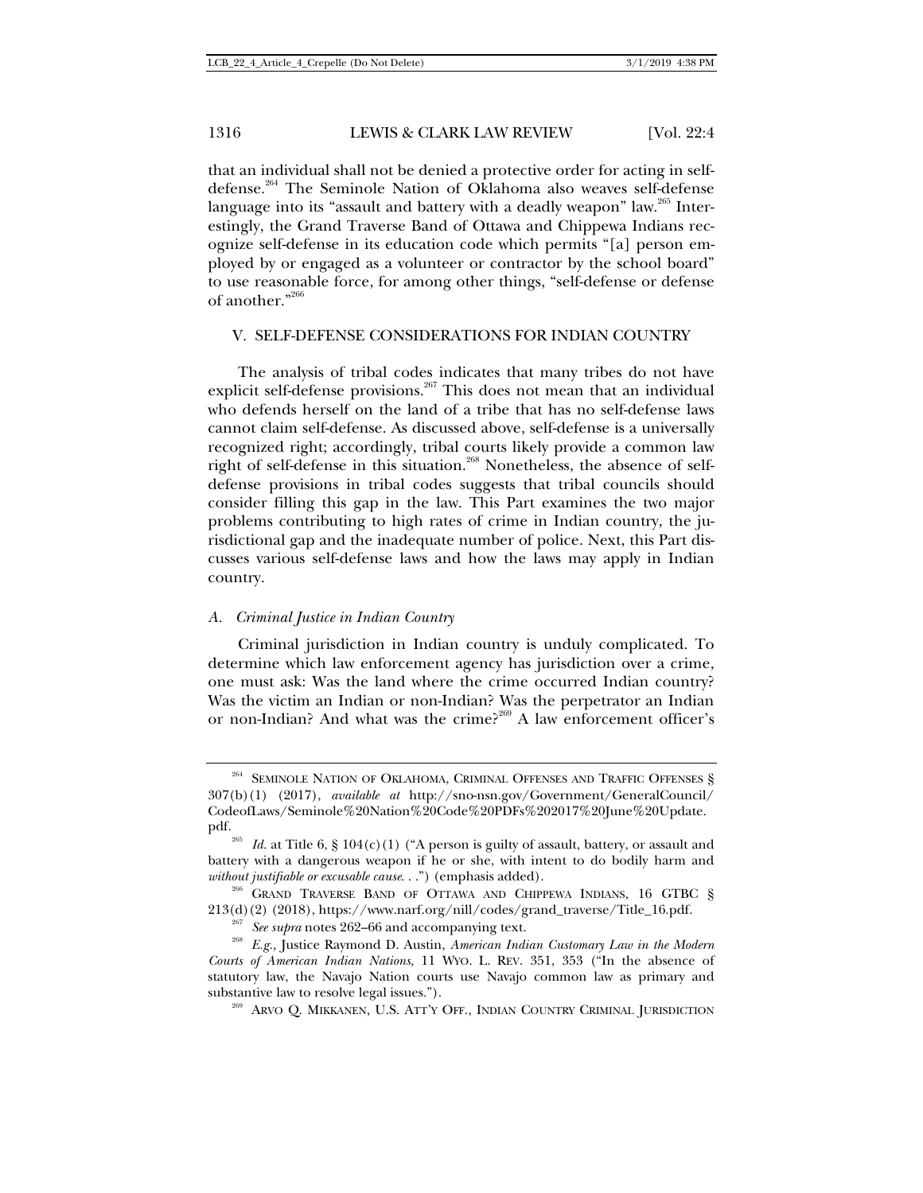that an individual shall not be denied a protective order for acting in self-defense.[264] The Seminole Nation of Oklahoma also weaves self-defense language into its "assault and battery with a deadly weapon" law.[265] Interestingly, the Grand Traverse Band of Ottawa and Chippewa Indians recognize self-defense in its education code which permits "[a] person employed by or engaged as a volunteer or contractor by the school board" to use reasonable force, for among other things, "self-defense or defense of another."[266]

## V. SELF-DEFENSE CONSIDERATIONS FOR INDIAN COUNTRY

The analysis of tribal codes indicates that many tribes do not have explicit self-defense provisions.[267] This does not mean that an individual who defends herself on the land of a tribe that has no self-defense laws cannot claim self-defense. As discussed above, self-defense is a universally recognized right; accordingly, tribal courts likely provide a common law right of self-defense in this situation.[268] Nonetheless, the absence of self-defense provisions in tribal codes suggests that tribal councils should consider filling this gap in the law. This Part examines the two major problems contributing to high rates of crime in Indian country, the jurisdictional gap and the inadequate number of police. Next, this Part discusses various self-defense laws and how the laws may apply in Indian country.

### *A. Criminal Justice in Indian Country*

Criminal jurisdiction in Indian country is unduly complicated. To determine which law enforcement agency has jurisdiction over a crime, one must ask: Was the land where the crime occurred Indian country? Was the victim an Indian or non-Indian? Was the perpetrator an Indian or non-Indian? And what was the crime?[269] A law enforcement officer's

---

[264] SEMINOLE NATION OF OKLAHOMA, CRIMINAL OFFENSES AND TRAFFIC OFFENSES § 307(b)(1) (2017), *available at* http://sno-nsn.gov/Government/GeneralCouncil/CodeofLaws/Seminole%20Nation%20Code%20PDFs%202017%20June%20Update.pdf.

[265] *Id.* at Title 6, § 104(c)(1) ("A person is guilty of assault, battery, or assault and battery with a dangerous weapon if he or she, with intent to do bodily harm and *without justifiable or excusable cause*. . .") (emphasis added).

[266] GRAND TRAVERSE BAND OF OTTAWA AND CHIPPEWA INDIANS, 16 GTBC § 213(d)(2) (2018), https://www.narf.org/nill/codes/grand_traverse/Title_16.pdf.

[267] *See supra* notes 262–66 and accompanying text.

[268] *E.g.,* Justice Raymond D. Austin, *American Indian Customary Law in the Modern Courts of American Indian Nations*, 11 WYO. L. REV. 351, 353 ("In the absence of statutory law, the Navajo Nation courts use Navajo common law as primary and substantive law to resolve legal issues.").

[269] ARVO Q. MIKKANEN, U.S. ATT'Y OFF., INDIAN COUNTRY CRIMINAL JURISDICTION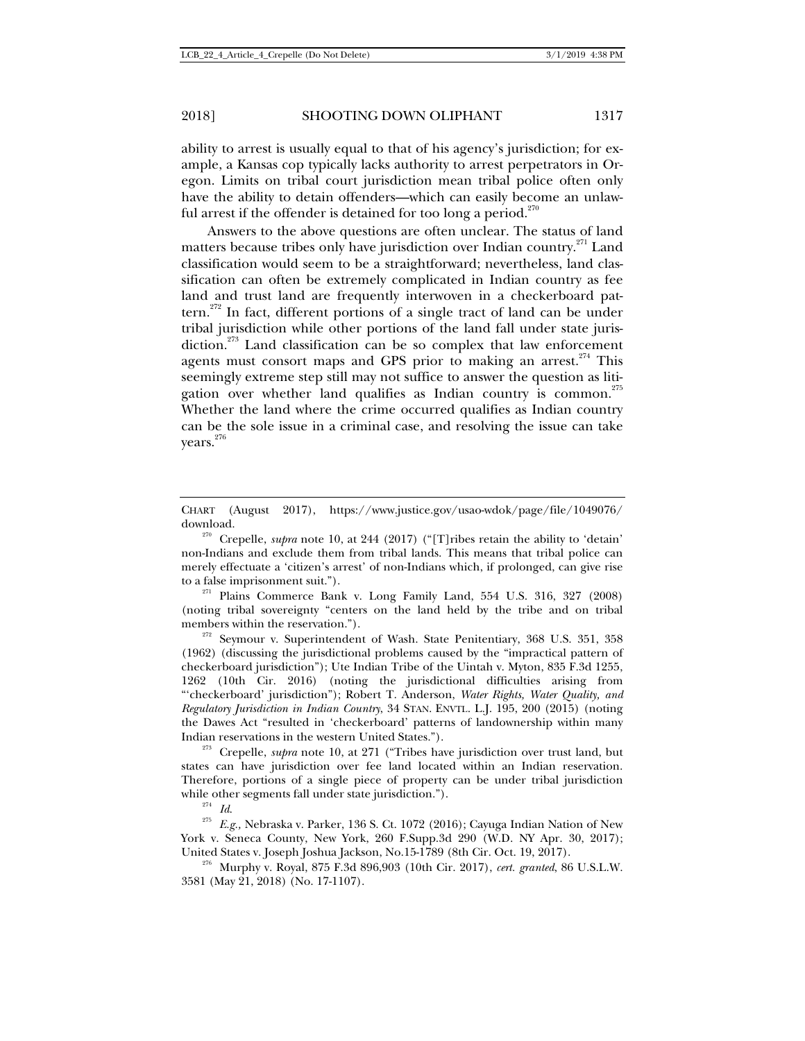ability to arrest is usually equal to that of his agency's jurisdiction; for example, a Kansas cop typically lacks authority to arrest perpetrators in Oregon. Limits on tribal court jurisdiction mean tribal police often only have the ability to detain offenders—which can easily become an unlawful arrest if the offender is detained for too long a period.[270]

Answers to the above questions are often unclear. The status of land matters because tribes only have jurisdiction over Indian country.[271] Land classification would seem to be a straightforward; nevertheless, land classification can often be extremely complicated in Indian country as fee land and trust land are frequently interwoven in a checkerboard pattern.[272] In fact, different portions of a single tract of land can be under tribal jurisdiction while other portions of the land fall under state jurisdiction.[273] Land classification can be so complex that law enforcement agents must consort maps and GPS prior to making an arrest.[274] This seemingly extreme step still may not suffice to answer the question as litigation over whether land qualifies as Indian country is common.[275] Whether the land where the crime occurred qualifies as Indian country can be the sole issue in a criminal case, and resolving the issue can take years.[276]

---

CHART (August 2017), https://www.justice.gov/usao-wdok/page/file/1049076/download.

[270] Crepelle, *supra* note 10, at 244 (2017) ("[T]ribes retain the ability to 'detain' non-Indians and exclude them from tribal lands. This means that tribal police can merely effectuate a 'citizen's arrest' of non-Indians which, if prolonged, can give rise to a false imprisonment suit.").

[271] Plains Commerce Bank v. Long Family Land, 554 U.S. 316, 327 (2008) (noting tribal sovereignty "centers on the land held by the tribe and on tribal members within the reservation.").

[272] Seymour v. Superintendent of Wash. State Penitentiary, 368 U.S. 351, 358 (1962) (discussing the jurisdictional problems caused by the "impractical pattern of checkerboard jurisdiction"); Ute Indian Tribe of the Uintah v. Myton, 835 F.3d 1255, 1262 (10th Cir. 2016) (noting the jurisdictional difficulties arising from "'checkerboard' jurisdiction"); Robert T. Anderson, *Water Rights, Water Quality, and Regulatory Jurisdiction in Indian Country*, 34 STAN. ENVTL. L.J. 195, 200 (2015) (noting the Dawes Act "resulted in 'checkerboard' patterns of landownership within many Indian reservations in the western United States.").

[273] Crepelle, *supra* note 10, at 271 ("Tribes have jurisdiction over trust land, but states can have jurisdiction over fee land located within an Indian reservation. Therefore, portions of a single piece of property can be under tribal jurisdiction while other segments fall under state jurisdiction.").

[274] *Id.*

[275] *E.g.,* Nebraska v. Parker, 136 S. Ct. 1072 (2016); Cayuga Indian Nation of New York v. Seneca County, New York, 260 F.Supp.3d 290 (W.D. NY Apr. 30, 2017); United States v. Joseph Joshua Jackson, No.15-1789 (8th Cir. Oct. 19, 2017).

[276] Murphy v. Royal, 875 F.3d 896,903 (10th Cir. 2017), *cert. granted*, 86 U.S.L.W. 3581 (May 21, 2018) (No. 17-1107).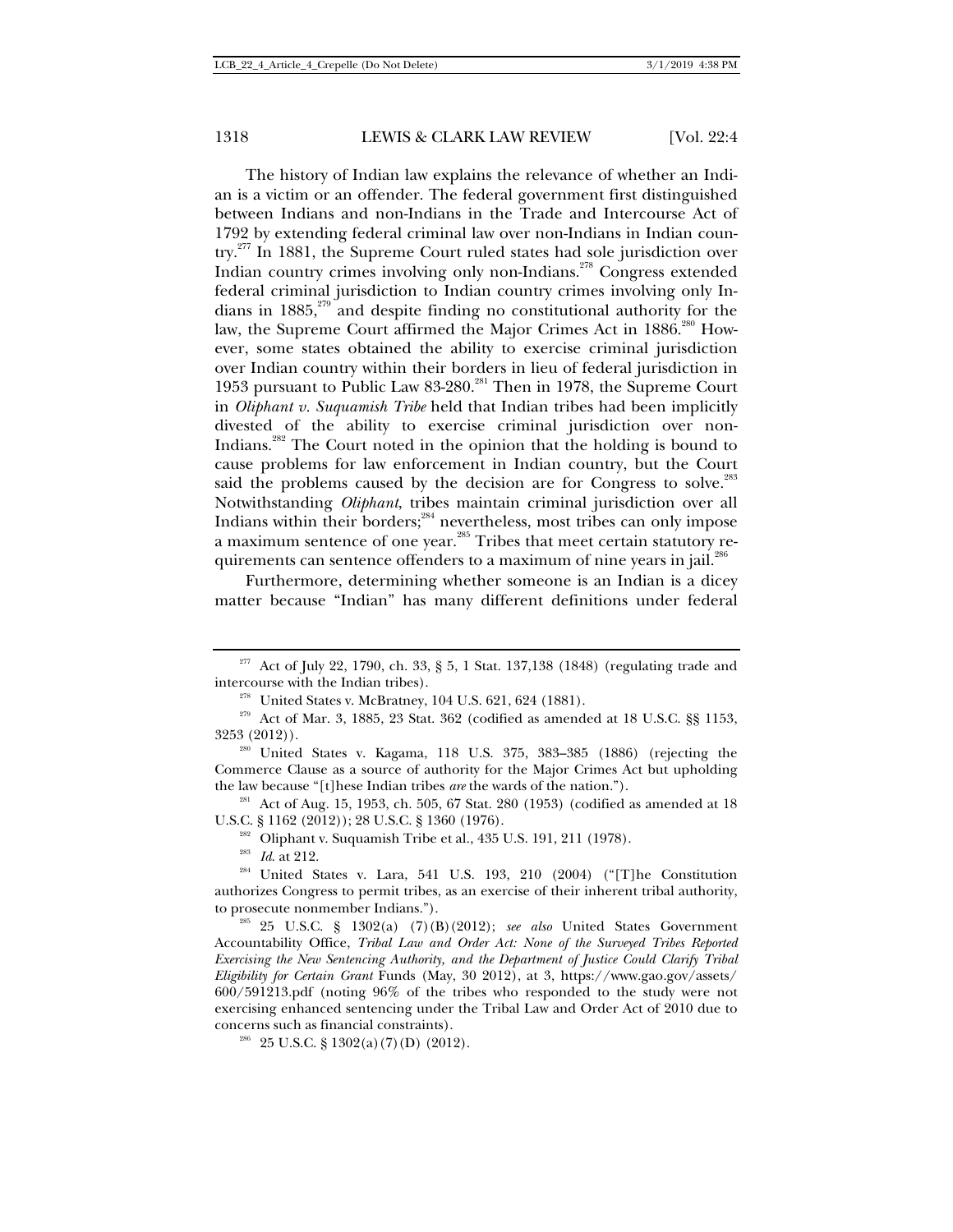The history of Indian law explains the relevance of whether an Indian is a victim or an offender. The federal government first distinguished between Indians and non-Indians in the Trade and Intercourse Act of 1792 by extending federal criminal law over non-Indians in Indian country.[277] In 1881, the Supreme Court ruled states had sole jurisdiction over Indian country crimes involving only non-Indians.[278] Congress extended federal criminal jurisdiction to Indian country crimes involving only Indians in 1885,[279] and despite finding no constitutional authority for the law, the Supreme Court affirmed the Major Crimes Act in 1886.[280] However, some states obtained the ability to exercise criminal jurisdiction over Indian country within their borders in lieu of federal jurisdiction in 1953 pursuant to Public Law 83-280.[281] Then in 1978, the Supreme Court in *Oliphant v. Suquamish Tribe* held that Indian tribes had been implicitly divested of the ability to exercise criminal jurisdiction over non-Indians.[282] The Court noted in the opinion that the holding is bound to cause problems for law enforcement in Indian country, but the Court said the problems caused by the decision are for Congress to solve.[283] Notwithstanding *Oliphant*, tribes maintain criminal jurisdiction over all Indians within their borders;[284] nevertheless, most tribes can only impose a maximum sentence of one year.[285] Tribes that meet certain statutory requirements can sentence offenders to a maximum of nine years in jail.[286]

Furthermore, determining whether someone is an Indian is a dicey matter because "Indian" has many different definitions under federal

---

[277] Act of July 22, 1790, ch. 33, § 5, 1 Stat. 137,138 (1848) (regulating trade and intercourse with the Indian tribes).

[278] United States v. McBratney, 104 U.S. 621, 624 (1881).

[279] Act of Mar. 3, 1885, 23 Stat. 362 (codified as amended at 18 U.S.C. §§ 1153, 3253 (2012)).

[280] United States v. Kagama, 118 U.S. 375, 383–385 (1886) (rejecting the Commerce Clause as a source of authority for the Major Crimes Act but upholding the law because "[t]hese Indian tribes *are* the wards of the nation.").

[281] Act of Aug. 15, 1953, ch. 505, 67 Stat. 280 (1953) (codified as amended at 18 U.S.C. § 1162 (2012)); 28 U.S.C. § 1360 (1976).

[282] Oliphant v. Suquamish Tribe et al., 435 U.S. 191, 211 (1978).

[283] *Id.* at 212.

[284] United States v. Lara, 541 U.S. 193, 210 (2004) ("[T]he Constitution authorizes Congress to permit tribes, as an exercise of their inherent tribal authority, to prosecute nonmember Indians.").

[285] 25 U.S.C. § 1302(a) (7)(B)(2012); *see also* United States Government Accountability Office, *Tribal Law and Order Act: None of the Surveyed Tribes Reported Exercising the New Sentencing Authority, and the Department of Justice Could Clarify Tribal Eligibility for Certain Grant* Funds (May, 30 2012), at 3, https://www.gao.gov/assets/600/591213.pdf (noting 96% of the tribes who responded to the study were not exercising enhanced sentencing under the Tribal Law and Order Act of 2010 due to concerns such as financial constraints).

[286] 25 U.S.C. § 1302(a)(7)(D) (2012).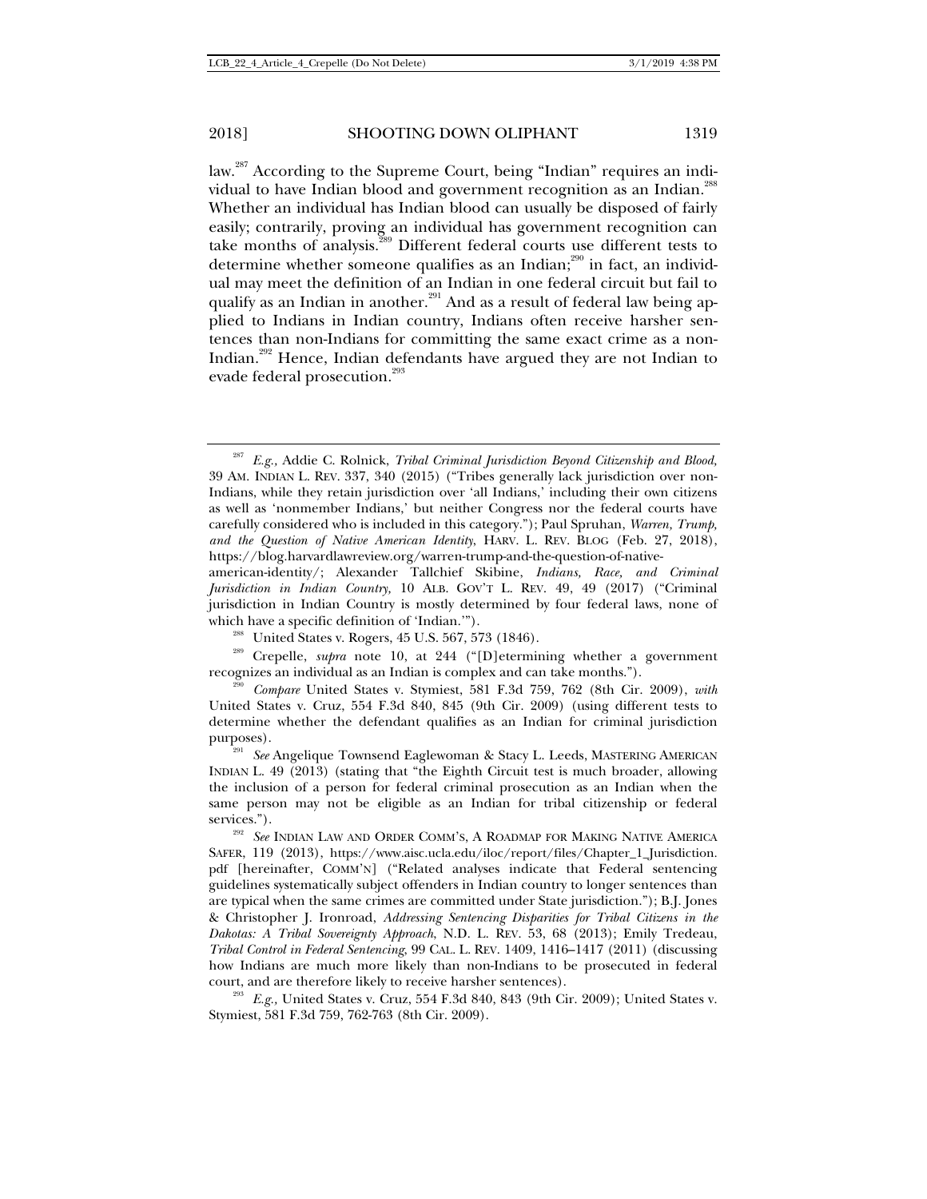law.[287] According to the Supreme Court, being "Indian" requires an individual to have Indian blood and government recognition as an Indian.[288] Whether an individual has Indian blood can usually be disposed of fairly easily; contrarily, proving an individual has government recognition can take months of analysis.[289] Different federal courts use different tests to determine whether someone qualifies as an Indian;[290] in fact, an individual may meet the definition of an Indian in one federal circuit but fail to qualify as an Indian in another.[291] And as a result of federal law being applied to Indians in Indian country, Indians often receive harsher sentences than non-Indians for committing the same exact crime as a non-Indian.[292] Hence, Indian defendants have argued they are not Indian to evade federal prosecution.[293]

---

[287] *E.g.,* Addie C. Rolnick, *Tribal Criminal Jurisdiction Beyond Citizenship and Blood,* 39 AM. INDIAN L. REV. 337, 340 (2015) ("Tribes generally lack jurisdiction over non-Indians, while they retain jurisdiction over 'all Indians,' including their own citizens as well as 'nonmember Indians,' but neither Congress nor the federal courts have carefully considered who is included in this category."); Paul Spruhan, *Warren, Trump, and the Question of Native American Identity,* HARV. L. REV. BLOG (Feb. 27, 2018), https://blog.harvardlawreview.org/warren-trump-and-the-question-of-native-american-identity/; Alexander Tallchief Skibine, *Indians, Race, and Criminal Jurisdiction in Indian Country,* 10 ALB. GOV'T L. REV. 49, 49 (2017) ("Criminal jurisdiction in Indian Country is mostly determined by four federal laws, none of which have a specific definition of 'Indian.'").

[288] United States v. Rogers, 45 U.S. 567, 573 (1846).

[289] Crepelle, *supra* note 10, at 244 ("[D]etermining whether a government recognizes an individual as an Indian is complex and can take months.").

[290] *Compare* United States v. Stymiest, 581 F.3d 759, 762 (8th Cir. 2009), *with* United States v. Cruz, 554 F.3d 840, 845 (9th Cir. 2009) (using different tests to determine whether the defendant qualifies as an Indian for criminal jurisdiction purposes).

[291] *See* Angelique Townsend Eaglewoman & Stacy L. Leeds, MASTERING AMERICAN INDIAN L. 49 (2013) (stating that "the Eighth Circuit test is much broader, allowing the inclusion of a person for federal criminal prosecution as an Indian when the same person may not be eligible as an Indian for tribal citizenship or federal services.").

[292] *See* INDIAN LAW AND ORDER COMM'S, A ROADMAP FOR MAKING NATIVE AMERICA SAFER, 119 (2013), https://www.aisc.ucla.edu/iloc/report/files/Chapter_1_Jurisdiction.pdf [hereinafter, COMM'N] ("Related analyses indicate that Federal sentencing guidelines systematically subject offenders in Indian country to longer sentences than are typical when the same crimes are committed under State jurisdiction."); B.J. Jones & Christopher J. Ironroad, *Addressing Sentencing Disparities for Tribal Citizens in the Dakotas: A Tribal Sovereignty Approach*, N.D. L. REV. 53, 68 (2013); Emily Tredeau, *Tribal Control in Federal Sentencing*, 99 CAL. L. REV. 1409, 1416–1417 (2011) (discussing how Indians are much more likely than non-Indians to be prosecuted in federal court, and are therefore likely to receive harsher sentences).

[293] *E.g.,* United States v. Cruz, 554 F.3d 840, 843 (9th Cir. 2009); United States v. Stymiest, 581 F.3d 759, 762-763 (8th Cir. 2009).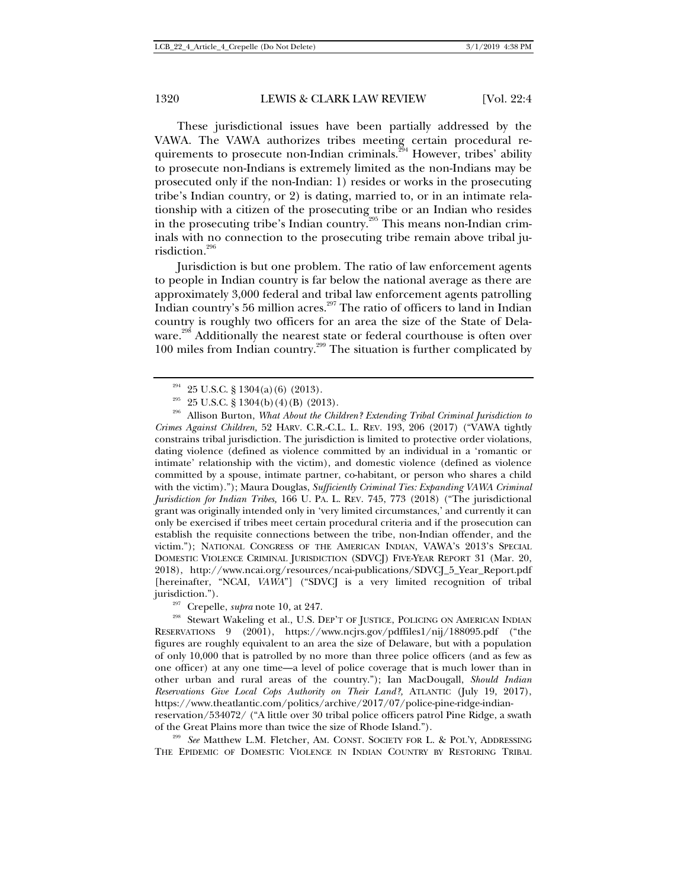These jurisdictional issues have been partially addressed by the VAWA. The VAWA authorizes tribes meeting certain procedural requirements to prosecute non-Indian criminals.[294] However, tribes' ability to prosecute non-Indians is extremely limited as the non-Indians may be prosecuted only if the non-Indian: 1) resides or works in the prosecuting tribe's Indian country, or 2) is dating, married to, or in an intimate relationship with a citizen of the prosecuting tribe or an Indian who resides in the prosecuting tribe's Indian country.[295] This means non-Indian criminals with no connection to the prosecuting tribe remain above tribal jurisdiction.[296]

Jurisdiction is but one problem. The ratio of law enforcement agents to people in Indian country is far below the national average as there are approximately 3,000 federal and tribal law enforcement agents patrolling Indian country's 56 million acres.[297] The ratio of officers to land in Indian country is roughly two officers for an area the size of the State of Delaware.[298] Additionally the nearest state or federal courthouse is often over 100 miles from Indian country.[299] The situation is further complicated by

---

[294] 25 U.S.C. § 1304(a)(6) (2013).

[295] 25 U.S.C. § 1304(b)(4)(B) (2013).

[296] Allison Burton, *What About the Children? Extending Tribal Criminal Jurisdiction to Crimes Against Children,* 52 HARV. C.R.-C.L. L. REV. 193, 206 (2017) ("VAWA tightly constrains tribal jurisdiction. The jurisdiction is limited to protective order violations, dating violence (defined as violence committed by an individual in a 'romantic or intimate' relationship with the victim), and domestic violence (defined as violence committed by a spouse, intimate partner, co-habitant, or person who shares a child with the victim)."); Maura Douglas, *Sufficiently Criminal Ties: Expanding VAWA Criminal Jurisdiction for Indian Tribes,* 166 U. PA. L. REV. 745, 773 (2018) ("The jurisdictional grant was originally intended only in 'very limited circumstances,' and currently it can only be exercised if tribes meet certain procedural criteria and if the prosecution can establish the requisite connections between the tribe, non-Indian offender, and the victim."); NATIONAL CONGRESS OF THE AMERICAN INDIAN, VAWA'S 2013'S SPECIAL DOMESTIC VIOLENCE CRIMINAL JURISDICTION (SDVCJ) FIVE-YEAR REPORT 31 (Mar. 20, 2018), http://www.ncai.org/resources/ncai-publications/SDVCJ_5_Year_Report.pdf [hereinafter, "NCAI, *VAWA*"] ("SDVCJ is a very limited recognition of tribal jurisdiction.").

[297] Crepelle, *supra* note 10, at 247.

[298] Stewart Wakeling et al., U.S. DEP'T OF JUSTICE, POLICING ON AMERICAN INDIAN RESERVATIONS 9 (2001), https://www.ncjrs.gov/pdffiles1/nij/188095.pdf ("the figures are roughly equivalent to an area the size of Delaware, but with a population of only 10,000 that is patrolled by no more than three police officers (and as few as one officer) at any one time—a level of police coverage that is much lower than in other urban and rural areas of the country."); Ian MacDougall, *Should Indian Reservations Give Local Cops Authority on Their Land?,* ATLANTIC (July 19, 2017), https://www.theatlantic.com/politics/archive/2017/07/police-pine-ridge-indian-reservation/534072/ ("A little over 30 tribal police officers patrol Pine Ridge, a swath of the Great Plains more than twice the size of Rhode Island.").

[299] *See* Matthew L.M. Fletcher, AM. CONST. SOCIETY FOR L. & POL'Y, ADDRESSING THE EPIDEMIC OF DOMESTIC VIOLENCE IN INDIAN COUNTRY BY RESTORING TRIBAL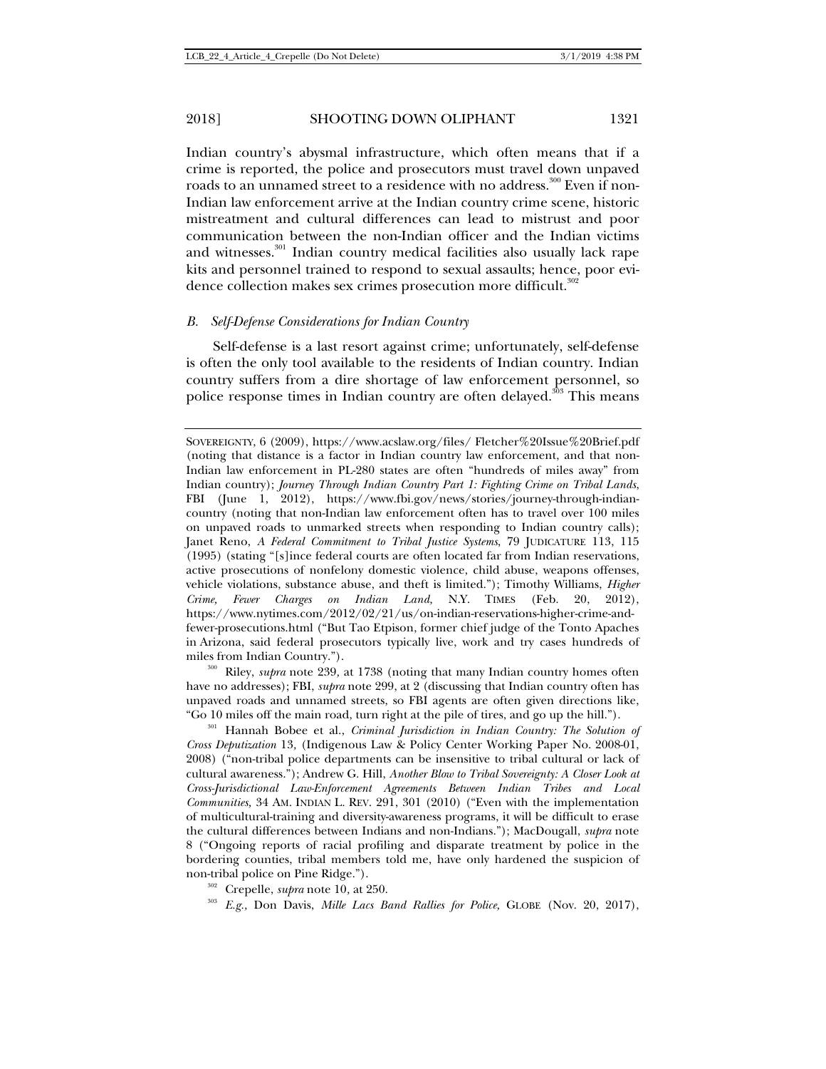Indian country's abysmal infrastructure, which often means that if a crime is reported, the police and prosecutors must travel down unpaved roads to an unnamed street to a residence with no address.[300] Even if non-Indian law enforcement arrive at the Indian country crime scene, historic mistreatment and cultural differences can lead to mistrust and poor communication between the non-Indian officer and the Indian victims and witnesses.[301] Indian country medical facilities also usually lack rape kits and personnel trained to respond to sexual assaults; hence, poor evidence collection makes sex crimes prosecution more difficult.[302]

### *B. Self-Defense Considerations for Indian Country*

Self-defense is a last resort against crime; unfortunately, self-defense is often the only tool available to the residents of Indian country. Indian country suffers from a dire shortage of law enforcement personnel, so police response times in Indian country are often delayed.[303] This means

---

SOVEREIGNTY, 6 (2009), https://www.acslaw.org/files/ Fletcher%20Issue%20Brief.pdf (noting that distance is a factor in Indian country law enforcement, and that non-Indian law enforcement in PL-280 states are often "hundreds of miles away" from Indian country); *Journey Through Indian Country Part 1: Fighting Crime on Tribal Lands*, FBI (June 1, 2012), https://www.fbi.gov/news/stories/journey-through-indian-country (noting that non-Indian law enforcement often has to travel over 100 miles on unpaved roads to unmarked streets when responding to Indian country calls); Janet Reno, *A Federal Commitment to Tribal Justice Systems*, 79 JUDICATURE 113, 115 (1995) (stating "[s]ince federal courts are often located far from Indian reservations, active prosecutions of nonfelony domestic violence, child abuse, weapons offenses, vehicle violations, substance abuse, and theft is limited."); Timothy Williams, *Higher Crime, Fewer Charges on Indian Land*, N.Y. TIMES (Feb. 20, 2012), https://www.nytimes.com/2012/02/21/us/on-indian-reservations-higher-crime-and-fewer-prosecutions.html ("But Tao Etpison, former chief judge of the Tonto Apaches in Arizona, said federal prosecutors typically live, work and try cases hundreds of miles from Indian Country.").

[300] Riley, *supra* note 239, at 1738 (noting that many Indian country homes often have no addresses); FBI, *supra* note 299, at 2 (discussing that Indian country often has unpaved roads and unnamed streets, so FBI agents are often given directions like, "Go 10 miles off the main road, turn right at the pile of tires, and go up the hill.").

[301] Hannah Bobee et al., *Criminal Jurisdiction in Indian Country: The Solution of Cross Deputization* 13, (Indigenous Law & Policy Center Working Paper No. 2008-01, 2008) ("non-tribal police departments can be insensitive to tribal cultural or lack of cultural awareness."); Andrew G. Hill, *Another Blow to Tribal Sovereignty: A Closer Look at Cross-Jurisdictional Law-Enforcement Agreements Between Indian Tribes and Local Communities*, 34 AM. INDIAN L. REV. 291, 301 (2010) ("Even with the implementation of multicultural-training and diversity-awareness programs, it will be difficult to erase the cultural differences between Indians and non-Indians."); MacDougall, *supra* note 8 ("Ongoing reports of racial profiling and disparate treatment by police in the bordering counties, tribal members told me, have only hardened the suspicion of non-tribal police on Pine Ridge.").

[302] Crepelle, *supra* note 10, at 250.

[303] *E.g.*, Don Davis, *Mille Lacs Band Rallies for Police*, GLOBE (Nov. 20, 2017),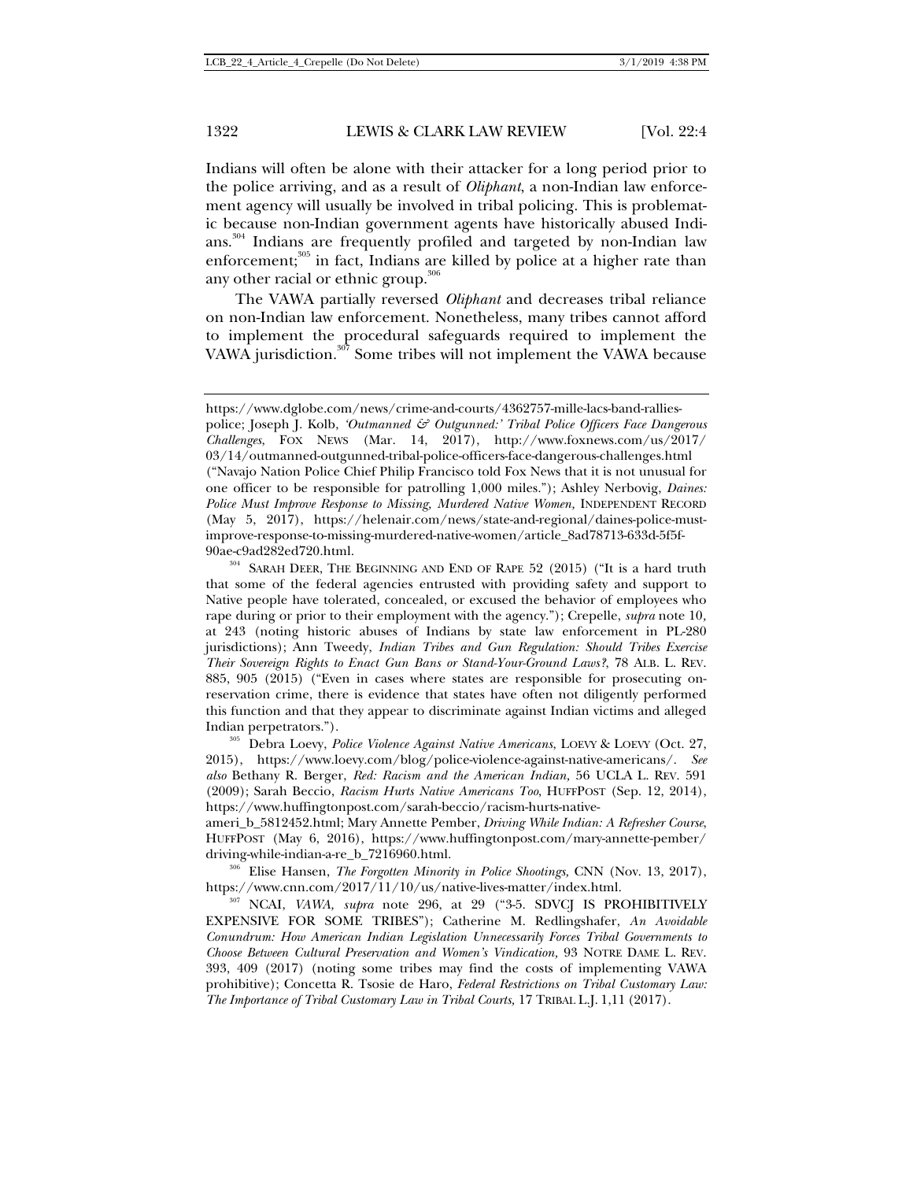Indians will often be alone with their attacker for a long period prior to the police arriving, and as a result of *Oliphant*, a non-Indian law enforcement agency will usually be involved in tribal policing. This is problematic because non-Indian government agents have historically abused Indians.[304] Indians are frequently profiled and targeted by non-Indian law enforcement;[305] in fact, Indians are killed by police at a higher rate than any other racial or ethnic group.[306]

The VAWA partially reversed *Oliphant* and decreases tribal reliance on non-Indian law enforcement. Nonetheless, many tribes cannot afford to implement the procedural safeguards required to implement the VAWA jurisdiction.[307] Some tribes will not implement the VAWA because

---

https://www.dglobe.com/news/crime-and-courts/4362757-mille-lacs-band-rallies-police; Joseph J. Kolb, *'Outmanned & Outgunned:' Tribal Police Officers Face Dangerous Challenges*, FOX NEWS (Mar. 14, 2017), http://www.foxnews.com/us/2017/03/14/outmanned-outgunned-tribal-police-officers-face-dangerous-challenges.html ("Navajo Nation Police Chief Philip Francisco told Fox News that it is not unusual for one officer to be responsible for patrolling 1,000 miles."); Ashley Nerbovig, *Daines: Police Must Improve Response to Missing, Murdered Native Women,* INDEPENDENT RECORD (May 5, 2017), https://helenair.com/news/state-and-regional/daines-police-must-improve-response-to-missing-murdered-native-women/article_8ad78713-633d-5f5f-90ae-c9ad282ed720.html.

[304] SARAH DEER, THE BEGINNING AND END OF RAPE 52 (2015) ("It is a hard truth that some of the federal agencies entrusted with providing safety and support to Native people have tolerated, concealed, or excused the behavior of employees who rape during or prior to their employment with the agency."); Crepelle, *supra* note 10, at 243 (noting historic abuses of Indians by state law enforcement in PL-280 jurisdictions); Ann Tweedy, *Indian Tribes and Gun Regulation: Should Tribes Exercise Their Sovereign Rights to Enact Gun Bans or Stand-Your-Ground Laws?*, 78 ALB. L. REV. 885, 905 (2015) ("Even in cases where states are responsible for prosecuting on-reservation crime, there is evidence that states have often not diligently performed this function and that they appear to discriminate against Indian victims and alleged Indian perpetrators.").

[305] Debra Loevy, *Police Violence Against Native Americans*, LOEVY & LOEVY (Oct. 27, 2015), https://www.loevy.com/blog/police-violence-against-native-americans/. *See also* Bethany R. Berger, *Red: Racism and the American Indian*, 56 UCLA L. REV. 591 (2009); Sarah Beccio, *Racism Hurts Native Americans Too*, HUFFPOST (Sep. 12, 2014), https://www.huffingtonpost.com/sarah-beccio/racism-hurts-native-ameri_b_5812452.html; Mary Annette Pember, *Driving While Indian: A Refresher Course,* HUFFPOST (May 6, 2016), https://www.huffingtonpost.com/mary-annette-pember/driving-while-indian-a-re_b_7216960.html.

[306] Elise Hansen, *The Forgotten Minority in Police Shootings,* CNN (Nov. 13, 2017), https://www.cnn.com/2017/11/10/us/native-lives-matter/index.html.

[307] NCAI, *VAWA, supra* note 296, at 29 ("3-5. SDVCJ IS PROHIBITIVELY EXPENSIVE FOR SOME TRIBES"); Catherine M. Redlingshafer, *An Avoidable Conundrum: How American Indian Legislation Unnecessarily Forces Tribal Governments to Choose Between Cultural Preservation and Women's Vindication,* 93 NOTRE DAME L. REV. 393, 409 (2017) (noting some tribes may find the costs of implementing VAWA prohibitive); Concetta R. Tsosie de Haro, *Federal Restrictions on Tribal Customary Law: The Importance of Tribal Customary Law in Tribal Courts,* 17 TRIBAL L.J. 1,11 (2017).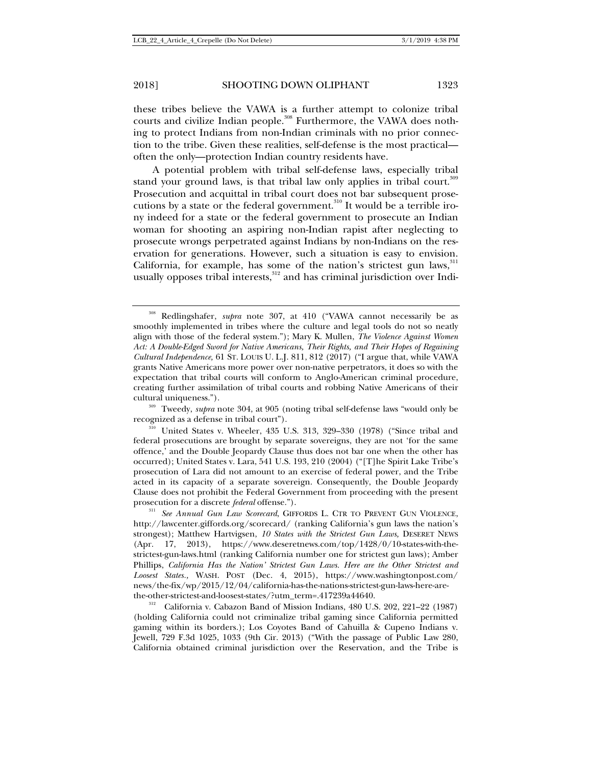these tribes believe the VAWA is a further attempt to colonize tribal courts and civilize Indian people.[308] Furthermore, the VAWA does nothing to protect Indians from non-Indian criminals with no prior connection to the tribe. Given these realities, self-defense is the most practical—often the only—protection Indian country residents have.

A potential problem with tribal self-defense laws, especially tribal stand your ground laws, is that tribal law only applies in tribal court.[309] Prosecution and acquittal in tribal court does not bar subsequent prosecutions by a state or the federal government.[310] It would be a terrible irony indeed for a state or the federal government to prosecute an Indian woman for shooting an aspiring non-Indian rapist after neglecting to prosecute wrongs perpetrated against Indians by non-Indians on the reservation for generations. However, such a situation is easy to envision. California, for example, has some of the nation's strictest gun laws,[311] usually opposes tribal interests,[312] and has criminal jurisdiction over Indi-

---

[308] Redlingshafer, *supra* note 307, at 410 ("VAWA cannot necessarily be as smoothly implemented in tribes where the culture and legal tools do not so neatly align with those of the federal system."); Mary K. Mullen, *The Violence Against Women Act: A Double-Edged Sword for Native Americans, Their Rights, and Their Hopes of Regaining Cultural Independence*, 61 ST. LOUIS U. L.J. 811, 812 (2017) ("I argue that, while VAWA grants Native Americans more power over non-native perpetrators, it does so with the expectation that tribal courts will conform to Anglo-American criminal procedure, creating further assimilation of tribal courts and robbing Native Americans of their cultural uniqueness.").

[309] Tweedy, *supra* note 304, at 905 (noting tribal self-defense laws "would only be recognized as a defense in tribal court").

[310] United States v. Wheeler, 435 U.S. 313, 329–330 (1978) ("Since tribal and federal prosecutions are brought by separate sovereigns, they are not 'for the same offence,' and the Double Jeopardy Clause thus does not bar one when the other has occurred); United States v. Lara, 541 U.S. 193, 210 (2004) ("[T]he Spirit Lake Tribe's prosecution of Lara did not amount to an exercise of federal power, and the Tribe acted in its capacity of a separate sovereign. Consequently, the Double Jeopardy Clause does not prohibit the Federal Government from proceeding with the present prosecution for a discrete *federal* offense.").

[311] *See Annual Gun Law Scorecard*, GIFFORDS L. CTR TO PREVENT GUN VIOLENCE, http://lawcenter.giffords.org/scorecard/ (ranking California's gun laws the nation's strongest); Matthew Hartvigsen, *10 States with the Strictest Gun Laws*, DESERET NEWS (Apr. 17, 2013), https://www.deseretnews.com/top/1428/0/10-states-with-the-strictest-gun-laws.html (ranking California number one for strictest gun laws); Amber Phillips, *California Has the Nation' Strictest Gun Laws. Here are the Other Strictest and Loosest States.*, WASH. POST (Dec. 4, 2015), https://www.washingtonpost.com/news/the-fix/wp/2015/12/04/california-has-the-nations-strictest-gun-laws-here-are-the-other-strictest-and-loosest-states/?utm_term=.417239a44640.

[312] California v. Cabazon Band of Mission Indians, 480 U.S. 202, 221–22 (1987) (holding California could not criminalize tribal gaming since California permitted gaming within its borders.); Los Coyotes Band of Cahuilla & Cupeno Indians v. Jewell, 729 F.3d 1025, 1033 (9th Cir. 2013) ("With the passage of Public Law 280, California obtained criminal jurisdiction over the Reservation, and the Tribe is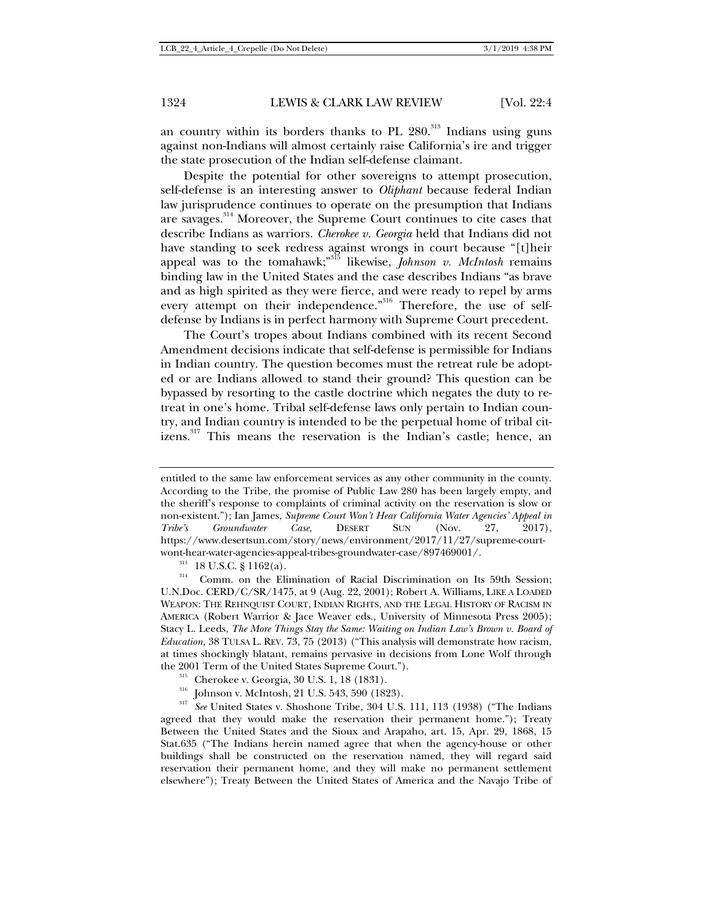an country within its borders thanks to PL 280.[313] Indians using guns against non-Indians will almost certainly raise California's ire and trigger the state prosecution of the Indian self-defense claimant.

Despite the potential for other sovereigns to attempt prosecution, self-defense is an interesting answer to *Oliphant* because federal Indian law jurisprudence continues to operate on the presumption that Indians are savages.[314] Moreover, the Supreme Court continues to cite cases that describe Indians as warriors. *Cherokee v. Georgia* held that Indians did not have standing to seek redress against wrongs in court because "[t]heir appeal was to the tomahawk;"[315] likewise, *Johnson v. McIntosh* remains binding law in the United States and the case describes Indians "as brave and as high spirited as they were fierce, and were ready to repel by arms every attempt on their independence."[316] Therefore, the use of self-defense by Indians is in perfect harmony with Supreme Court precedent.

The Court's tropes about Indians combined with its recent Second Amendment decisions indicate that self-defense is permissible for Indians in Indian country. The question becomes must the retreat rule be adopted or are Indians allowed to stand their ground? This question can be bypassed by resorting to the castle doctrine which negates the duty to retreat in one's home. Tribal self-defense laws only pertain to Indian country, and Indian country is intended to be the perpetual home of tribal citizens.[317] This means the reservation is the Indian's castle; hence, an

---

entitled to the same law enforcement services as any other community in the county. According to the Tribe, the promise of Public Law 280 has been largely empty, and the sheriff's response to complaints of criminal activity on the reservation is slow or non-existent."); Ian James, *Supreme Court Won't Hear California Water Agencies' Appeal in Tribe's Groundwater Case,* DESERT SUN (Nov. 27, 2017), https://www.desertsun.com/story/news/environment/2017/11/27/supreme-court-wont-hear-water-agencies-appeal-tribes-groundwater-case/897469001/.

[313] 18 U.S.C. § 1162(a).

[314] Comm. on the Elimination of Racial Discrimination on Its 59th Session; U.N.Doc. CERD/C/SR/1475, at 9 (Aug. 22, 2001); Robert A. Williams, LIKE A LOADED WEAPON: THE REHNQUIST COURT, INDIAN RIGHTS, AND THE LEGAL HISTORY OF RACISM IN AMERICA (Robert Warrior & Jace Weaver eds., University of Minnesota Press 2005); Stacy L. Leeds, *The More Things Stay the Same: Waiting on Indian Law's Brown v. Board of Education,* 38 TULSA L. REV. 73, 75 (2013) ("This analysis will demonstrate how racism, at times shockingly blatant, remains pervasive in decisions from Lone Wolf through the 2001 Term of the United States Supreme Court.").

[315] Cherokee v. Georgia, 30 U.S. 1, 18 (1831).

[316] Johnson v. McIntosh, 21 U.S. 543, 590 (1823).

[317] *See* United States v. Shoshone Tribe, 304 U.S. 111, 113 (1938) ("The Indians agreed that they would make the reservation their permanent home."); Treaty Between the United States and the Sioux and Arapaho, art. 15, Apr. 29, 1868, 15 Stat.635 ("The Indians herein named agree that when the agency-house or other buildings shall be constructed on the reservation named, they will regard said reservation their permanent home, and they will make no permanent settlement elsewhere"); Treaty Between the United States of America and the Navajo Tribe of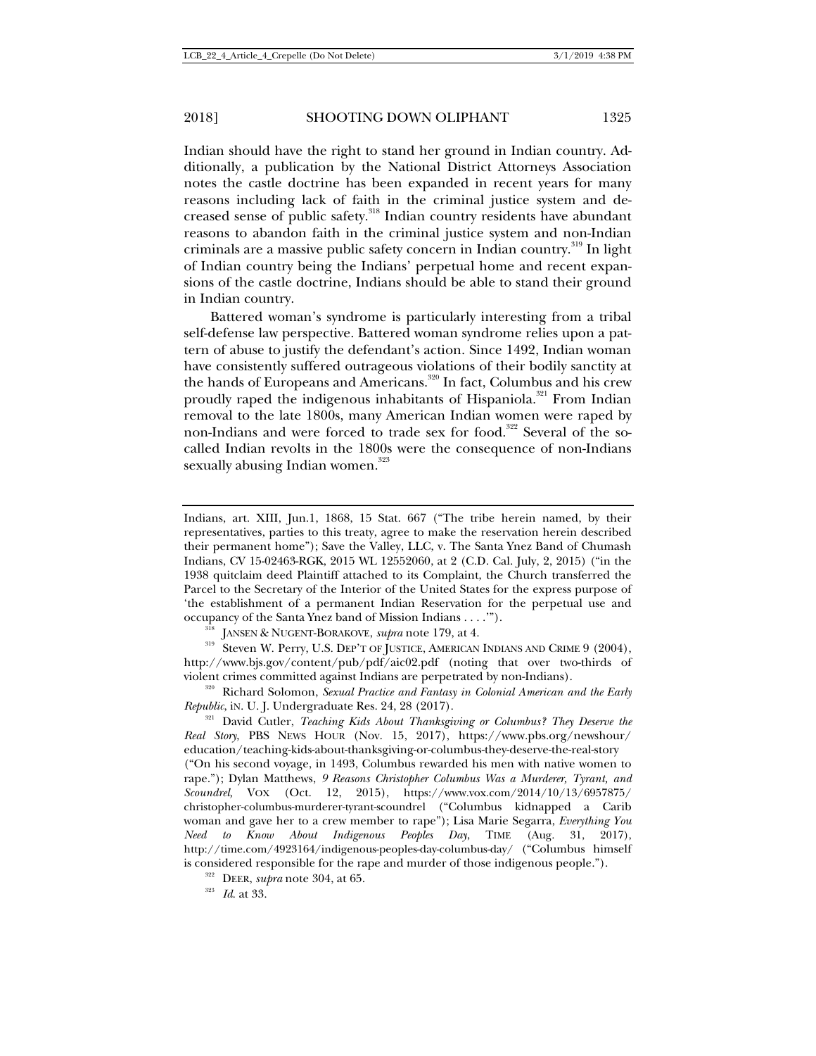Indian should have the right to stand her ground in Indian country. Additionally, a publication by the National District Attorneys Association notes the castle doctrine has been expanded in recent years for many reasons including lack of faith in the criminal justice system and decreased sense of public safety.[318] Indian country residents have abundant reasons to abandon faith in the criminal justice system and non-Indian criminals are a massive public safety concern in Indian country.[319] In light of Indian country being the Indians' perpetual home and recent expansions of the castle doctrine, Indians should be able to stand their ground in Indian country.

Battered woman's syndrome is particularly interesting from a tribal self-defense law perspective. Battered woman syndrome relies upon a pattern of abuse to justify the defendant's action. Since 1492, Indian woman have consistently suffered outrageous violations of their bodily sanctity at the hands of Europeans and Americans.[320] In fact, Columbus and his crew proudly raped the indigenous inhabitants of Hispaniola.[321] From Indian removal to the late 1800s, many American Indian women were raped by non-Indians and were forced to trade sex for food.[322] Several of the so-called Indian revolts in the 1800s were the consequence of non-Indians sexually abusing Indian women.[323]

---

Indians, art. XIII, Jun.1, 1868, 15 Stat. 667 ("The tribe herein named, by their representatives, parties to this treaty, agree to make the reservation herein described their permanent home"); Save the Valley, LLC, v. The Santa Ynez Band of Chumash Indians, CV 15-02463-RGK, 2015 WL 12552060, at 2 (C.D. Cal. July, 2, 2015) ("in the 1938 quitclaim deed Plaintiff attached to its Complaint, the Church transferred the Parcel to the Secretary of the Interior of the United States for the express purpose of 'the establishment of a permanent Indian Reservation for the perpetual use and occupancy of the Santa Ynez band of Mission Indians . . . .'").

[318] JANSEN & NUGENT-BORAKOVE, *supra* note 179, at 4.

[319] Steven W. Perry, U.S. DEP'T OF JUSTICE, AMERICAN INDIANS AND CRIME 9 (2004), http://www.bjs.gov/content/pub/pdf/aic02.pdf (noting that over two-thirds of violent crimes committed against Indians are perpetrated by non-Indians).

[320] Richard Solomon, *Sexual Practice and Fantasy in Colonial American and the Early Republic*, IN. U. J. Undergraduate Res. 24, 28 (2017).

[321] David Cutler, *Teaching Kids About Thanksgiving or Columbus? They Deserve the Real Story*, PBS NEWS HOUR (Nov. 15, 2017), https://www.pbs.org/newshour/education/teaching-kids-about-thanksgiving-or-columbus-they-deserve-the-real-story ("On his second voyage, in 1493, Columbus rewarded his men with native women to rape."); Dylan Matthews, *9 Reasons Christopher Columbus Was a Murderer, Tyrant, and Scoundrel,* VOX (Oct. 12, 2015), https://www.vox.com/2014/10/13/6957875/christopher-columbus-murderer-tyrant-scoundrel ("Columbus kidnapped a Carib woman and gave her to a crew member to rape"); Lisa Marie Segarra, *Everything You Need to Know About Indigenous Peoples Day*, TIME (Aug. 31, 2017), http://time.com/4923164/indigenous-peoples-day-columbus-day/ ("Columbus himself is considered responsible for the rape and murder of those indigenous people.").

[322] DEER, *supra* note 304, at 65.

[323] *Id.* at 33.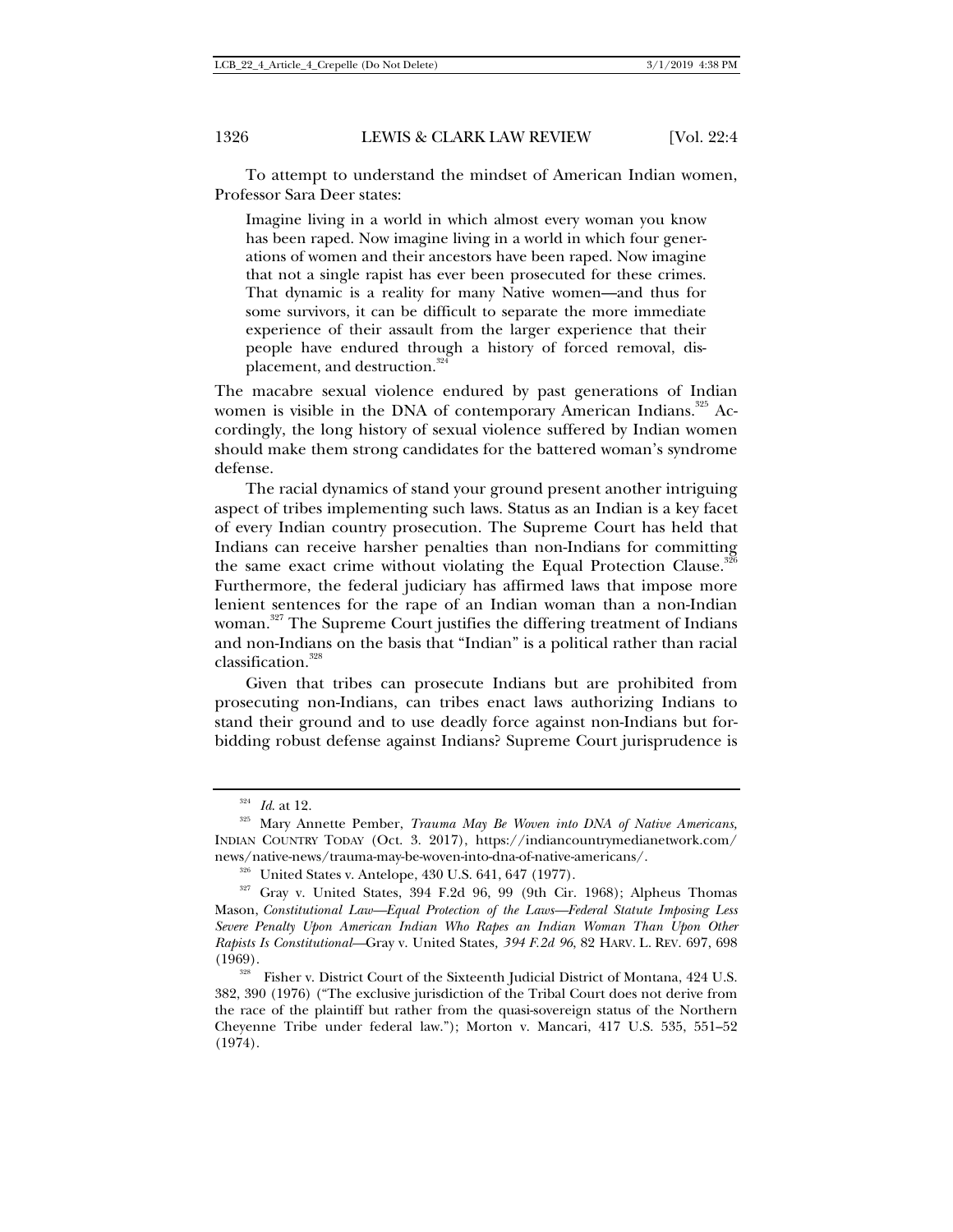To attempt to understand the mindset of American Indian women, Professor Sara Deer states:

> Imagine living in a world in which almost every woman you know has been raped. Now imagine living in a world in which four generations of women and their ancestors have been raped. Now imagine that not a single rapist has ever been prosecuted for these crimes. That dynamic is a reality for many Native women—and thus for some survivors, it can be difficult to separate the more immediate experience of their assault from the larger experience that their people have endured through a history of forced removal, displacement, and destruction.[324]

The macabre sexual violence endured by past generations of Indian women is visible in the DNA of contemporary American Indians.[325] Accordingly, the long history of sexual violence suffered by Indian women should make them strong candidates for the battered woman's syndrome defense.

The racial dynamics of stand your ground present another intriguing aspect of tribes implementing such laws. Status as an Indian is a key facet of every Indian country prosecution. The Supreme Court has held that Indians can receive harsher penalties than non-Indians for committing the same exact crime without violating the Equal Protection Clause.[326] Furthermore, the federal judiciary has affirmed laws that impose more lenient sentences for the rape of an Indian woman than a non-Indian woman.[327] The Supreme Court justifies the differing treatment of Indians and non-Indians on the basis that "Indian" is a political rather than racial classification.[328]

Given that tribes can prosecute Indians but are prohibited from prosecuting non-Indians, can tribes enact laws authorizing Indians to stand their ground and to use deadly force against non-Indians but forbidding robust defense against Indians? Supreme Court jurisprudence is

---

[324] *Id.* at 12.

[325] Mary Annette Pember, *Trauma May Be Woven into DNA of Native Americans*, INDIAN COUNTRY TODAY (Oct. 3. 2017), https://indiancountrymedianetwork.com/news/native-news/trauma-may-be-woven-into-dna-of-native-americans/.

[326] United States v. Antelope, 430 U.S. 641, 647 (1977).

[327] Gray v. United States, 394 F.2d 96, 99 (9th Cir. 1968); Alpheus Thomas Mason, *Constitutional Law—Equal Protection of the Laws—Federal Statute Imposing Less Severe Penalty Upon American Indian Who Rapes an Indian Woman Than Upon Other Rapists Is Constitutional*—Gray v. United States*, 394 F.2d 96*, 82 HARV. L. REV. 697, 698 (1969).

[328] Fisher v. District Court of the Sixteenth Judicial District of Montana, 424 U.S. 382, 390 (1976) ("The exclusive jurisdiction of the Tribal Court does not derive from the race of the plaintiff but rather from the quasi-sovereign status of the Northern Cheyenne Tribe under federal law."); Morton v. Mancari, 417 U.S. 535, 551–52 (1974).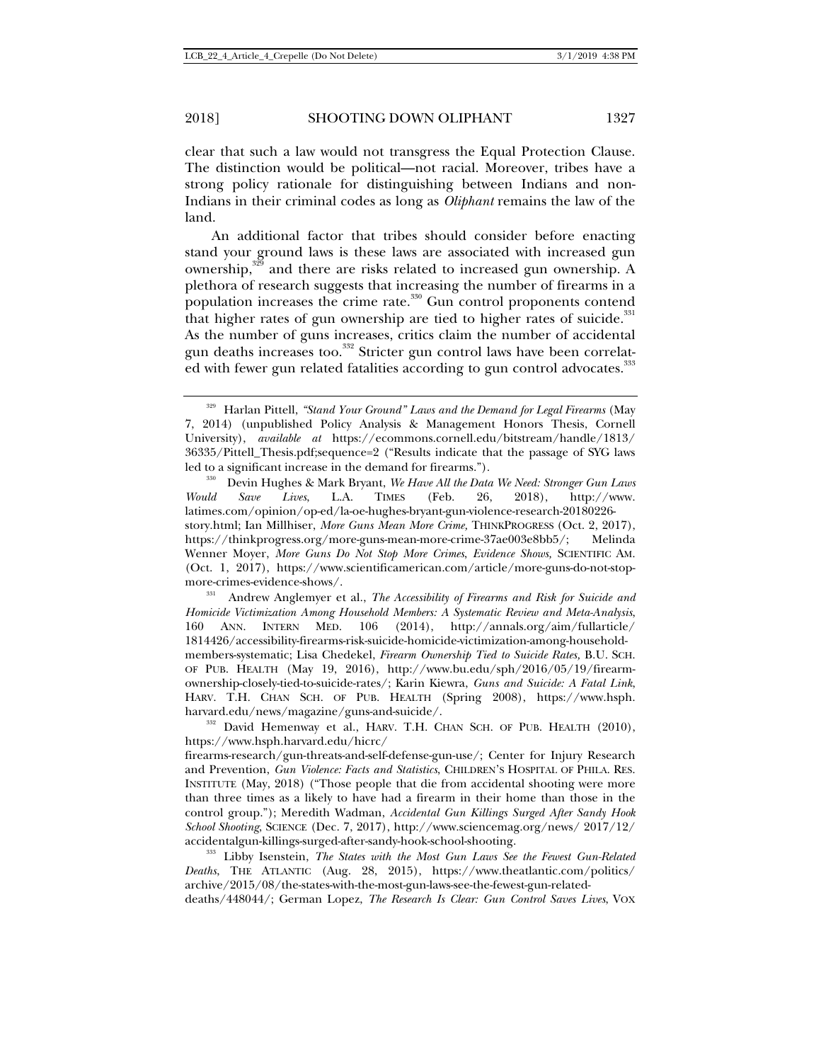clear that such a law would not transgress the Equal Protection Clause. The distinction would be political—not racial. Moreover, tribes have a strong policy rationale for distinguishing between Indians and non-Indians in their criminal codes as long as *Oliphant* remains the law of the land.

An additional factor that tribes should consider before enacting stand your ground laws is these laws are associated with increased gun ownership,[329] and there are risks related to increased gun ownership. A plethora of research suggests that increasing the number of firearms in a population increases the crime rate.[330] Gun control proponents contend that higher rates of gun ownership are tied to higher rates of suicide.[331] As the number of guns increases, critics claim the number of accidental gun deaths increases too.[332] Stricter gun control laws have been correlated with fewer gun related fatalities according to gun control advocates.[333]

---

[329] Harlan Pittell, *"Stand Your Ground" Laws and the Demand for Legal Firearms* (May 7, 2014) (unpublished Policy Analysis & Management Honors Thesis, Cornell University), *available at* https://ecommons.cornell.edu/bitstream/handle/1813/36335/Pittell_Thesis.pdf;sequence=2 ("Results indicate that the passage of SYG laws led to a significant increase in the demand for firearms.").

[330] Devin Hughes & Mark Bryant, *We Have All the Data We Need: Stronger Gun Laws Would Save Lives*, L.A. TIMES (Feb. 26, 2018), http://www.latimes.com/opinion/op-ed/la-oe-hughes-bryant-gun-violence-research-20180226-story.html; Ian Millhiser, *More Guns Mean More Crime,* THINKPROGRESS (Oct. 2, 2017), https://thinkprogress.org/more-guns-mean-more-crime-37ae003e8bb5/; Melinda Wenner Moyer, *More Guns Do Not Stop More Crimes, Evidence Shows,* SCIENTIFIC AM. (Oct. 1, 2017), https://www.scientificamerican.com/article/more-guns-do-not-stop-more-crimes-evidence-shows/.

[331] Andrew Anglemyer et al., *The Accessibility of Firearms and Risk for Suicide and Homicide Victimization Among Household Members: A Systematic Review and Meta-Analysis*, 160 ANN. INTERN MED. 106 (2014), http://annals.org/aim/fullarticle/1814426/accessibility-firearms-risk-suicide-homicide-victimization-among-household-members-systematic; Lisa Chedekel, *Firearm Ownership Tied to Suicide Rates,* B.U. SCH. OF PUB. HEALTH (May 19, 2016), http://www.bu.edu/sph/2016/05/19/firearm-ownership-closely-tied-to-suicide-rates/; Karin Kiewra, *Guns and Suicide: A Fatal Link*, HARV. T.H. CHAN SCH. OF PUB. HEALTH (Spring 2008), https://www.hsph.harvard.edu/news/magazine/guns-and-suicide/.

[332] David Hemenway et al., HARV. T.H. CHAN SCH. OF PUB. HEALTH (2010), https://www.hsph.harvard.edu/hicrc/firearms-research/gun-threats-and-self-defense-gun-use/; Center for Injury Research and Prevention, *Gun Violence: Facts and Statistics*, CHILDREN'S HOSPITAL OF PHILA. RES. INSTITUTE (May, 2018) ("Those people that die from accidental shooting were more than three times as a likely to have had a firearm in their home than those in the control group."); Meredith Wadman, *Accidental Gun Killings Surged After Sandy Hook School Shooting*, SCIENCE (Dec. 7, 2017), http://www.sciencemag.org/news/ 2017/12/accidentalgun-killings-surged-after-sandy-hook-school-shooting.

[333] Libby Isenstein, *The States with the Most Gun Laws See the Fewest Gun-Related Deaths*, THE ATLANTIC (Aug. 28, 2015), https://www.theatlantic.com/politics/archive/2015/08/the-states-with-the-most-gun-laws-see-the-fewest-gun-related-deaths/448044/; German Lopez, *The Research Is Clear: Gun Control Saves Lives*, VOX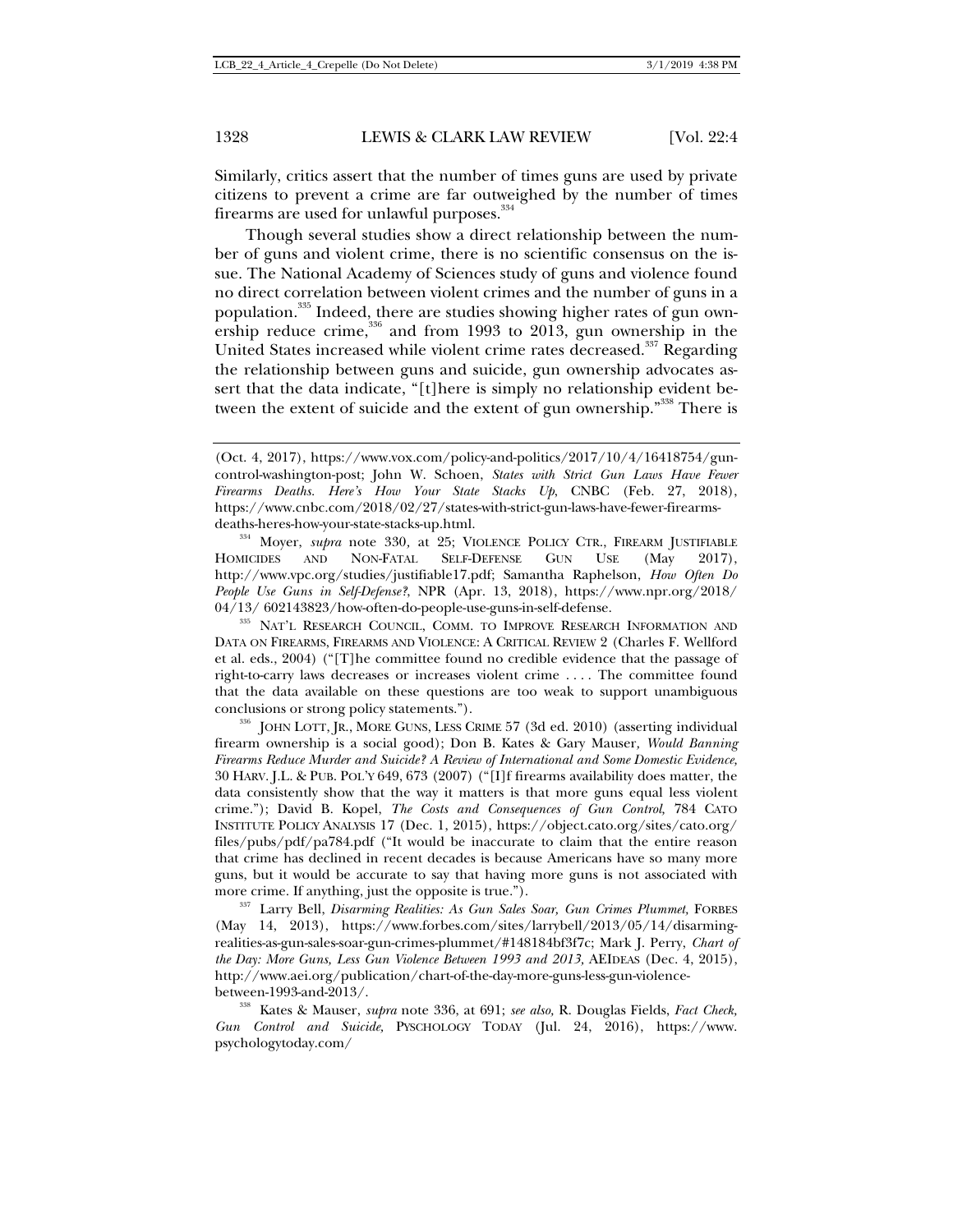Similarly, critics assert that the number of times guns are used by private citizens to prevent a crime are far outweighed by the number of times firearms are used for unlawful purposes.[334]

Though several studies show a direct relationship between the number of guns and violent crime, there is no scientific consensus on the issue. The National Academy of Sciences study of guns and violence found no direct correlation between violent crimes and the number of guns in a population.[335] Indeed, there are studies showing higher rates of gun ownership reduce crime,[336] and from 1993 to 2013, gun ownership in the United States increased while violent crime rates decreased.[337] Regarding the relationship between guns and suicide, gun ownership advocates assert that the data indicate, "[t]here is simply no relationship evident between the extent of suicide and the extent of gun ownership."[338] There is

---

(Oct. 4, 2017), https://www.vox.com/policy-and-politics/2017/10/4/16418754/gun-control-washington-post; John W. Schoen, *States with Strict Gun Laws Have Fewer Firearms Deaths. Here's How Your State Stacks Up*, CNBC (Feb. 27, 2018), https://www.cnbc.com/2018/02/27/states-with-strict-gun-laws-have-fewer-firearms-deaths-heres-how-your-state-stacks-up.html.

[334] Moyer, *supra* note 330, at 25; VIOLENCE POLICY CTR., FIREARM JUSTIFIABLE HOMICIDES AND NON-FATAL SELF-DEFENSE GUN USE (May 2017), http://www.vpc.org/studies/justifiable17.pdf; Samantha Raphelson, *How Often Do People Use Guns in Self-Defense?*, NPR (Apr. 13, 2018), https://www.npr.org/2018/04/13/602143823/how-often-do-people-use-guns-in-self-defense.

[335] NAT'L RESEARCH COUNCIL, COMM. TO IMPROVE RESEARCH INFORMATION AND DATA ON FIREARMS, FIREARMS AND VIOLENCE: A CRITICAL REVIEW 2 (Charles F. Wellford et al. eds., 2004) ("[T]he committee found no credible evidence that the passage of right-to-carry laws decreases or increases violent crime . . . . The committee found that the data available on these questions are too weak to support unambiguous conclusions or strong policy statements.").

[336] JOHN LOTT, JR., MORE GUNS, LESS CRIME 57 (3d ed. 2010) (asserting individual firearm ownership is a social good); Don B. Kates & Gary Mauser, *Would Banning Firearms Reduce Murder and Suicide? A Review of International and Some Domestic Evidence,* 30 HARV. J.L. & PUB. POL'Y 649, 673 (2007) ("[I]f firearms availability does matter, the data consistently show that the way it matters is that more guns equal less violent crime."); David B. Kopel, *The Costs and Consequences of Gun Control,* 784 CATO INSTITUTE POLICY ANALYSIS 17 (Dec. 1, 2015), https://object.cato.org/sites/cato.org/files/pubs/pdf/pa784.pdf ("It would be inaccurate to claim that the entire reason that crime has declined in recent decades is because Americans have so many more guns, but it would be accurate to say that having more guns is not associated with more crime. If anything, just the opposite is true.").

[337] Larry Bell, *Disarming Realities: As Gun Sales Soar, Gun Crimes Plummet,* FORBES (May 14, 2013), https://www.forbes.com/sites/larrybell/2013/05/14/disarming-realities-as-gun-sales-soar-gun-crimes-plummet/#148184bf3f7c; Mark J. Perry, *Chart of the Day: More Guns, Less Gun Violence Between 1993 and 2013,* AEIDEAS (Dec. 4, 2015), http://www.aei.org/publication/chart-of-the-day-more-guns-less-gun-violence-between-1993-and-2013/.

[338] Kates & Mauser, *supra* note 336, at 691; *see also,* R. Douglas Fields, *Fact Check, Gun Control and Suicide,* PYSCHOLOGY TODAY (Jul. 24, 2016), https://www.psychologytoday.com/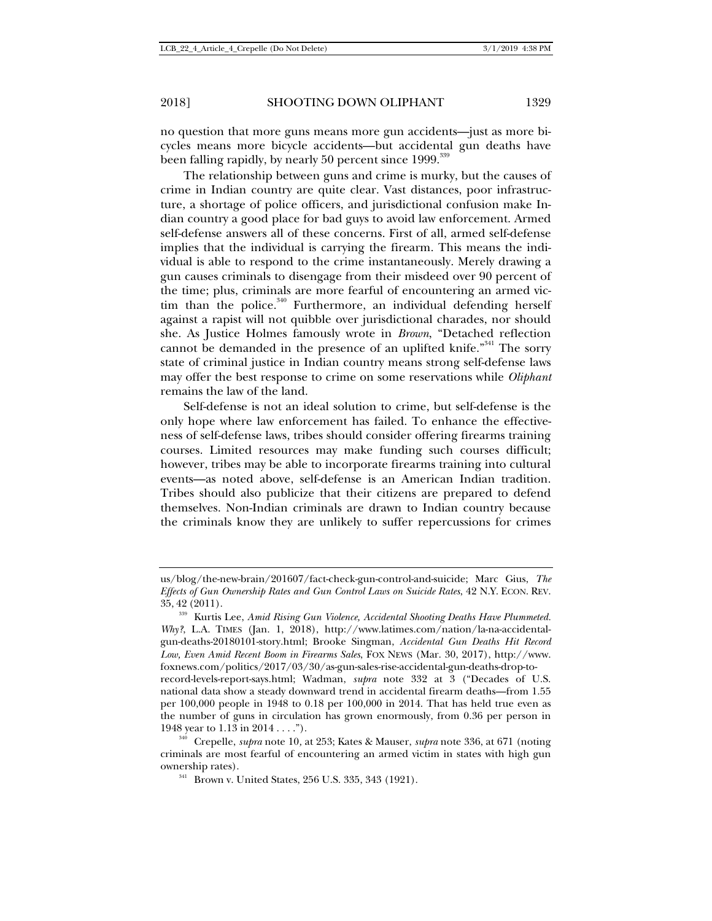no question that more guns means more gun accidents—just as more bicycles means more bicycle accidents—but accidental gun deaths have been falling rapidly, by nearly 50 percent since 1999.[339]

The relationship between guns and crime is murky, but the causes of crime in Indian country are quite clear. Vast distances, poor infrastructure, a shortage of police officers, and jurisdictional confusion make Indian country a good place for bad guys to avoid law enforcement. Armed self-defense answers all of these concerns. First of all, armed self-defense implies that the individual is carrying the firearm. This means the individual is able to respond to the crime instantaneously. Merely drawing a gun causes criminals to disengage from their misdeed over 90 percent of the time; plus, criminals are more fearful of encountering an armed victim than the police.[340] Furthermore, an individual defending herself against a rapist will not quibble over jurisdictional charades, nor should she. As Justice Holmes famously wrote in *Brown*, "Detached reflection cannot be demanded in the presence of an uplifted knife."[341] The sorry state of criminal justice in Indian country means strong self-defense laws may offer the best response to crime on some reservations while *Oliphant* remains the law of the land.

Self-defense is not an ideal solution to crime, but self-defense is the only hope where law enforcement has failed. To enhance the effectiveness of self-defense laws, tribes should consider offering firearms training courses. Limited resources may make funding such courses difficult; however, tribes may be able to incorporate firearms training into cultural events—as noted above, self-defense is an American Indian tradition. Tribes should also publicize that their citizens are prepared to defend themselves. Non-Indian criminals are drawn to Indian country because the criminals know they are unlikely to suffer repercussions for crimes

---

us/blog/the-new-brain/201607/fact-check-gun-control-and-suicide; Marc Gius, *The Effects of Gun Ownership Rates and Gun Control Laws on Suicide Rates*, 42 N.Y. ECON. REV. 35, 42 (2011).

[339] Kurtis Lee, *Amid Rising Gun Violence, Accidental Shooting Deaths Have Plummeted. Why?*, L.A. TIMES (Jan. 1, 2018), http://www.latimes.com/nation/la-na-accidental-gun-deaths-20180101-story.html; Brooke Singman, *Accidental Gun Deaths Hit Record Low, Even Amid Recent Boom in Firearms Sales*, FOX NEWS (Mar. 30, 2017), http://www.foxnews.com/politics/2017/03/30/as-gun-sales-rise-accidental-gun-deaths-drop-to-record-levels-report-says.html; Wadman, *supra* note 332 at 3 ("Decades of U.S. national data show a steady downward trend in accidental firearm deaths—from 1.55 per 100,000 people in 1948 to 0.18 per 100,000 in 2014. That has held true even as the number of guns in circulation has grown enormously, from 0.36 per person in 1948 year to 1.13 in 2014 . . . .").

[340] Crepelle, *supra* note 10, at 253; Kates & Mauser, *supra* note 336, at 671 (noting criminals are most fearful of encountering an armed victim in states with high gun ownership rates).

[341] Brown v. United States, 256 U.S. 335, 343 (1921).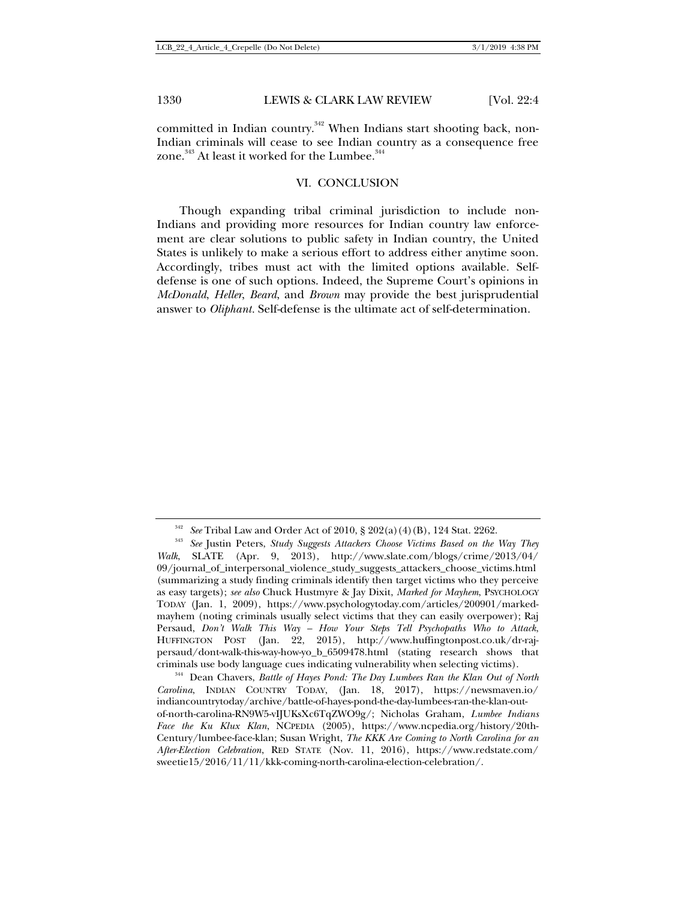committed in Indian country.[342] When Indians start shooting back, non-Indian criminals will cease to see Indian country as a consequence free zone.[343] At least it worked for the Lumbee.[344]

## VI. CONCLUSION

Though expanding tribal criminal jurisdiction to include non-Indians and providing more resources for Indian country law enforcement are clear solutions to public safety in Indian country, the United States is unlikely to make a serious effort to address either anytime soon. Accordingly, tribes must act with the limited options available. Self-defense is one of such options. Indeed, the Supreme Court's opinions in *McDonald*, *Heller*, *Beard*, and *Brown* may provide the best jurisprudential answer to *Oliphant*. Self-defense is the ultimate act of self-determination.

---

[342] *See* Tribal Law and Order Act of 2010, § 202(a)(4)(B), 124 Stat. 2262.

[343] *See* Justin Peters, *Study Suggests Attackers Choose Victims Based on the Way They Walk*, SLATE (Apr. 9, 2013), http://www.slate.com/blogs/crime/2013/04/09/journal_of_interpersonal_violence_study_suggests_attackers_choose_victims.html (summarizing a study finding criminals identify then target victims who they perceive as easy targets); *see also* Chuck Hustmyre & Jay Dixit, *Marked for Mayhem*, PSYCHOLOGY TODAY (Jan. 1, 2009), https://www.psychologytoday.com/articles/200901/marked-mayhem (noting criminals usually select victims that they can easily overpower); Raj Persaud, *Don't Walk This Way – How Your Steps Tell Psychopaths Who to Attack*, HUFFINGTON POST (Jan. 22, 2015), http://www.huffingtonpost.co.uk/dr-raj-persaud/dont-walk-this-way-how-yo_b_6509478.html (stating research shows that criminals use body language cues indicating vulnerability when selecting victims).

[344] Dean Chavers, *Battle of Hayes Pond: The Day Lumbees Ran the Klan Out of North Carolina*, INDIAN COUNTRY TODAY, (Jan. 18, 2017), https://newsmaven.io/indiancountrytoday/archive/battle-of-hayes-pond-the-day-lumbees-ran-the-klan-out-of-north-carolina-RN9W5-vIJUKsXc6TqZWO9g/; Nicholas Graham, *Lumbee Indians Face the Ku Klux Klan*, NCPEDIA (2005), https://www.ncpedia.org/history/20th-Century/lumbee-face-klan; Susan Wright, *The KKK Are Coming to North Carolina for an After-Election Celebration*, RED STATE (Nov. 11, 2016), https://www.redstate.com/sweetie15/2016/11/11/kkk-coming-north-carolina-election-celebration/.